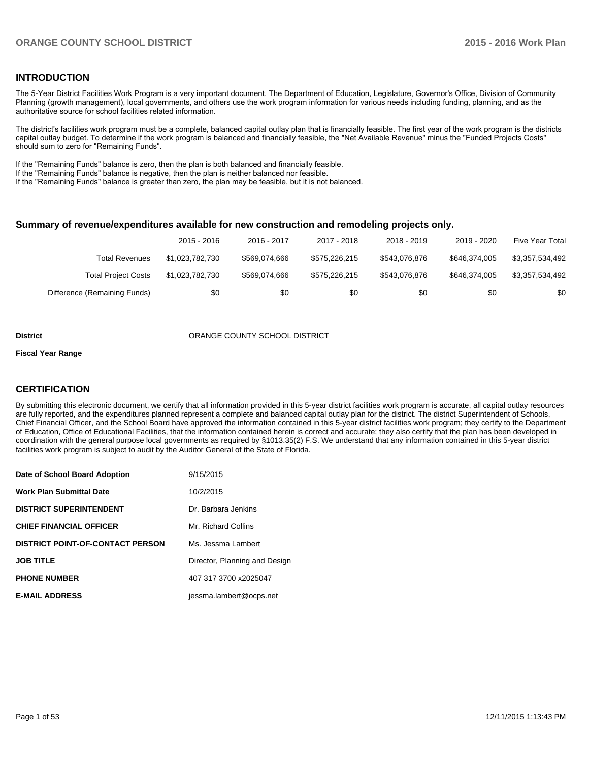## INTRODUCTION

The 5-Year District Facilities Work Program is a very important document. The Department of Education, Legislature, Governor's Office, Division of Community Planning (growth management), local governments, and others use the work program information for various needs including funding, planning, and as the authoritative source for school facilities related information.

The district's facilities work program must be a complete, balanced capital outlay plan that is financially feasible. The first year of the work program is the districts capital outlay budget. To determine if the work program is balanced and financially feasible, the "Net Available Revenue" minus the "Funded Projects Costs" should sum to zero for "Remaining Funds".

If the "Remaining Funds" balance is zero, then the plan is both balanced and financially feasible.
If the "Remaining Funds" balance is negative, then the plan is neither balanced nor feasible.
If the "Remaining Funds" balance is greater than zero, the plan may be feasible, but it is not balanced.

### Summary of revenue/expenditures available for new construction and remodeling projects only.

| | 2015 - 2016 | 2016 - 2017 | 2017 - 2018 | 2018 - 2019 | 2019 - 2020 | Five Year Total |
|---|---|---|---|---|---|---|
| Total Revenues | $1,023,782,730 | $569,074,666 | $575,226,215 | $543,076,876 | $646,374,005 | $3,357,534,492 |
| Total Project Costs | $1,023,782,730 | $569,074,666 | $575,226,215 | $543,076,876 | $646,374,005 | $3,357,534,492 |
| Difference (Remaining Funds) | $0 | $0 | $0 | $0 | $0 | $0 |

**District** ORANGE COUNTY SCHOOL DISTRICT

**Fiscal Year Range**

## CERTIFICATION

By submitting this electronic document, we certify that all information provided in this 5-year district facilities work program is accurate, all capital outlay resources are fully reported, and the expenditures planned represent a complete and balanced capital outlay plan for the district. The district Superintendent of Schools, Chief Financial Officer, and the School Board have approved the information contained in this 5-year district facilities work program; they certify to the Department of Education, Office of Educational Facilities, that the information contained herein is correct and accurate; they also certify that the plan has been developed in coordination with the general purpose local governments as required by §1013.35(2) F.S. We understand that any information contained in this 5-year district facilities work program is subject to audit by the Auditor General of the State of Florida.

| | |
|---|---|
| **Date of School Board Adoption** | 9/15/2015 |
| **Work Plan Submittal Date** | 10/2/2015 |
| **DISTRICT SUPERINTENDENT** | Dr. Barbara Jenkins |
| **CHIEF FINANCIAL OFFICER** | Mr. Richard Collins |
| **DISTRICT POINT-OF-CONTACT PERSON** | Ms. Jessma Lambert |
| **JOB TITLE** | Director, Planning and Design |
| **PHONE NUMBER** | 407 317 3700 x2025047 |
| **E-MAIL ADDRESS** | jessma.lambert@ocps.net |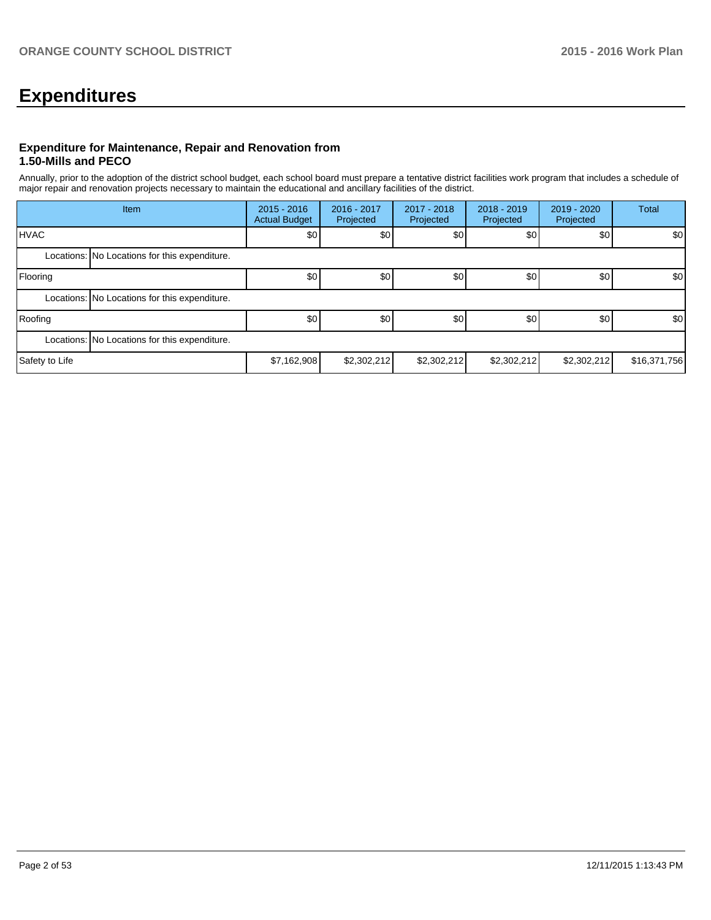# Expenditures

### Expenditure for Maintenance, Repair and Renovation from 1.50-Mills and PECO

Annually, prior to the adoption of the district school budget, each school board must prepare a tentative district facilities work program that includes a schedule of major repair and renovation projects necessary to maintain the educational and ancillary facilities of the district.

| Item | | 2015 - 2016 Actual Budget | 2016 - 2017 Projected | 2017 - 2018 Projected | 2018 - 2019 Projected | 2019 - 2020 Projected | Total |
|---|---|---|---|---|---|---|---|
| HVAC | | $0 | $0 | $0 | $0 | $0 | $0 |
| Locations: | No Locations for this expenditure. | | | | | | |
| Flooring | | $0 | $0 | $0 | $0 | $0 | $0 |
| Locations: | No Locations for this expenditure. | | | | | | |
| Roofing | | $0 | $0 | $0 | $0 | $0 | $0 |
| Locations: | No Locations for this expenditure. | | | | | | |
| Safety to Life | | $7,162,908 | $2,302,212 | $2,302,212 | $2,302,212 | $2,302,212 | $16,371,756 |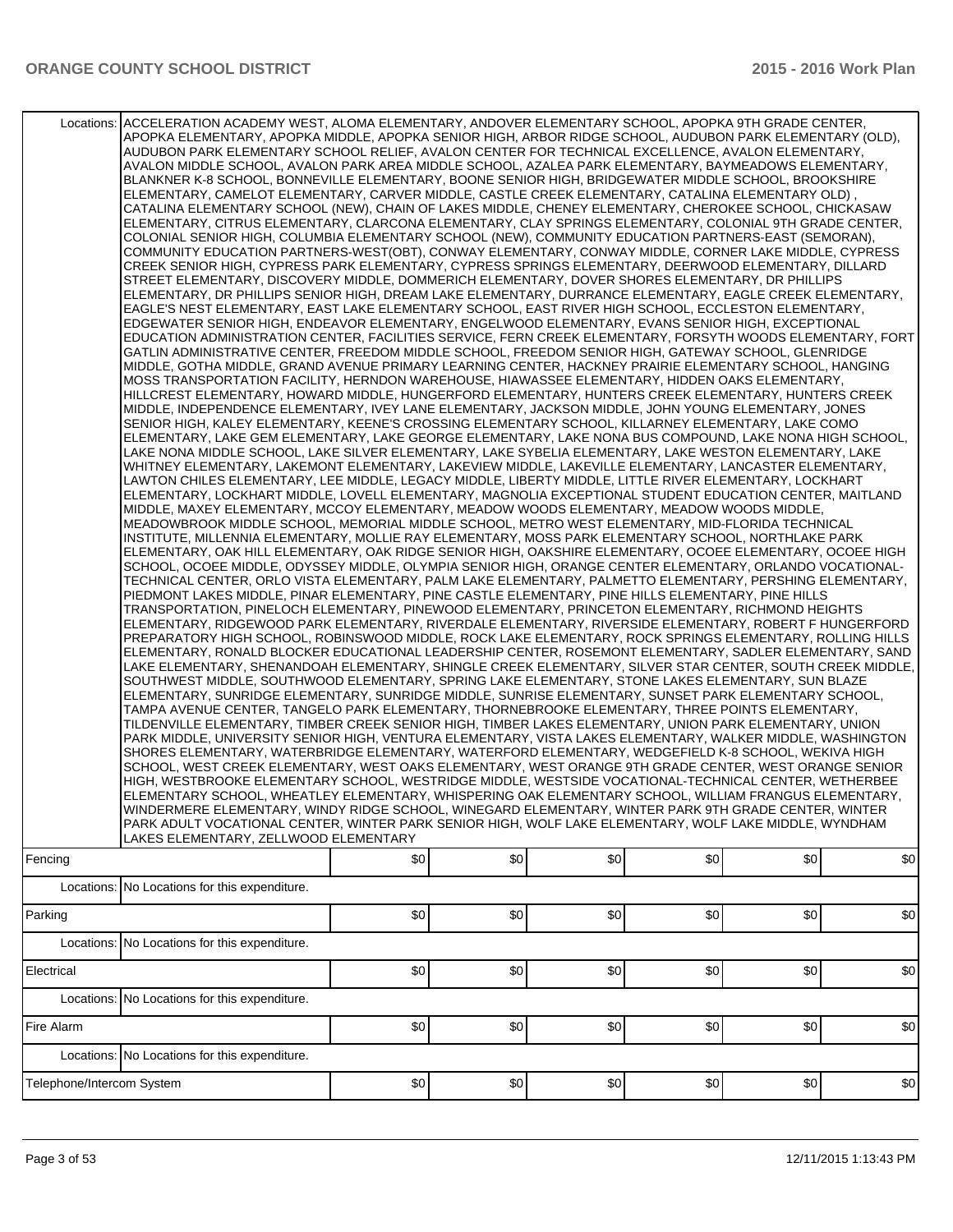| | | | | | | | |
|---|---|---|---|---|---|---|---|
| Locations: | ACCELERATION ACADEMY WEST, ALOMA ELEMENTARY, ANDOVER ELEMENTARY SCHOOL, APOPKA 9TH GRADE CENTER, APOPKA ELEMENTARY, APOPKA MIDDLE, APOPKA SENIOR HIGH, ARBOR RIDGE SCHOOL, AUDUBON PARK ELEMENTARY (OLD), AUDUBON PARK ELEMENTARY SCHOOL RELIEF, AVALON CENTER FOR TECHNICAL EXCELLENCE, AVALON ELEMENTARY, AVALON MIDDLE SCHOOL, AVALON PARK AREA MIDDLE SCHOOL, AZALEA PARK ELEMENTARY, BAYMEADOWS ELEMENTARY, BLANKNER K-8 SCHOOL, BONNEVILLE ELEMENTARY, BOONE SENIOR HIGH, BRIDGEWATER MIDDLE SCHOOL, BROOKSHIRE ELEMENTARY, CAMELOT ELEMENTARY, CARVER MIDDLE, CASTLE CREEK ELEMENTARY, CATALINA ELEMENTARY OLD) , CATALINA ELEMENTARY SCHOOL (NEW), CHAIN OF LAKES MIDDLE, CHENEY ELEMENTARY, CHEROKEE SCHOOL, CHICKASAW ELEMENTARY, CITRUS ELEMENTARY, CLARCONA ELEMENTARY, CLAY SPRINGS ELEMENTARY, COLONIAL 9TH GRADE CENTER, COLONIAL SENIOR HIGH, COLUMBIA ELEMENTARY SCHOOL (NEW), COMMUNITY EDUCATION PARTNERS-EAST (SEMORAN), COMMUNITY EDUCATION PARTNERS-WEST(OBT), CONWAY ELEMENTARY, CONWAY MIDDLE, CORNER LAKE MIDDLE, CYPRESS CREEK SENIOR HIGH, CYPRESS PARK ELEMENTARY, CYPRESS SPRINGS ELEMENTARY, DEERWOOD ELEMENTARY, DILLARD STREET ELEMENTARY, DISCOVERY MIDDLE, DOMMERICH ELEMENTARY, DOVER SHORES ELEMENTARY, DR PHILLIPS ELEMENTARY, DR PHILLIPS SENIOR HIGH, DREAM LAKE ELEMENTARY, DURRANCE ELEMENTARY, EAGLE CREEK ELEMENTARY, EAGLE'S NEST ELEMENTARY, EAST LAKE ELEMENTARY SCHOOL, EAST RIVER HIGH SCHOOL, ECCLESTON ELEMENTARY, EDGEWATER SENIOR HIGH, ENDEAVOR ELEMENTARY, ENGELWOOD ELEMENTARY, EVANS SENIOR HIGH, EXCEPTIONAL EDUCATION ADMINISTRATION CENTER, FACILITIES SERVICE, FERN CREEK ELEMENTARY, FORSYTH WOODS ELEMENTARY, FORT GATLIN ADMINISTRATIVE CENTER, FREEDOM MIDDLE SCHOOL, FREEDOM SENIOR HIGH, GATEWAY SCHOOL, GLENRIDGE MIDDLE, GOTHA MIDDLE, GRAND AVENUE PRIMARY LEARNING CENTER, HACKNEY PRAIRIE ELEMENTARY SCHOOL, HANGING MOSS TRANSPORTATION FACILITY, HERNDON WAREHOUSE, HIAWASSEE ELEMENTARY, HIDDEN OAKS ELEMENTARY, HILLCREST ELEMENTARY, HOWARD MIDDLE, HUNGERFORD ELEMENTARY, HUNTERS CREEK ELEMENTARY, HUNTERS CREEK MIDDLE, INDEPENDENCE ELEMENTARY, IVEY LANE ELEMENTARY, JACKSON MIDDLE, JOHN YOUNG ELEMENTARY, JONES SENIOR HIGH, KALEY ELEMENTARY, KEENE'S CROSSING ELEMENTARY SCHOOL, KILLARNEY ELEMENTARY, LAKE COMO ELEMENTARY, LAKE GEM ELEMENTARY, LAKE GEORGE ELEMENTARY, LAKE NONA BUS COMPOUND, LAKE NONA HIGH SCHOOL, LAKE NONA MIDDLE SCHOOL, LAKE SILVER ELEMENTARY, LAKE SYBELIA ELEMENTARY, LAKE WESTON ELEMENTARY, LAKE WHITNEY ELEMENTARY, LAKEMONT ELEMENTARY, LAKEVIEW MIDDLE, LAKEVILLE ELEMENTARY, LANCASTER ELEMENTARY, LAWTON CHILES ELEMENTARY, LEE MIDDLE, LEGACY MIDDLE, LIBERTY MIDDLE, LITTLE RIVER ELEMENTARY, LOCKHART ELEMENTARY, LOCKHART MIDDLE, LOVELL ELEMENTARY, MAGNOLIA EXCEPTIONAL STUDENT EDUCATION CENTER, MAITLAND MIDDLE, MAXEY ELEMENTARY, MCCOY ELEMENTARY, MEADOW WOODS ELEMENTARY, MEADOW WOODS MIDDLE, MEADOWBROOK MIDDLE SCHOOL, MEMORIAL MIDDLE SCHOOL, METRO WEST ELEMENTARY, MID-FLORIDA TECHNICAL INSTITUTE, MILLENNIA ELEMENTARY, MOLLIE RAY ELEMENTARY, MOSS PARK ELEMENTARY SCHOOL, NORTHLAKE PARK ELEMENTARY, OAK HILL ELEMENTARY, OAK RIDGE SENIOR HIGH, OAKSHIRE ELEMENTARY, OCOEE ELEMENTARY, OCOEE HIGH SCHOOL, OCOEE MIDDLE, ODYSSEY MIDDLE, OLYMPIA SENIOR HIGH, ORANGE CENTER ELEMENTARY, ORLANDO VOCATIONAL-TECHNICAL CENTER, ORLO VISTA ELEMENTARY, PALM LAKE ELEMENTARY, PALMETTO ELEMENTARY, PERSHING ELEMENTARY, PIEDMONT LAKES MIDDLE, PINAR ELEMENTARY, PINE CASTLE ELEMENTARY, PINE HILLS ELEMENTARY, PINE HILLS TRANSPORTATION, PINELOCH ELEMENTARY, PINEWOOD ELEMENTARY, PRINCETON ELEMENTARY, RICHMOND HEIGHTS ELEMENTARY, RIDGEWOOD PARK ELEMENTARY, RIVERDALE ELEMENTARY, RIVERSIDE ELEMENTARY, ROBERT F HUNGERFORD PREPARATORY HIGH SCHOOL, ROBINSWOOD MIDDLE, ROCK LAKE ELEMENTARY, ROCK SPRINGS ELEMENTARY, ROLLING HILLS ELEMENTARY, RONALD BLOCKER EDUCATIONAL LEADERSHIP CENTER, ROSEMONT ELEMENTARY, SADLER ELEMENTARY, SAND LAKE ELEMENTARY, SHENANDOAH ELEMENTARY, SHINGLE CREEK ELEMENTARY, SILVER STAR CENTER, SOUTH CREEK MIDDLE, SOUTHWEST MIDDLE, SOUTHWOOD ELEMENTARY, SPRING LAKE ELEMENTARY, STONE LAKES ELEMENTARY, SUN BLAZE ELEMENTARY, SUNRIDGE ELEMENTARY, SUNRIDGE MIDDLE, SUNRISE ELEMENTARY, SUNSET PARK ELEMENTARY SCHOOL, TAMPA AVENUE CENTER, TANGELO PARK ELEMENTARY, THORNEBROOKE ELEMENTARY, THREE POINTS ELEMENTARY, TILDENVILLE ELEMENTARY, TIMBER CREEK SENIOR HIGH, TIMBER LAKES ELEMENTARY, UNION PARK ELEMENTARY, UNION PARK MIDDLE, UNIVERSITY SENIOR HIGH, VENTURA ELEMENTARY, VISTA LAKES ELEMENTARY, WALKER MIDDLE, WASHINGTON SHORES ELEMENTARY, WATERBRIDGE ELEMENTARY, WATERFORD ELEMENTARY, WEDGEFIELD K-8 SCHOOL, WEKIVA HIGH SCHOOL, WEST CREEK ELEMENTARY, WEST OAKS ELEMENTARY, WEST ORANGE 9TH GRADE CENTER, WEST ORANGE SENIOR HIGH, WESTBROOKE ELEMENTARY SCHOOL, WESTRIDGE MIDDLE, WESTSIDE VOCATIONAL-TECHNICAL CENTER, WETHERBEE ELEMENTARY SCHOOL, WHEATLEY ELEMENTARY, WHISPERING OAK ELEMENTARY SCHOOL, WILLIAM FRANGUS ELEMENTARY, WINDERMERE ELEMENTARY, WINDY RIDGE SCHOOL, WINEGARD ELEMENTARY, WINTER PARK 9TH GRADE CENTER, WINTER PARK ADULT VOCATIONAL CENTER, WINTER PARK SENIOR HIGH, WOLF LAKE ELEMENTARY, WOLF LAKE MIDDLE, WYNDHAM LAKES ELEMENTARY, ZELLWOOD ELEMENTARY | | | | | | |
| Fencing | | $0 | $0 | $0 | $0 | $0 | $0 |
| Locations: | No Locations for this expenditure. | | | | | | |
| Parking | | $0 | $0 | $0 | $0 | $0 | $0 |
| Locations: | No Locations for this expenditure. | | | | | | |
| Electrical | | $0 | $0 | $0 | $0 | $0 | $0 |
| Locations: | No Locations for this expenditure. | | | | | | |
| Fire Alarm | | $0 | $0 | $0 | $0 | $0 | $0 |
| Locations: | No Locations for this expenditure. | | | | | | |
| Telephone/Intercom System | | $0 | $0 | $0 | $0 | $0 | $0 |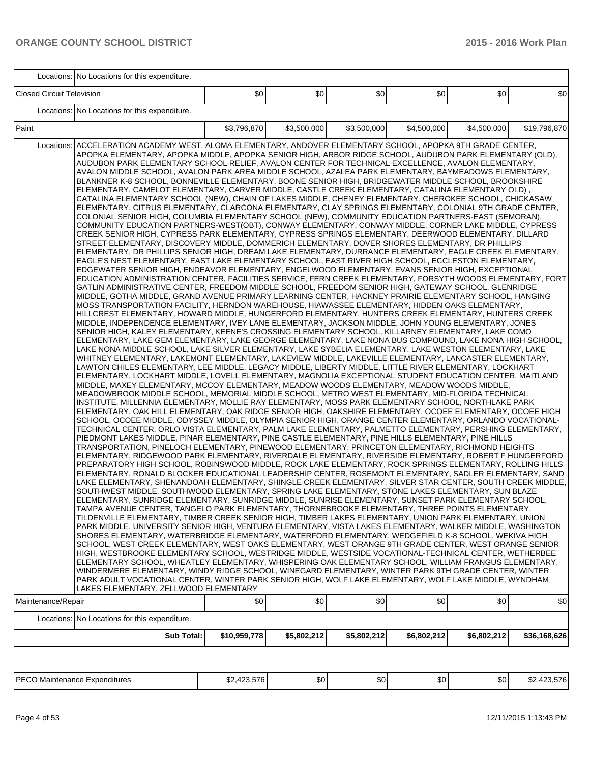| | | | | | | | |
|---|---|---|---|---|---|---|---|
| Locations: | No Locations for this expenditure. | | | | | | |
| Closed Circuit Television | | $0 | $0 | $0 | $0 | $0 | $0 |
| Locations: | No Locations for this expenditure. | | | | | | |
| Paint | | $3,796,870 | $3,500,000 | $3,500,000 | $4,500,000 | $4,500,000 | $19,796,870 |
| Locations: | ACCELERATION ACADEMY WEST, ALOMA ELEMENTARY, ANDOVER ELEMENTARY SCHOOL, APOPKA 9TH GRADE CENTER, APOPKA ELEMENTARY, APOPKA MIDDLE, APOPKA SENIOR HIGH, ARBOR RIDGE SCHOOL, AUDUBON PARK ELEMENTARY (OLD), AUDUBON PARK ELEMENTARY SCHOOL RELIEF, AVALON CENTER FOR TECHNICAL EXCELLENCE, AVALON ELEMENTARY, AVALON MIDDLE SCHOOL, AVALON PARK AREA MIDDLE SCHOOL, AZALEA PARK ELEMENTARY, BAYMEADOWS ELEMENTARY, BLANKNER K-8 SCHOOL, BONNEVILLE ELEMENTARY, BOONE SENIOR HIGH, BRIDGEWATER MIDDLE SCHOOL, BROOKSHIRE ELEMENTARY, CAMELOT ELEMENTARY, CARVER MIDDLE, CASTLE CREEK ELEMENTARY, CATALINA ELEMENTARY OLD) , CATALINA ELEMENTARY SCHOOL (NEW), CHAIN OF LAKES MIDDLE, CHENEY ELEMENTARY, CHEROKEE SCHOOL, CHICKASAW ELEMENTARY, CITRUS ELEMENTARY, CLARCONA ELEMENTARY, CLAY SPRINGS ELEMENTARY, COLONIAL 9TH GRADE CENTER, COLONIAL SENIOR HIGH, COLUMBIA ELEMENTARY SCHOOL (NEW), COMMUNITY EDUCATION PARTNERS-EAST (SEMORAN), COMMUNITY EDUCATION PARTNERS-WEST(OBT), CONWAY ELEMENTARY, CONWAY MIDDLE, CORNER LAKE MIDDLE, CYPRESS CREEK SENIOR HIGH, CYPRESS PARK ELEMENTARY, CYPRESS SPRINGS ELEMENTARY, DEERWOOD ELEMENTARY, DILLARD STREET ELEMENTARY, DISCOVERY MIDDLE, DOMMERICH ELEMENTARY, DOVER SHORES ELEMENTARY, DR PHILLIPS ELEMENTARY, DR PHILLIPS SENIOR HIGH, DREAM LAKE ELEMENTARY, DURRANCE ELEMENTARY, EAGLE CREEK ELEMENTARY, EAGLE'S NEST ELEMENTARY, EAST LAKE ELEMENTARY SCHOOL, EAST RIVER HIGH SCHOOL, ECCLESTON ELEMENTARY, EDGEWATER SENIOR HIGH, ENDEAVOR ELEMENTARY, ENGELWOOD ELEMENTARY, EVANS SENIOR HIGH, EXCEPTIONAL EDUCATION ADMINISTRATION CENTER, FACILITIES SERVICE, FERN CREEK ELEMENTARY, FORSYTH WOODS ELEMENTARY, FORT GATLIN ADMINISTRATIVE CENTER, FREEDOM MIDDLE SCHOOL, FREEDOM SENIOR HIGH, GATEWAY SCHOOL, GLENRIDGE MIDDLE, GOTHA MIDDLE, GRAND AVENUE PRIMARY LEARNING CENTER, HACKNEY PRAIRIE ELEMENTARY SCHOOL, HANGING MOSS TRANSPORTATION FACILITY, HERNDON WAREHOUSE, HIAWASSEE ELEMENTARY, HIDDEN OAKS ELEMENTARY, HILLCREST ELEMENTARY, HOWARD MIDDLE, HUNGERFORD ELEMENTARY, HUNTERS CREEK ELEMENTARY, HUNTERS CREEK MIDDLE, INDEPENDENCE ELEMENTARY, IVEY LANE ELEMENTARY, JACKSON MIDDLE, JOHN YOUNG ELEMENTARY, JONES SENIOR HIGH, KALEY ELEMENTARY, KEENE'S CROSSING ELEMENTARY SCHOOL, KILLARNEY ELEMENTARY, LAKE COMO ELEMENTARY, LAKE GEM ELEMENTARY, LAKE GEORGE ELEMENTARY, LAKE NONA BUS COMPOUND, LAKE NONA HIGH SCHOOL, LAKE NONA MIDDLE SCHOOL, LAKE SILVER ELEMENTARY, LAKE SYBELIA ELEMENTARY, LAKE WESTON ELEMENTARY, LAKE WHITNEY ELEMENTARY, LAKEMONT ELEMENTARY, LAKEVIEW MIDDLE, LAKEVILLE ELEMENTARY, LANCASTER ELEMENTARY, LAWTON CHILES ELEMENTARY, LEE MIDDLE, LEGACY MIDDLE, LIBERTY MIDDLE, LITTLE RIVER ELEMENTARY, LOCKHART ELEMENTARY, LOCKHART MIDDLE, LOVELL ELEMENTARY, MAGNOLIA EXCEPTIONAL STUDENT EDUCATION CENTER, MAITLAND MIDDLE, MAXEY ELEMENTARY, MCCOY ELEMENTARY, MEADOW WOODS ELEMENTARY, MEADOW WOODS MIDDLE, MEADOWBROOK MIDDLE SCHOOL, MEMORIAL MIDDLE SCHOOL, METRO WEST ELEMENTARY, MID-FLORIDA TECHNICAL INSTITUTE, MILLENNIA ELEMENTARY, MOLLIE RAY ELEMENTARY, MOSS PARK ELEMENTARY SCHOOL, NORTHLAKE PARK ELEMENTARY, OAK HILL ELEMENTARY, OAK RIDGE SENIOR HIGH, OAKSHIRE ELEMENTARY, OCOEE ELEMENTARY, OCOEE HIGH SCHOOL, OCOEE MIDDLE, ODYSSEY MIDDLE, OLYMPIA SENIOR HIGH, ORANGE CENTER ELEMENTARY, ORLANDO VOCATIONAL-TECHNICAL CENTER, ORLO VISTA ELEMENTARY, PALM LAKE ELEMENTARY, PALMETTO ELEMENTARY, PERSHING ELEMENTARY, PIEDMONT LAKES MIDDLE, PINAR ELEMENTARY, PINE CASTLE ELEMENTARY, PINE HILLS ELEMENTARY, PINE HILLS TRANSPORTATION, PINELOCH ELEMENTARY, PINEWOOD ELEMENTARY, PRINCETON ELEMENTARY, RICHMOND HEIGHTS ELEMENTARY, RIDGEWOOD PARK ELEMENTARY, RIVERDALE ELEMENTARY, RIVERSIDE ELEMENTARY, ROBERT F HUNGERFORD PREPARATORY HIGH SCHOOL, ROBINSWOOD MIDDLE, ROCK LAKE ELEMENTARY, ROCK SPRINGS ELEMENTARY, ROLLING HILLS ELEMENTARY, RONALD BLOCKER EDUCATIONAL LEADERSHIP CENTER, ROSEMONT ELEMENTARY, SADLER ELEMENTARY, SAND LAKE ELEMENTARY, SHENANDOAH ELEMENTARY, SHINGLE CREEK ELEMENTARY, SILVER STAR CENTER, SOUTH CREEK MIDDLE, SOUTHWEST MIDDLE, SOUTHWOOD ELEMENTARY, SPRING LAKE ELEMENTARY, STONE LAKES ELEMENTARY, SUN BLAZE ELEMENTARY, SUNRIDGE ELEMENTARY, SUNRIDGE MIDDLE, SUNRISE ELEMENTARY, SUNSET PARK ELEMENTARY SCHOOL, TAMPA AVENUE CENTER, TANGELO PARK ELEMENTARY, THORNEBROOKE ELEMENTARY, THREE POINTS ELEMENTARY, TILDENVILLE ELEMENTARY, TIMBER CREEK SENIOR HIGH, TIMBER LAKES ELEMENTARY, UNION PARK ELEMENTARY, UNION PARK MIDDLE, UNIVERSITY SENIOR HIGH, VENTURA ELEMENTARY, VISTA LAKES ELEMENTARY, WALKER MIDDLE, WASHINGTON SHORES ELEMENTARY, WATERBRIDGE ELEMENTARY, WATERFORD ELEMENTARY, WEDGEFIELD K-8 SCHOOL, WEKIVA HIGH SCHOOL, WEST CREEK ELEMENTARY, WEST OAKS ELEMENTARY, WEST ORANGE 9TH GRADE CENTER, WEST ORANGE SENIOR HIGH, WESTBROOKE ELEMENTARY SCHOOL, WESTRIDGE MIDDLE, WESTSIDE VOCATIONAL-TECHNICAL CENTER, WETHERBEE ELEMENTARY SCHOOL, WHEATLEY ELEMENTARY, WHISPERING OAK ELEMENTARY SCHOOL, WILLIAM FRANGUS ELEMENTARY, WINDERMERE ELEMENTARY, WINDY RIDGE SCHOOL, WINEGARD ELEMENTARY, WINTER PARK 9TH GRADE CENTER, WINTER PARK ADULT VOCATIONAL CENTER, WINTER PARK SENIOR HIGH, WOLF LAKE ELEMENTARY, WOLF LAKE MIDDLE, WYNDHAM LAKES ELEMENTARY, ZELLWOOD ELEMENTARY | | | | | | |
| Maintenance/Repair | | $0 | $0 | $0 | $0 | $0 | $0 |
| Locations: | No Locations for this expenditure. | | | | | | |
| | **Sub Total:** | **$10,959,778** | **$5,802,212** | **$5,802,212** | **$6,802,212** | **$6,802,212** | **$36,168,626** |

| | | | | | | |
|---|---|---|---|---|---|---|
| PECO Maintenance Expenditures | $2,423,576 | $0 | $0 | $0 | $0 | $2,423,576 |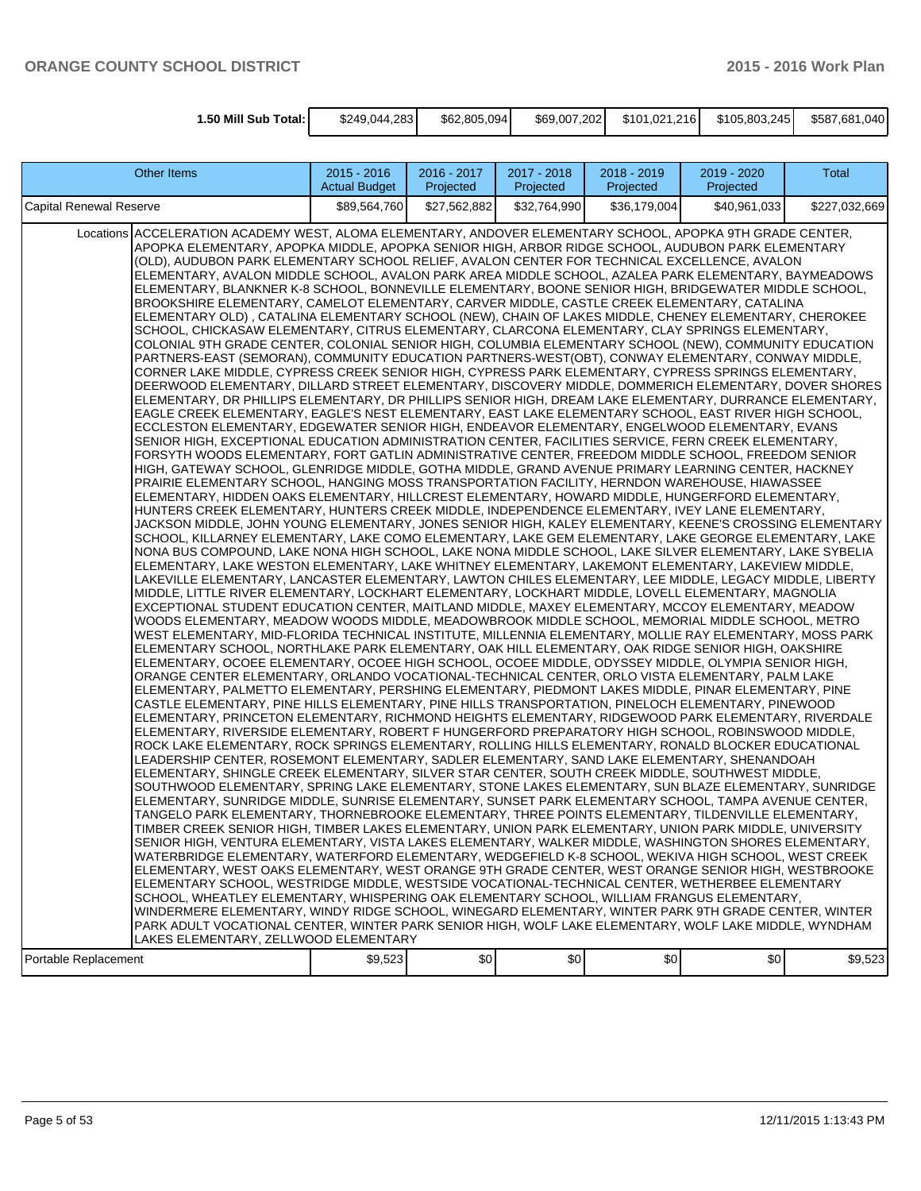| 1.50 Mill Sub Total: | $249,044,283 | $62,805,094 | $69,007,202 | $101,021,216 | $105,803,245 | $587,681,040 |
|---|---|---|---|---|---|---|

| Other Items | 2015 - 2016 Actual Budget | 2016 - 2017 Projected | 2017 - 2018 Projected | 2018 - 2019 Projected | 2019 - 2020 Projected | Total |
|---|---|---|---|---|---|---|
| Capital Renewal Reserve | $89,564,760 | $27,562,882 | $32,764,990 | $36,179,004 | $40,961,033 | $227,032,669 |
| Locations ACCELERATION ACADEMY WEST, ALOMA ELEMENTARY, ANDOVER ELEMENTARY SCHOOL, APOPKA 9TH GRADE CENTER, APOPKA ELEMENTARY, APOPKA MIDDLE, APOPKA SENIOR HIGH, ARBOR RIDGE SCHOOL, AUDUBON PARK ELEMENTARY (OLD), AUDUBON PARK ELEMENTARY SCHOOL RELIEF, AVALON CENTER FOR TECHNICAL EXCELLENCE, AVALON ELEMENTARY, AVALON MIDDLE SCHOOL, AVALON PARK AREA MIDDLE SCHOOL, AZALEA PARK ELEMENTARY, BAYMEADOWS ELEMENTARY, BLANKNER K-8 SCHOOL, BONNEVILLE ELEMENTARY, BOONE SENIOR HIGH, BRIDGEWATER MIDDLE SCHOOL, BROOKSHIRE ELEMENTARY, CAMELOT ELEMENTARY, CARVER MIDDLE, CASTLE CREEK ELEMENTARY, CATALINA ELEMENTARY OLD) , CATALINA ELEMENTARY SCHOOL (NEW), CHAIN OF LAKES MIDDLE, CHENEY ELEMENTARY, CHEROKEE SCHOOL, CHICKASAW ELEMENTARY, CITRUS ELEMENTARY, CLARCONA ELEMENTARY, CLAY SPRINGS ELEMENTARY, COLONIAL 9TH GRADE CENTER, COLONIAL SENIOR HIGH, COLUMBIA ELEMENTARY SCHOOL (NEW), COMMUNITY EDUCATION PARTNERS-EAST (SEMORAN), COMMUNITY EDUCATION PARTNERS-WEST(OBT), CONWAY ELEMENTARY, CONWAY MIDDLE, CORNER LAKE MIDDLE, CYPRESS CREEK SENIOR HIGH, CYPRESS PARK ELEMENTARY, CYPRESS SPRINGS ELEMENTARY, DEERWOOD ELEMENTARY, DILLARD STREET ELEMENTARY, DISCOVERY MIDDLE, DOMMERICH ELEMENTARY, DOVER SHORES ELEMENTARY, DR PHILLIPS ELEMENTARY, DR PHILLIPS SENIOR HIGH, DREAM LAKE ELEMENTARY, DURRANCE ELEMENTARY, EAGLE CREEK ELEMENTARY, EAGLE'S NEST ELEMENTARY, EAST LAKE ELEMENTARY SCHOOL, EAST RIVER HIGH SCHOOL, ECCLESTON ELEMENTARY, EDGEWATER SENIOR HIGH, ENDEAVOR ELEMENTARY, ENGELWOOD ELEMENTARY, EVANS SENIOR HIGH, EXCEPTIONAL EDUCATION ADMINISTRATION CENTER, FACILITIES SERVICE, FERN CREEK ELEMENTARY, FORSYTH WOODS ELEMENTARY, FORT GATLIN ADMINISTRATIVE CENTER, FREEDOM MIDDLE SCHOOL, FREEDOM SENIOR HIGH, GATEWAY SCHOOL, GLENRIDGE MIDDLE, GOTHA MIDDLE, GRAND AVENUE PRIMARY LEARNING CENTER, HACKNEY PRAIRIE ELEMENTARY SCHOOL, HANGING MOSS TRANSPORTATION FACILITY, HERNDON WAREHOUSE, HIAWASSEE ELEMENTARY, HIDDEN OAKS ELEMENTARY, HILLCREST ELEMENTARY, HOWARD MIDDLE, HUNGERFORD ELEMENTARY, HUNTERS CREEK ELEMENTARY, HUNTERS CREEK MIDDLE, INDEPENDENCE ELEMENTARY, IVEY LANE ELEMENTARY, JACKSON MIDDLE, JOHN YOUNG ELEMENTARY, JONES SENIOR HIGH, KALEY ELEMENTARY, KEENE'S CROSSING ELEMENTARY SCHOOL, KILLARNEY ELEMENTARY, LAKE COMO ELEMENTARY, LAKE GEM ELEMENTARY, LAKE GEORGE ELEMENTARY, LAKE NONA BUS COMPOUND, LAKE NONA HIGH SCHOOL, LAKE NONA MIDDLE SCHOOL, LAKE SILVER ELEMENTARY, LAKE SYBELIA ELEMENTARY, LAKE WESTON ELEMENTARY, LAKE WHITNEY ELEMENTARY, LAKEMONT ELEMENTARY, LAKEVIEW MIDDLE, LAKEVILLE ELEMENTARY, LANCASTER ELEMENTARY, LAWTON CHILES ELEMENTARY, LEE MIDDLE, LEGACY MIDDLE, LIBERTY MIDDLE, LITTLE RIVER ELEMENTARY, LOCKHART ELEMENTARY, LOCKHART MIDDLE, LOVELL ELEMENTARY, MAGNOLIA EXCEPTIONAL STUDENT EDUCATION CENTER, MAITLAND MIDDLE, MAXEY ELEMENTARY, MCCOY ELEMENTARY, MEADOW WOODS ELEMENTARY, MEADOW WOODS MIDDLE, MEADOWBROOK MIDDLE SCHOOL, MEMORIAL MIDDLE SCHOOL, METRO WEST ELEMENTARY, MID-FLORIDA TECHNICAL INSTITUTE, MILLENNIA ELEMENTARY, MOLLIE RAY ELEMENTARY, MOSS PARK ELEMENTARY SCHOOL, NORTHLAKE PARK ELEMENTARY, OAK HILL ELEMENTARY, OAK RIDGE SENIOR HIGH, OAKSHIRE ELEMENTARY, OCOEE ELEMENTARY, OCOEE HIGH SCHOOL, OCOEE MIDDLE, ODYSSEY MIDDLE, OLYMPIA SENIOR HIGH, ORANGE CENTER ELEMENTARY, ORLANDO VOCATIONAL-TECHNICAL CENTER, ORLO VISTA ELEMENTARY, PALM LAKE ELEMENTARY, PALMETTO ELEMENTARY, PERSHING ELEMENTARY, PIEDMONT LAKES MIDDLE, PINAR ELEMENTARY, PINE CASTLE ELEMENTARY, PINE HILLS ELEMENTARY, PINE HILLS TRANSPORTATION, PINELOCH ELEMENTARY, PINEWOOD ELEMENTARY, PRINCETON ELEMENTARY, RICHMOND HEIGHTS ELEMENTARY, RIDGEWOOD PARK ELEMENTARY, RIVERDALE ELEMENTARY, RIVERSIDE ELEMENTARY, ROBERT F HUNGERFORD PREPARATORY HIGH SCHOOL, ROBINSWOOD MIDDLE, ROCK LAKE ELEMENTARY, ROCK SPRINGS ELEMENTARY, ROLLING HILLS ELEMENTARY, RONALD BLOCKER EDUCATIONAL LEADERSHIP CENTER, ROSEMONT ELEMENTARY, SADLER ELEMENTARY, SAND LAKE ELEMENTARY, SHENANDOAH ELEMENTARY, SHINGLE CREEK ELEMENTARY, SILVER STAR CENTER, SOUTH CREEK MIDDLE, SOUTHWEST MIDDLE, SOUTHWOOD ELEMENTARY, SPRING LAKE ELEMENTARY, STONE LAKES ELEMENTARY, SUN BLAZE ELEMENTARY, SUNRIDGE ELEMENTARY, SUNRIDGE MIDDLE, SUNRISE ELEMENTARY, SUNSET PARK ELEMENTARY SCHOOL, TAMPA AVENUE CENTER, TANGELO PARK ELEMENTARY, THORNEBROOKE ELEMENTARY, THREE POINTS ELEMENTARY, TILDENVILLE ELEMENTARY, TIMBER CREEK SENIOR HIGH, TIMBER LAKES ELEMENTARY, UNION PARK ELEMENTARY, UNION PARK MIDDLE, UNIVERSITY SENIOR HIGH, VENTURA ELEMENTARY, VISTA LAKES ELEMENTARY, WALKER MIDDLE, WASHINGTON SHORES ELEMENTARY, WATERBRIDGE ELEMENTARY, WATERFORD ELEMENTARY, WEDGEFIELD K-8 SCHOOL, WEKIVA HIGH SCHOOL, WEST CREEK ELEMENTARY, WEST OAKS ELEMENTARY, WEST ORANGE 9TH GRADE CENTER, WEST ORANGE SENIOR HIGH, WESTBROOKE ELEMENTARY SCHOOL, WESTRIDGE MIDDLE, WESTSIDE VOCATIONAL-TECHNICAL CENTER, WETHERBEE ELEMENTARY SCHOOL, WHEATLEY ELEMENTARY, WHISPERING OAK ELEMENTARY SCHOOL, WILLIAM FRANGUS ELEMENTARY, WINDERMERE ELEMENTARY, WINDY RIDGE SCHOOL, WINEGARD ELEMENTARY, WINTER PARK 9TH GRADE CENTER, WINTER PARK ADULT VOCATIONAL CENTER, WINTER PARK SENIOR HIGH, WOLF LAKE ELEMENTARY, WOLF LAKE MIDDLE, WYNDHAM LAKES ELEMENTARY, ZELLWOOD ELEMENTARY | | | | | | |
| Portable Replacement | $9,523 | $0 | $0 | $0 | $0 | $9,523 |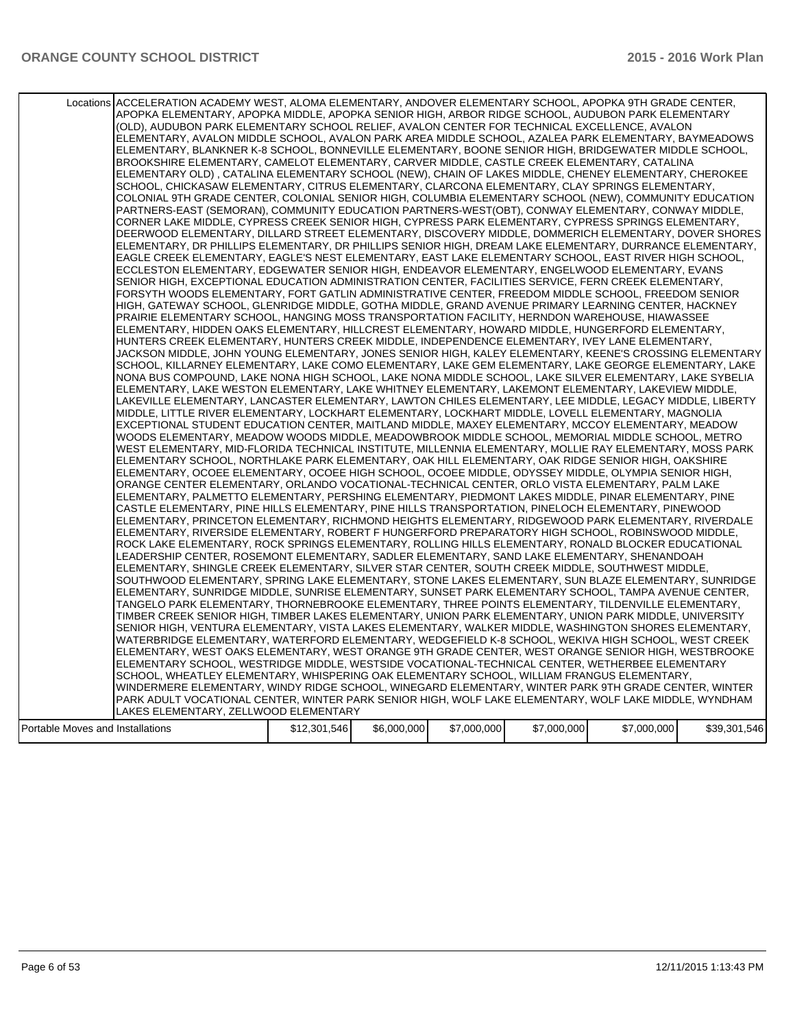| Locations | ACCELERATION ACADEMY WEST, ALOMA ELEMENTARY, ANDOVER ELEMENTARY SCHOOL, APOPKA 9TH GRADE CENTER, APOPKA ELEMENTARY, APOPKA MIDDLE, APOPKA SENIOR HIGH, ARBOR RIDGE SCHOOL, AUDUBON PARK ELEMENTARY (OLD), AUDUBON PARK ELEMENTARY SCHOOL RELIEF, AVALON CENTER FOR TECHNICAL EXCELLENCE, AVALON ELEMENTARY, AVALON MIDDLE SCHOOL, AVALON PARK AREA MIDDLE SCHOOL, AZALEA PARK ELEMENTARY, BAYMEADOWS ELEMENTARY, BLANKNER K-8 SCHOOL, BONNEVILLE ELEMENTARY, BOONE SENIOR HIGH, BRIDGEWATER MIDDLE SCHOOL, BROOKSHIRE ELEMENTARY, CAMELOT ELEMENTARY, CARVER MIDDLE, CASTLE CREEK ELEMENTARY, CATALINA ELEMENTARY OLD) , CATALINA ELEMENTARY SCHOOL (NEW), CHAIN OF LAKES MIDDLE, CHENEY ELEMENTARY, CHEROKEE SCHOOL, CHICKASAW ELEMENTARY, CITRUS ELEMENTARY, CLARCONA ELEMENTARY, CLAY SPRINGS ELEMENTARY, COLONIAL 9TH GRADE CENTER, COLONIAL SENIOR HIGH, COLUMBIA ELEMENTARY SCHOOL (NEW), COMMUNITY EDUCATION PARTNERS-EAST (SEMORAN), COMMUNITY EDUCATION PARTNERS-WEST(OBT), CONWAY ELEMENTARY, CONWAY MIDDLE, CORNER LAKE MIDDLE, CYPRESS CREEK SENIOR HIGH, CYPRESS PARK ELEMENTARY, CYPRESS SPRINGS ELEMENTARY, DEERWOOD ELEMENTARY, DILLARD STREET ELEMENTARY, DISCOVERY MIDDLE, DOMMERICH ELEMENTARY, DOVER SHORES ELEMENTARY, DR PHILLIPS ELEMENTARY, DR PHILLIPS SENIOR HIGH, DREAM LAKE ELEMENTARY, DURRANCE ELEMENTARY, EAGLE CREEK ELEMENTARY, EAGLE'S NEST ELEMENTARY, EAST LAKE ELEMENTARY SCHOOL, EAST RIVER HIGH SCHOOL, ECCLESTON ELEMENTARY, EDGEWATER SENIOR HIGH, ENDEAVOR ELEMENTARY, ENGELWOOD ELEMENTARY, EVANS SENIOR HIGH, EXCEPTIONAL EDUCATION ADMINISTRATION CENTER, FACILITIES SERVICE, FERN CREEK ELEMENTARY, FORSYTH WOODS ELEMENTARY, FORT GATLIN ADMINISTRATIVE CENTER, FREEDOM MIDDLE SCHOOL, FREEDOM SENIOR HIGH, GATEWAY SCHOOL, GLENRIDGE MIDDLE, GOTHA MIDDLE, GRAND AVENUE PRIMARY LEARNING CENTER, HACKNEY PRAIRIE ELEMENTARY SCHOOL, HANGING MOSS TRANSPORTATION FACILITY, HERNDON WAREHOUSE, HIAWASSEE ELEMENTARY, HIDDEN OAKS ELEMENTARY, HILLCREST ELEMENTARY, HOWARD MIDDLE, HUNGERFORD ELEMENTARY, HUNTERS CREEK ELEMENTARY, HUNTERS CREEK MIDDLE, INDEPENDENCE ELEMENTARY, IVEY LANE ELEMENTARY, JACKSON MIDDLE, JOHN YOUNG ELEMENTARY, JONES SENIOR HIGH, KALEY ELEMENTARY, KEENE'S CROSSING ELEMENTARY SCHOOL, KILLARNEY ELEMENTARY, LAKE COMO ELEMENTARY, LAKE GEM ELEMENTARY, LAKE GEORGE ELEMENTARY, LAKE NONA BUS COMPOUND, LAKE NONA HIGH SCHOOL, LAKE NONA MIDDLE SCHOOL, LAKE SILVER ELEMENTARY, LAKE SYBELIA ELEMENTARY, LAKE WESTON ELEMENTARY, LAKE WHITNEY ELEMENTARY, LAKEMONT ELEMENTARY, LAKEVIEW MIDDLE, LAKEVILLE ELEMENTARY, LANCASTER ELEMENTARY, LAWTON CHILES ELEMENTARY, LEE MIDDLE, LEGACY MIDDLE, LIBERTY MIDDLE, LITTLE RIVER ELEMENTARY, LOCKHART ELEMENTARY, LOCKHART MIDDLE, LOVELL ELEMENTARY, MAGNOLIA EXCEPTIONAL STUDENT EDUCATION CENTER, MAITLAND MIDDLE, MAXEY ELEMENTARY, MCCOY ELEMENTARY, MEADOW WOODS ELEMENTARY, MEADOW WOODS MIDDLE, MEADOWBROOK MIDDLE SCHOOL, MEMORIAL MIDDLE SCHOOL, METRO WEST ELEMENTARY, MID-FLORIDA TECHNICAL INSTITUTE, MILLENNIA ELEMENTARY, MOLLIE RAY ELEMENTARY, MOSS PARK ELEMENTARY SCHOOL, NORTHLAKE PARK ELEMENTARY, OAK HILL ELEMENTARY, OAK RIDGE SENIOR HIGH, OAKSHIRE ELEMENTARY, OCOEE ELEMENTARY, OCOEE HIGH SCHOOL, OCOEE MIDDLE, ODYSSEY MIDDLE, OLYMPIA SENIOR HIGH, ORANGE CENTER ELEMENTARY, ORLANDO VOCATIONAL-TECHNICAL CENTER, ORLO VISTA ELEMENTARY, PALM LAKE ELEMENTARY, PALMETTO ELEMENTARY, PERSHING ELEMENTARY, PIEDMONT LAKES MIDDLE, PINAR ELEMENTARY, PINE CASTLE ELEMENTARY, PINE HILLS ELEMENTARY, PINE HILLS TRANSPORTATION, PINELOCH ELEMENTARY, PINEWOOD ELEMENTARY, PRINCETON ELEMENTARY, RICHMOND HEIGHTS ELEMENTARY, RIDGEWOOD PARK ELEMENTARY, RIVERDALE ELEMENTARY, RIVERSIDE ELEMENTARY, ROBERT F HUNGERFORD PREPARATORY HIGH SCHOOL, ROBINSWOOD MIDDLE, ROCK LAKE ELEMENTARY, ROCK SPRINGS ELEMENTARY, ROLLING HILLS ELEMENTARY, RONALD BLOCKER EDUCATIONAL LEADERSHIP CENTER, ROSEMONT ELEMENTARY, SADLER ELEMENTARY, SAND LAKE ELEMENTARY, SHENANDOAH ELEMENTARY, SHINGLE CREEK ELEMENTARY, SILVER STAR CENTER, SOUTH CREEK MIDDLE, SOUTHWEST MIDDLE, SOUTHWOOD ELEMENTARY, SPRING LAKE ELEMENTARY, STONE LAKES ELEMENTARY, SUN BLAZE ELEMENTARY, SUNRIDGE ELEMENTARY, SUNRIDGE MIDDLE, SUNRISE ELEMENTARY, SUNSET PARK ELEMENTARY SCHOOL, TAMPA AVENUE CENTER, TANGELO PARK ELEMENTARY, THORNEBROOKE ELEMENTARY, THREE POINTS ELEMENTARY, TILDENVILLE ELEMENTARY, TIMBER CREEK SENIOR HIGH, TIMBER LAKES ELEMENTARY, UNION PARK ELEMENTARY, UNION PARK MIDDLE, UNIVERSITY SENIOR HIGH, VENTURA ELEMENTARY, VISTA LAKES ELEMENTARY, WALKER MIDDLE, WASHINGTON SHORES ELEMENTARY, WATERBRIDGE ELEMENTARY, WATERFORD ELEMENTARY, WEDGEFIELD K-8 SCHOOL, WEKIVA HIGH SCHOOL, WEST CREEK ELEMENTARY, WEST OAKS ELEMENTARY, WEST ORANGE 9TH GRADE CENTER, WEST ORANGE SENIOR HIGH, WESTBROOKE ELEMENTARY SCHOOL, WESTRIDGE MIDDLE, WESTSIDE VOCATIONAL-TECHNICAL CENTER, WETHERBEE ELEMENTARY SCHOOL, WHEATLEY ELEMENTARY, WHISPERING OAK ELEMENTARY SCHOOL, WILLIAM FRANGUS ELEMENTARY, WINDERMERE ELEMENTARY, WINDY RIDGE SCHOOL, WINEGARD ELEMENTARY, WINTER PARK 9TH GRADE CENTER, WINTER PARK ADULT VOCATIONAL CENTER, WINTER PARK SENIOR HIGH, WOLF LAKE ELEMENTARY, WOLF LAKE MIDDLE, WYNDHAM LAKES ELEMENTARY, ZELLWOOD ELEMENTARY | | | | | |
|---|---|---|---|---|---|---|
| Portable Moves and Installations | $12,301,546 | $6,000,000 | $7,000,000 | $7,000,000 | $7,000,000 | $39,301,546 |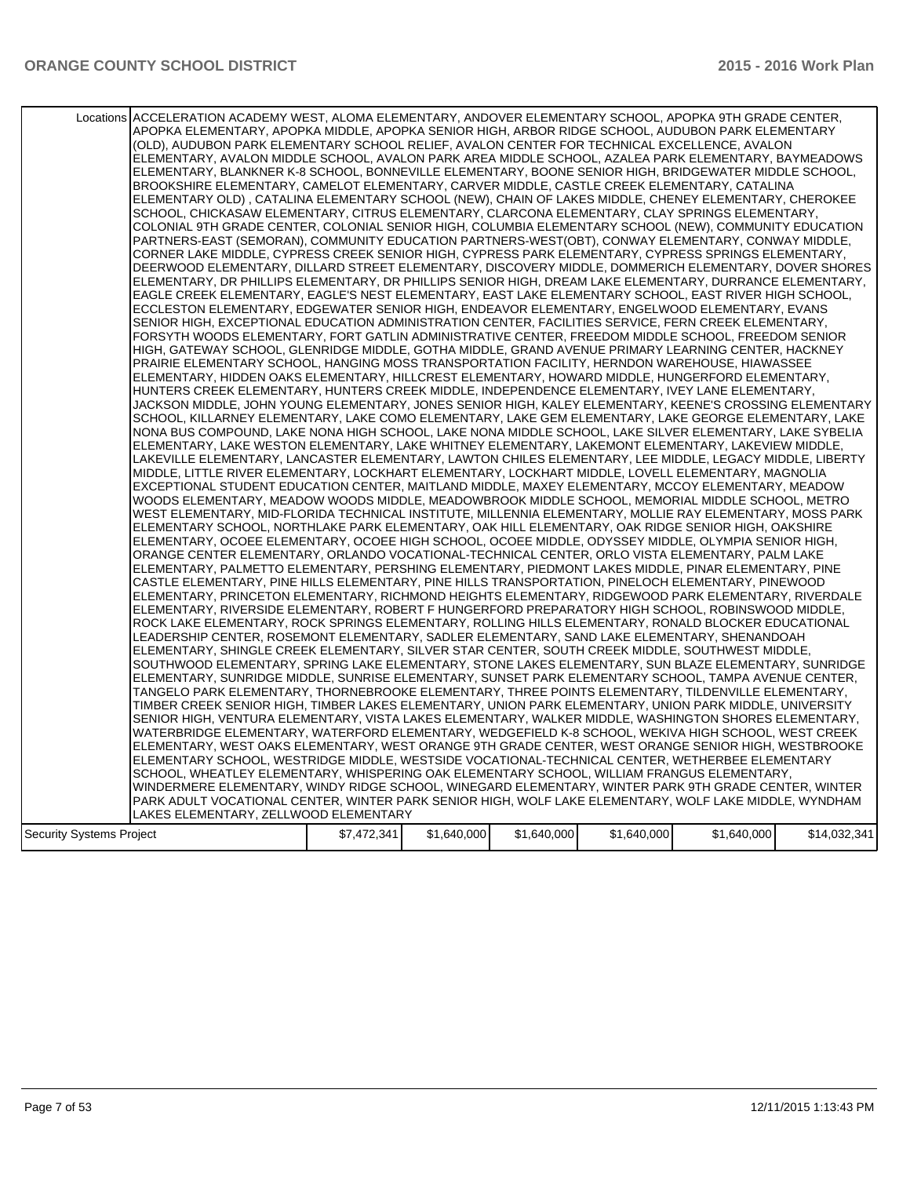| | | | | | | |
|---|---|---|---|---|---|---|
| Locations | ACCELERATION ACADEMY WEST, ALOMA ELEMENTARY, ANDOVER ELEMENTARY SCHOOL, APOPKA 9TH GRADE CENTER, APOPKA ELEMENTARY, APOPKA MIDDLE, APOPKA SENIOR HIGH, ARBOR RIDGE SCHOOL, AUDUBON PARK ELEMENTARY (OLD), AUDUBON PARK ELEMENTARY SCHOOL RELIEF, AVALON CENTER FOR TECHNICAL EXCELLENCE, AVALON ELEMENTARY, AVALON MIDDLE SCHOOL, AVALON PARK AREA MIDDLE SCHOOL, AZALEA PARK ELEMENTARY, BAYMEADOWS ELEMENTARY, BLANKNER K-8 SCHOOL, BONNEVILLE ELEMENTARY, BOONE SENIOR HIGH, BRIDGEWATER MIDDLE SCHOOL, BROOKSHIRE ELEMENTARY, CAMELOT ELEMENTARY, CARVER MIDDLE, CASTLE CREEK ELEMENTARY, CATALINA ELEMENTARY OLD) , CATALINA ELEMENTARY SCHOOL (NEW), CHAIN OF LAKES MIDDLE, CHENEY ELEMENTARY, CHEROKEE SCHOOL, CHICKASAW ELEMENTARY, CITRUS ELEMENTARY, CLARCONA ELEMENTARY, CLAY SPRINGS ELEMENTARY, COLONIAL 9TH GRADE CENTER, COLONIAL SENIOR HIGH, COLUMBIA ELEMENTARY SCHOOL (NEW), COMMUNITY EDUCATION PARTNERS-EAST (SEMORAN), COMMUNITY EDUCATION PARTNERS-WEST(OBT), CONWAY ELEMENTARY, CONWAY MIDDLE, CORNER LAKE MIDDLE, CYPRESS CREEK SENIOR HIGH, CYPRESS PARK ELEMENTARY, CYPRESS SPRINGS ELEMENTARY, DEERWOOD ELEMENTARY, DILLARD STREET ELEMENTARY, DISCOVERY MIDDLE, DOMMERICH ELEMENTARY, DOVER SHORES ELEMENTARY, DR PHILLIPS ELEMENTARY, DR PHILLIPS SENIOR HIGH, DREAM LAKE ELEMENTARY, DURRANCE ELEMENTARY, EAGLE CREEK ELEMENTARY, EAGLE'S NEST ELEMENTARY, EAST LAKE ELEMENTARY SCHOOL, EAST RIVER HIGH SCHOOL, ECCLESTON ELEMENTARY, EDGEWATER SENIOR HIGH, ENDEAVOR ELEMENTARY, ENGELWOOD ELEMENTARY, EVANS SENIOR HIGH, EXCEPTIONAL EDUCATION ADMINISTRATION CENTER, FACILITIES SERVICE, FERN CREEK ELEMENTARY, FORSYTH WOODS ELEMENTARY, FORT GATLIN ADMINISTRATIVE CENTER, FREEDOM MIDDLE SCHOOL, FREEDOM SENIOR HIGH, GATEWAY SCHOOL, GLENRIDGE MIDDLE, GOTHA MIDDLE, GRAND AVENUE PRIMARY LEARNING CENTER, HACKNEY PRAIRIE ELEMENTARY SCHOOL, HANGING MOSS TRANSPORTATION FACILITY, HERNDON WAREHOUSE, HIAWASSEE ELEMENTARY, HIDDEN OAKS ELEMENTARY, HILLCREST ELEMENTARY, HOWARD MIDDLE, HUNGERFORD ELEMENTARY, HUNTERS CREEK ELEMENTARY, HUNTERS CREEK MIDDLE, INDEPENDENCE ELEMENTARY, IVEY LANE ELEMENTARY, JACKSON MIDDLE, JOHN YOUNG ELEMENTARY, JONES SENIOR HIGH, KALEY ELEMENTARY, KEENE'S CROSSING ELEMENTARY SCHOOL, KILLARNEY ELEMENTARY, LAKE COMO ELEMENTARY, LAKE GEM ELEMENTARY, LAKE GEORGE ELEMENTARY, LAKE NONA BUS COMPOUND, LAKE NONA HIGH SCHOOL, LAKE NONA MIDDLE SCHOOL, LAKE SILVER ELEMENTARY, LAKE SYBELIA ELEMENTARY, LAKE WESTON ELEMENTARY, LAKE WHITNEY ELEMENTARY, LAKEMONT ELEMENTARY, LAKEVIEW MIDDLE, LAKEVILLE ELEMENTARY, LANCASTER ELEMENTARY, LAWTON CHILES ELEMENTARY, LEE MIDDLE, LEGACY MIDDLE, LIBERTY MIDDLE, LITTLE RIVER ELEMENTARY, LOCKHART ELEMENTARY, LOCKHART MIDDLE, LOVELL ELEMENTARY, MAGNOLIA EXCEPTIONAL STUDENT EDUCATION CENTER, MAITLAND MIDDLE, MAXEY ELEMENTARY, MCCOY ELEMENTARY, MEADOW WOODS ELEMENTARY, MEADOW WOODS MIDDLE, MEADOWBROOK MIDDLE SCHOOL, MEMORIAL MIDDLE SCHOOL, METRO WEST ELEMENTARY, MID-FLORIDA TECHNICAL INSTITUTE, MILLENNIA ELEMENTARY, MOLLIE RAY ELEMENTARY, MOSS PARK ELEMENTARY SCHOOL, NORTHLAKE PARK ELEMENTARY, OAK HILL ELEMENTARY, OAK RIDGE SENIOR HIGH, OAKSHIRE ELEMENTARY, OCOEE ELEMENTARY, OCOEE HIGH SCHOOL, OCOEE MIDDLE, ODYSSEY MIDDLE, OLYMPIA SENIOR HIGH, ORANGE CENTER ELEMENTARY, ORLANDO VOCATIONAL-TECHNICAL CENTER, ORLO VISTA ELEMENTARY, PALM LAKE ELEMENTARY, PALMETTO ELEMENTARY, PERSHING ELEMENTARY, PIEDMONT LAKES MIDDLE, PINAR ELEMENTARY, PINE CASTLE ELEMENTARY, PINE HILLS ELEMENTARY, PINE HILLS TRANSPORTATION, PINELOCH ELEMENTARY, PINEWOOD ELEMENTARY, PRINCETON ELEMENTARY, RICHMOND HEIGHTS ELEMENTARY, RIDGEWOOD PARK ELEMENTARY, RIVERDALE ELEMENTARY, RIVERSIDE ELEMENTARY, ROBERT F HUNGERFORD PREPARATORY HIGH SCHOOL, ROBINSWOOD MIDDLE, ROCK LAKE ELEMENTARY, ROCK SPRINGS ELEMENTARY, ROLLING HILLS ELEMENTARY, RONALD BLOCKER EDUCATIONAL LEADERSHIP CENTER, ROSEMONT ELEMENTARY, SADLER ELEMENTARY, SAND LAKE ELEMENTARY, SHENANDOAH ELEMENTARY, SHINGLE CREEK ELEMENTARY, SILVER STAR CENTER, SOUTH CREEK MIDDLE, SOUTHWEST MIDDLE, SOUTHWOOD ELEMENTARY, SPRING LAKE ELEMENTARY, STONE LAKES ELEMENTARY, SUN BLAZE ELEMENTARY, SUNRIDGE ELEMENTARY, SUNRIDGE MIDDLE, SUNRISE ELEMENTARY, SUNSET PARK ELEMENTARY SCHOOL, TAMPA AVENUE CENTER, TANGELO PARK ELEMENTARY, THORNEBROOKE ELEMENTARY, THREE POINTS ELEMENTARY, TILDENVILLE ELEMENTARY, TIMBER CREEK SENIOR HIGH, TIMBER LAKES ELEMENTARY, UNION PARK ELEMENTARY, UNION PARK MIDDLE, UNIVERSITY SENIOR HIGH, VENTURA ELEMENTARY, VISTA LAKES ELEMENTARY, WALKER MIDDLE, WASHINGTON SHORES ELEMENTARY, WATERBRIDGE ELEMENTARY, WATERFORD ELEMENTARY, WEDGEFIELD K-8 SCHOOL, WEKIVA HIGH SCHOOL, WEST CREEK ELEMENTARY, WEST OAKS ELEMENTARY, WEST ORANGE 9TH GRADE CENTER, WEST ORANGE SENIOR HIGH, WESTBROOKE ELEMENTARY SCHOOL, WESTRIDGE MIDDLE, WESTSIDE VOCATIONAL-TECHNICAL CENTER, WETHERBEE ELEMENTARY SCHOOL, WHEATLEY ELEMENTARY, WHISPERING OAK ELEMENTARY SCHOOL, WILLIAM FRANGUS ELEMENTARY, WINDERMERE ELEMENTARY, WINDY RIDGE SCHOOL, WINEGARD ELEMENTARY, WINTER PARK 9TH GRADE CENTER, WINTER PARK ADULT VOCATIONAL CENTER, WINTER PARK SENIOR HIGH, WOLF LAKE ELEMENTARY, WOLF LAKE MIDDLE, WYNDHAM LAKES ELEMENTARY, ZELLWOOD ELEMENTARY | | | | | |
| Security Systems Project | $7,472,341 | $1,640,000 | $1,640,000 | $1,640,000 | $1,640,000 | $14,032,341 |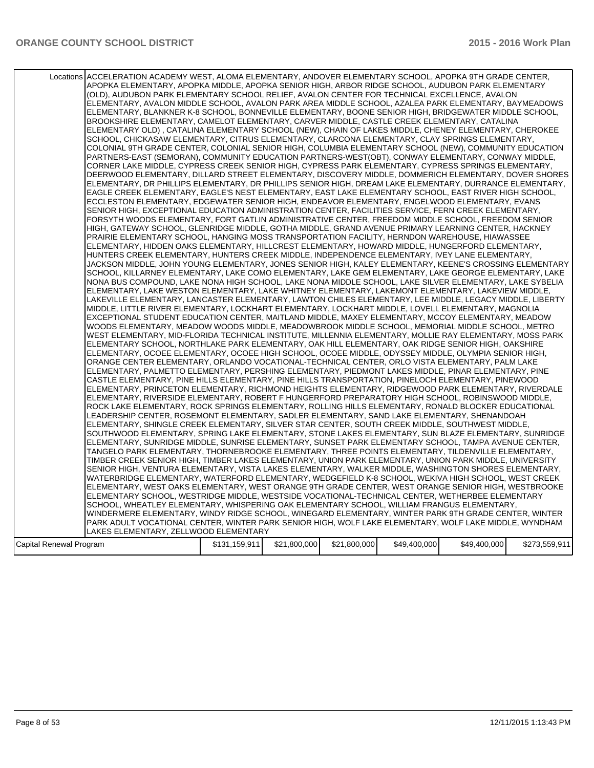| | | | | | | |
|---|---|---|---|---|---|---|
| Locations | ACCELERATION ACADEMY WEST, ALOMA ELEMENTARY, ANDOVER ELEMENTARY SCHOOL, APOPKA 9TH GRADE CENTER, APOPKA ELEMENTARY, APOPKA MIDDLE, APOPKA SENIOR HIGH, ARBOR RIDGE SCHOOL, AUDUBON PARK ELEMENTARY (OLD), AUDUBON PARK ELEMENTARY SCHOOL RELIEF, AVALON CENTER FOR TECHNICAL EXCELLENCE, AVALON ELEMENTARY, AVALON MIDDLE SCHOOL, AVALON PARK AREA MIDDLE SCHOOL, AZALEA PARK ELEMENTARY, BAYMEADOWS ELEMENTARY, BLANKNER K-8 SCHOOL, BONNEVILLE ELEMENTARY, BOONE SENIOR HIGH, BRIDGEWATER MIDDLE SCHOOL, BROOKSHIRE ELEMENTARY, CAMELOT ELEMENTARY, CARVER MIDDLE, CASTLE CREEK ELEMENTARY, CATALINA ELEMENTARY OLD) , CATALINA ELEMENTARY SCHOOL (NEW), CHAIN OF LAKES MIDDLE, CHENEY ELEMENTARY, CHEROKEE SCHOOL, CHICKASAW ELEMENTARY, CITRUS ELEMENTARY, CLARCONA ELEMENTARY, CLAY SPRINGS ELEMENTARY, COLONIAL 9TH GRADE CENTER, COLONIAL SENIOR HIGH, COLUMBIA ELEMENTARY SCHOOL (NEW), COMMUNITY EDUCATION PARTNERS-EAST (SEMORAN), COMMUNITY EDUCATION PARTNERS-WEST(OBT), CONWAY ELEMENTARY, CONWAY MIDDLE, CORNER LAKE MIDDLE, CYPRESS CREEK SENIOR HIGH, CYPRESS PARK ELEMENTARY, CYPRESS SPRINGS ELEMENTARY, DEERWOOD ELEMENTARY, DILLARD STREET ELEMENTARY, DISCOVERY MIDDLE, DOMMERICH ELEMENTARY, DOVER SHORES ELEMENTARY, DR PHILLIPS ELEMENTARY, DR PHILLIPS SENIOR HIGH, DREAM LAKE ELEMENTARY, DURRANCE ELEMENTARY, EAGLE CREEK ELEMENTARY, EAGLE'S NEST ELEMENTARY, EAST LAKE ELEMENTARY SCHOOL, EAST RIVER HIGH SCHOOL, ECCLESTON ELEMENTARY, EDGEWATER SENIOR HIGH, ENDEAVOR ELEMENTARY, ENGELWOOD ELEMENTARY, EVANS SENIOR HIGH, EXCEPTIONAL EDUCATION ADMINISTRATION CENTER, FACILITIES SERVICE, FERN CREEK ELEMENTARY, FORSYTH WOODS ELEMENTARY, FORT GATLIN ADMINISTRATIVE CENTER, FREEDOM MIDDLE SCHOOL, FREEDOM SENIOR HIGH, GATEWAY SCHOOL, GLENRIDGE MIDDLE, GOTHA MIDDLE, GRAND AVENUE PRIMARY LEARNING CENTER, HACKNEY PRAIRIE ELEMENTARY SCHOOL, HANGING MOSS TRANSPORTATION FACILITY, HERNDON WAREHOUSE, HIAWASSEE ELEMENTARY, HIDDEN OAKS ELEMENTARY, HILLCREST ELEMENTARY, HOWARD MIDDLE, HUNGERFORD ELEMENTARY, HUNTERS CREEK ELEMENTARY, HUNTERS CREEK MIDDLE, INDEPENDENCE ELEMENTARY, IVEY LANE ELEMENTARY, JACKSON MIDDLE, JOHN YOUNG ELEMENTARY, JONES SENIOR HIGH, KALEY ELEMENTARY, KEENE'S CROSSING ELEMENTARY SCHOOL, KILLARNEY ELEMENTARY, LAKE COMO ELEMENTARY, LAKE GEM ELEMENTARY, LAKE GEORGE ELEMENTARY, LAKE NONA BUS COMPOUND, LAKE NONA HIGH SCHOOL, LAKE NONA MIDDLE SCHOOL, LAKE SILVER ELEMENTARY, LAKE SYBELIA ELEMENTARY, LAKE WESTON ELEMENTARY, LAKE WHITNEY ELEMENTARY, LAKEMONT ELEMENTARY, LAKEVIEW MIDDLE, LAKEVILLE ELEMENTARY, LANCASTER ELEMENTARY, LAWTON CHILES ELEMENTARY, LEE MIDDLE, LEGACY MIDDLE, LIBERTY MIDDLE, LITTLE RIVER ELEMENTARY, LOCKHART ELEMENTARY, LOCKHART MIDDLE, LOVELL ELEMENTARY, MAGNOLIA EXCEPTIONAL STUDENT EDUCATION CENTER, MAITLAND MIDDLE, MAXEY ELEMENTARY, MCCOY ELEMENTARY, MEADOW WOODS ELEMENTARY, MEADOW WOODS MIDDLE, MEADOWBROOK MIDDLE SCHOOL, MEMORIAL MIDDLE SCHOOL, METRO WEST ELEMENTARY, MID-FLORIDA TECHNICAL INSTITUTE, MILLENNIA ELEMENTARY, MOLLIE RAY ELEMENTARY, MOSS PARK ELEMENTARY SCHOOL, NORTHLAKE PARK ELEMENTARY, OAK HILL ELEMENTARY, OAK RIDGE SENIOR HIGH, OAKSHIRE ELEMENTARY, OCOEE ELEMENTARY, OCOEE HIGH SCHOOL, OCOEE MIDDLE, ODYSSEY MIDDLE, OLYMPIA SENIOR HIGH, ORANGE CENTER ELEMENTARY, ORLANDO VOCATIONAL-TECHNICAL CENTER, ORLO VISTA ELEMENTARY, PALM LAKE ELEMENTARY, PALMETTO ELEMENTARY, PERSHING ELEMENTARY, PIEDMONT LAKES MIDDLE, PINAR ELEMENTARY, PINE CASTLE ELEMENTARY, PINE HILLS ELEMENTARY, PINE HILLS TRANSPORTATION, PINELOCH ELEMENTARY, PINEWOOD ELEMENTARY, PRINCETON ELEMENTARY, RICHMOND HEIGHTS ELEMENTARY, RIDGEWOOD PARK ELEMENTARY, RIVERDALE ELEMENTARY, RIVERSIDE ELEMENTARY, ROBERT F HUNGERFORD PREPARATORY HIGH SCHOOL, ROBINSWOOD MIDDLE, ROCK LAKE ELEMENTARY, ROCK SPRINGS ELEMENTARY, ROLLING HILLS ELEMENTARY, RONALD BLOCKER EDUCATIONAL LEADERSHIP CENTER, ROSEMONT ELEMENTARY, SADLER ELEMENTARY, SAND LAKE ELEMENTARY, SHENANDOAH ELEMENTARY, SHINGLE CREEK ELEMENTARY, SILVER STAR CENTER, SOUTH CREEK MIDDLE, SOUTHWEST MIDDLE, SOUTHWOOD ELEMENTARY, SPRING LAKE ELEMENTARY, STONE LAKES ELEMENTARY, SUN BLAZE ELEMENTARY, SUNRIDGE ELEMENTARY, SUNRIDGE MIDDLE, SUNRISE ELEMENTARY, SUNSET PARK ELEMENTARY SCHOOL, TAMPA AVENUE CENTER, TANGELO PARK ELEMENTARY, THORNEBROOKE ELEMENTARY, THREE POINTS ELEMENTARY, TILDENVILLE ELEMENTARY, TIMBER CREEK SENIOR HIGH, TIMBER LAKES ELEMENTARY, UNION PARK ELEMENTARY, UNION PARK MIDDLE, UNIVERSITY SENIOR HIGH, VENTURA ELEMENTARY, VISTA LAKES ELEMENTARY, WALKER MIDDLE, WASHINGTON SHORES ELEMENTARY, WATERBRIDGE ELEMENTARY, WATERFORD ELEMENTARY, WEDGEFIELD K-8 SCHOOL, WEKIVA HIGH SCHOOL, WEST CREEK ELEMENTARY, WEST OAKS ELEMENTARY, WEST ORANGE 9TH GRADE CENTER, WEST ORANGE SENIOR HIGH, WESTBROOKE ELEMENTARY SCHOOL, WESTRIDGE MIDDLE, WESTSIDE VOCATIONAL-TECHNICAL CENTER, WETHERBEE ELEMENTARY SCHOOL, WHEATLEY ELEMENTARY, WHISPERING OAK ELEMENTARY SCHOOL, WILLIAM FRANGUS ELEMENTARY, WINDERMERE ELEMENTARY, WINDY RIDGE SCHOOL, WINEGARD ELEMENTARY, WINTER PARK 9TH GRADE CENTER, WINTER PARK ADULT VOCATIONAL CENTER, WINTER PARK SENIOR HIGH, WOLF LAKE ELEMENTARY, WOLF LAKE MIDDLE, WYNDHAM LAKES ELEMENTARY, ZELLWOOD ELEMENTARY | | | | | |
| Capital Renewal Program | | $131,159,911 | $21,800,000 | $21,800,000 | $49,400,000 | $49,400,000 | $273,559,911 |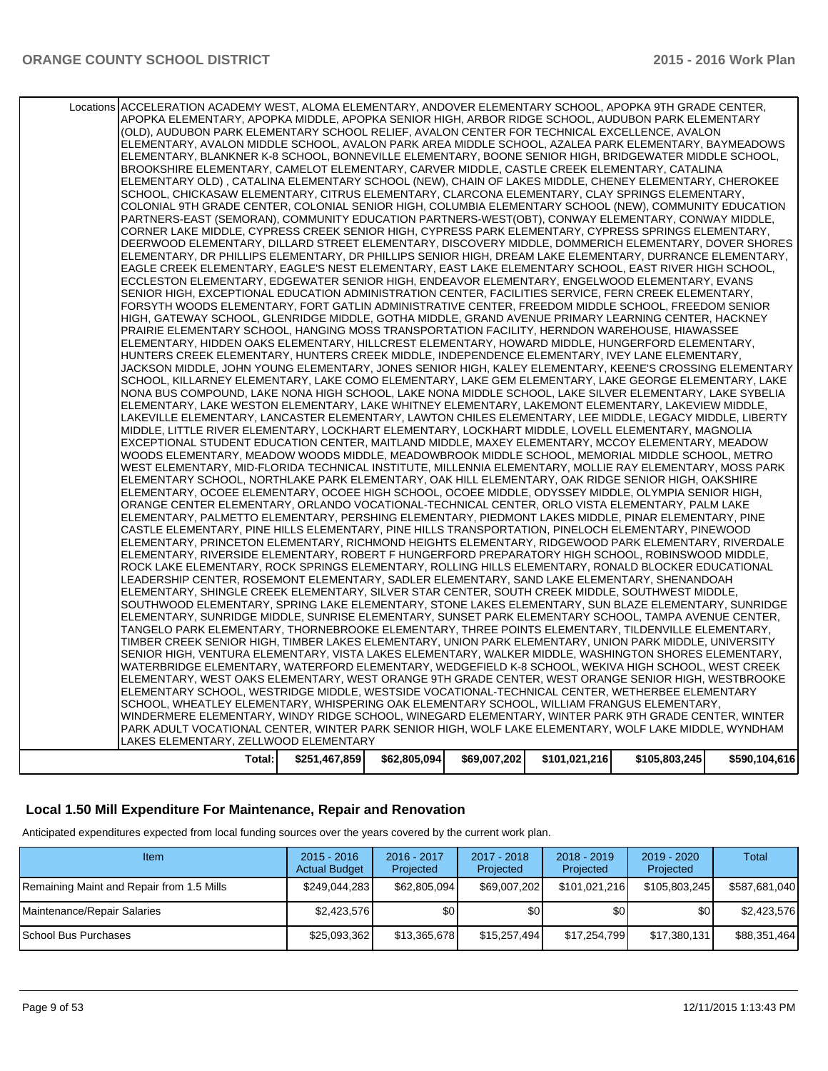| | | | | | | |
|---|---|---|---|---|---|---|
| Locations | ACCELERATION ACADEMY WEST, ALOMA ELEMENTARY, ANDOVER ELEMENTARY SCHOOL, APOPKA 9TH GRADE CENTER, APOPKA ELEMENTARY, APOPKA MIDDLE, APOPKA SENIOR HIGH, ARBOR RIDGE SCHOOL, AUDUBON PARK ELEMENTARY (OLD), AUDUBON PARK ELEMENTARY SCHOOL RELIEF, AVALON CENTER FOR TECHNICAL EXCELLENCE, AVALON ELEMENTARY, AVALON MIDDLE SCHOOL, AVALON PARK AREA MIDDLE SCHOOL, AZALEA PARK ELEMENTARY, BAYMEADOWS ELEMENTARY, BLANKNER K-8 SCHOOL, BONNEVILLE ELEMENTARY, BOONE SENIOR HIGH, BRIDGEWATER MIDDLE SCHOOL, BROOKSHIRE ELEMENTARY, CAMELOT ELEMENTARY, CARVER MIDDLE, CASTLE CREEK ELEMENTARY, CATALINA ELEMENTARY OLD) , CATALINA ELEMENTARY SCHOOL (NEW), CHAIN OF LAKES MIDDLE, CHENEY ELEMENTARY, CHEROKEE SCHOOL, CHICKASAW ELEMENTARY, CITRUS ELEMENTARY, CLARCONA ELEMENTARY, CLAY SPRINGS ELEMENTARY, COLONIAL 9TH GRADE CENTER, COLONIAL SENIOR HIGH, COLUMBIA ELEMENTARY SCHOOL (NEW), COMMUNITY EDUCATION PARTNERS-EAST (SEMORAN), COMMUNITY EDUCATION PARTNERS-WEST(OBT), CONWAY ELEMENTARY, CONWAY MIDDLE, CORNER LAKE MIDDLE, CYPRESS CREEK SENIOR HIGH, CYPRESS PARK ELEMENTARY, CYPRESS SPRINGS ELEMENTARY, DEERWOOD ELEMENTARY, DILLARD STREET ELEMENTARY, DISCOVERY MIDDLE, DOMMERICH ELEMENTARY, DOVER SHORES ELEMENTARY, DR PHILLIPS ELEMENTARY, DR PHILLIPS SENIOR HIGH, DREAM LAKE ELEMENTARY, DURRANCE ELEMENTARY, EAGLE CREEK ELEMENTARY, EAGLE'S NEST ELEMENTARY, EAST LAKE ELEMENTARY SCHOOL, EAST RIVER HIGH SCHOOL, ECCLESTON ELEMENTARY, EDGEWATER SENIOR HIGH, ENDEAVOR ELEMENTARY, ENGELWOOD ELEMENTARY, EVANS SENIOR HIGH, EXCEPTIONAL EDUCATION ADMINISTRATION CENTER, FACILITIES SERVICE, FERN CREEK ELEMENTARY, FORSYTH WOODS ELEMENTARY, FORT GATLIN ADMINISTRATIVE CENTER, FREEDOM MIDDLE SCHOOL, FREEDOM SENIOR HIGH, GATEWAY SCHOOL, GLENRIDGE MIDDLE, GOTHA MIDDLE, GRAND AVENUE PRIMARY LEARNING CENTER, HACKNEY PRAIRIE ELEMENTARY SCHOOL, HANGING MOSS TRANSPORTATION FACILITY, HERNDON WAREHOUSE, HIAWASSEE ELEMENTARY, HIDDEN OAKS ELEMENTARY, HILLCREST ELEMENTARY, HOWARD MIDDLE, HUNGERFORD ELEMENTARY, HUNTERS CREEK ELEMENTARY, HUNTERS CREEK MIDDLE, INDEPENDENCE ELEMENTARY, IVEY LANE ELEMENTARY, JACKSON MIDDLE, JOHN YOUNG ELEMENTARY, JONES SENIOR HIGH, KALEY ELEMENTARY, KEENE'S CROSSING ELEMENTARY SCHOOL, KILLARNEY ELEMENTARY, LAKE COMO ELEMENTARY, LAKE GEM ELEMENTARY, LAKE GEORGE ELEMENTARY, LAKE NONA BUS COMPOUND, LAKE NONA HIGH SCHOOL, LAKE NONA MIDDLE SCHOOL, LAKE SILVER ELEMENTARY, LAKE SYBELIA ELEMENTARY, LAKE WESTON ELEMENTARY, LAKE WHITNEY ELEMENTARY, LAKEMONT ELEMENTARY, LAKEVIEW MIDDLE, LAKEVILLE ELEMENTARY, LANCASTER ELEMENTARY, LAWTON CHILES ELEMENTARY, LEE MIDDLE, LEGACY MIDDLE, LIBERTY MIDDLE, LITTLE RIVER ELEMENTARY, LOCKHART ELEMENTARY, LOCKHART MIDDLE, LOVELL ELEMENTARY, MAGNOLIA EXCEPTIONAL STUDENT EDUCATION CENTER, MAITLAND MIDDLE, MAXEY ELEMENTARY, MCCOY ELEMENTARY, MEADOW WOODS ELEMENTARY, MEADOW WOODS MIDDLE, MEADOWBROOK MIDDLE SCHOOL, MEMORIAL MIDDLE SCHOOL, METRO WEST ELEMENTARY, MID-FLORIDA TECHNICAL INSTITUTE, MILLENNIA ELEMENTARY, MOLLIE RAY ELEMENTARY, MOSS PARK ELEMENTARY SCHOOL, NORTHLAKE PARK ELEMENTARY, OAK HILL ELEMENTARY, OAK RIDGE SENIOR HIGH, OAKSHIRE ELEMENTARY, OCOEE ELEMENTARY, OCOEE HIGH SCHOOL, OCOEE MIDDLE, ODYSSEY MIDDLE, OLYMPIA SENIOR HIGH, ORANGE CENTER ELEMENTARY, ORLANDO VOCATIONAL-TECHNICAL CENTER, ORLO VISTA ELEMENTARY, PALM LAKE ELEMENTARY, PALMETTO ELEMENTARY, PERSHING ELEMENTARY, PIEDMONT LAKES MIDDLE, PINAR ELEMENTARY, PINE CASTLE ELEMENTARY, PINE HILLS ELEMENTARY, PINE HILLS TRANSPORTATION, PINELOCH ELEMENTARY, PINEWOOD ELEMENTARY, PRINCETON ELEMENTARY, RICHMOND HEIGHTS ELEMENTARY, RIDGEWOOD PARK ELEMENTARY, RIVERDALE ELEMENTARY, RIVERSIDE ELEMENTARY, ROBERT F HUNGERFORD PREPARATORY HIGH SCHOOL, ROBINSWOOD MIDDLE, ROCK LAKE ELEMENTARY, ROCK SPRINGS ELEMENTARY, ROLLING HILLS ELEMENTARY, RONALD BLOCKER EDUCATIONAL LEADERSHIP CENTER, ROSEMONT ELEMENTARY, SADLER ELEMENTARY, SAND LAKE ELEMENTARY, SHENANDOAH ELEMENTARY, SHINGLE CREEK ELEMENTARY, SILVER STAR CENTER, SOUTH CREEK MIDDLE, SOUTHWEST MIDDLE, SOUTHWOOD ELEMENTARY, SPRING LAKE ELEMENTARY, STONE LAKES ELEMENTARY, SUN BLAZE ELEMENTARY, SUNRIDGE ELEMENTARY, SUNRIDGE MIDDLE, SUNRISE ELEMENTARY, SUNSET PARK ELEMENTARY SCHOOL, TAMPA AVENUE CENTER, TANGELO PARK ELEMENTARY, THORNEBROOKE ELEMENTARY, THREE POINTS ELEMENTARY, TILDENVILLE ELEMENTARY, TIMBER CREEK SENIOR HIGH, TIMBER LAKES ELEMENTARY, UNION PARK ELEMENTARY, UNION PARK MIDDLE, UNIVERSITY SENIOR HIGH, VENTURA ELEMENTARY, VISTA LAKES ELEMENTARY, WALKER MIDDLE, WASHINGTON SHORES ELEMENTARY, WATERBRIDGE ELEMENTARY, WATERFORD ELEMENTARY, WEDGEFIELD K-8 SCHOOL, WEKIVA HIGH SCHOOL, WEST CREEK ELEMENTARY, WEST OAKS ELEMENTARY, WEST ORANGE 9TH GRADE CENTER, WEST ORANGE SENIOR HIGH, WESTBROOKE ELEMENTARY SCHOOL, WESTRIDGE MIDDLE, WESTSIDE VOCATIONAL-TECHNICAL CENTER, WETHERBEE ELEMENTARY SCHOOL, WHEATLEY ELEMENTARY, WHISPERING OAK ELEMENTARY SCHOOL, WILLIAM FRANGUS ELEMENTARY, WINDERMERE ELEMENTARY, WINDY RIDGE SCHOOL, WINEGARD ELEMENTARY, WINTER PARK 9TH GRADE CENTER, WINTER PARK ADULT VOCATIONAL CENTER, WINTER PARK SENIOR HIGH, WOLF LAKE ELEMENTARY, WOLF LAKE MIDDLE, WYNDHAM LAKES ELEMENTARY, ZELLWOOD ELEMENTARY | | | | | |
| **Total:** | **$251,467,859** | **$62,805,094** | **$69,007,202** | **$101,021,216** | **$105,803,245** | **$590,104,616** |

## Local 1.50 Mill Expenditure For Maintenance, Repair and Renovation

Anticipated expenditures expected from local funding sources over the years covered by the current work plan.

| Item | 2015 - 2016 Actual Budget | 2016 - 2017 Projected | 2017 - 2018 Projected | 2018 - 2019 Projected | 2019 - 2020 Projected | Total |
|---|---|---|---|---|---|---|
| Remaining Maint and Repair from 1.5 Mills | $249,044,283 | $62,805,094 | $69,007,202 | $101,021,216 | $105,803,245 | $587,681,040 |
| Maintenance/Repair Salaries | $2,423,576 | $0 | $0 | $0 | $0 | $2,423,576 |
| School Bus Purchases | $25,093,362 | $13,365,678 | $15,257,494 | $17,254,799 | $17,380,131 | $88,351,464 |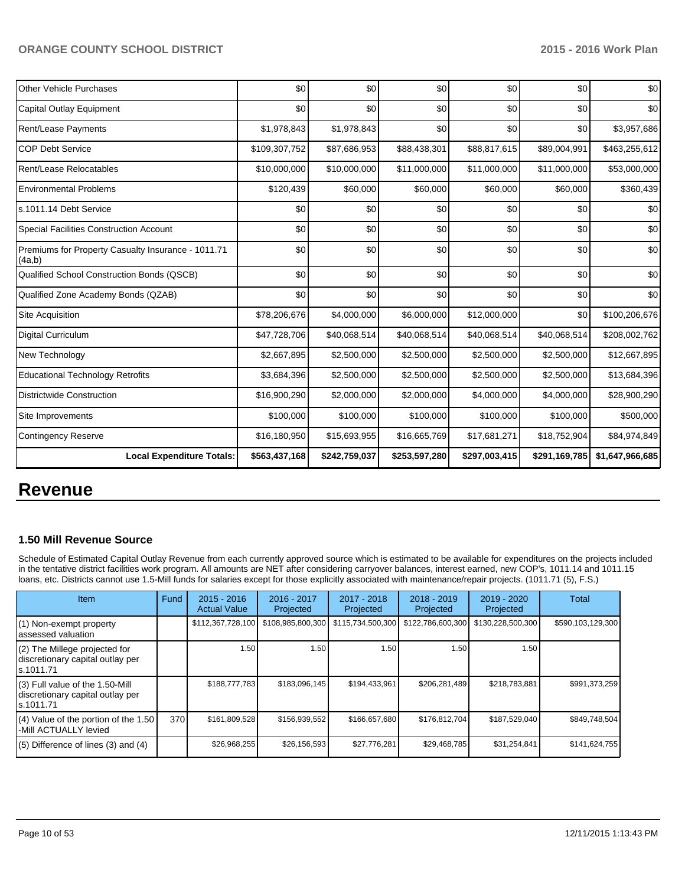| | | | | | | |
|---|---|---|---|---|---|---|
| Other Vehicle Purchases | $0 | $0 | $0 | $0 | $0 | $0 |
| Capital Outlay Equipment | $0 | $0 | $0 | $0 | $0 | $0 |
| Rent/Lease Payments | $1,978,843 | $1,978,843 | $0 | $0 | $0 | $3,957,686 |
| COP Debt Service | $109,307,752 | $87,686,953 | $88,438,301 | $88,817,615 | $89,004,991 | $463,255,612 |
| Rent/Lease Relocatables | $10,000,000 | $10,000,000 | $11,000,000 | $11,000,000 | $11,000,000 | $53,000,000 |
| Environmental Problems | $120,439 | $60,000 | $60,000 | $60,000 | $60,000 | $360,439 |
| s.1011.14 Debt Service | $0 | $0 | $0 | $0 | $0 | $0 |
| Special Facilities Construction Account | $0 | $0 | $0 | $0 | $0 | $0 |
| Premiums for Property Casualty Insurance - 1011.71 (4a,b) | $0 | $0 | $0 | $0 | $0 | $0 |
| Qualified School Construction Bonds (QSCB) | $0 | $0 | $0 | $0 | $0 | $0 |
| Qualified Zone Academy Bonds (QZAB) | $0 | $0 | $0 | $0 | $0 | $0 |
| Site Acquisition | $78,206,676 | $4,000,000 | $6,000,000 | $12,000,000 | $0 | $100,206,676 |
| Digital Curriculum | $47,728,706 | $40,068,514 | $40,068,514 | $40,068,514 | $40,068,514 | $208,002,762 |
| New Technology | $2,667,895 | $2,500,000 | $2,500,000 | $2,500,000 | $2,500,000 | $12,667,895 |
| Educational Technology Retrofits | $3,684,396 | $2,500,000 | $2,500,000 | $2,500,000 | $2,500,000 | $13,684,396 |
| Districtwide Construction | $16,900,290 | $2,000,000 | $2,000,000 | $4,000,000 | $4,000,000 | $28,900,290 |
| Site Improvements | $100,000 | $100,000 | $100,000 | $100,000 | $100,000 | $500,000 |
| Contingency Reserve | $16,180,950 | $15,693,955 | $16,665,769 | $17,681,271 | $18,752,904 | $84,974,849 |
| **Local Expenditure Totals:** | **$563,437,168** | **$242,759,037** | **$253,597,280** | **$297,003,415** | **$291,169,785** | **$1,647,966,685** |

# Revenue

### 1.50 Mill Revenue Source

Schedule of Estimated Capital Outlay Revenue from each currently approved source which is estimated to be available for expenditures on the projects included in the tentative district facilities work program. All amounts are NET after considering carryover balances, interest earned, new COP's, 1011.14 and 1011.15 loans, etc. Districts cannot use 1.5-Mill funds for salaries except for those explicitly associated with maintenance/repair projects. (1011.71 (5), F.S.)

| Item | Fund | 2015 - 2016 Actual Value | 2016 - 2017 Projected | 2017 - 2018 Projected | 2018 - 2019 Projected | 2019 - 2020 Projected | Total |
|---|---|---|---|---|---|---|---|
| (1) Non-exempt property assessed valuation | | $112,367,728,100 | $108,985,800,300 | $115,734,500,300 | $122,786,600,300 | $130,228,500,300 | $590,103,129,300 |
| (2) The Millege projected for discretionary capital outlay per s.1011.71 | | 1.50 | 1.50 | 1.50 | 1.50 | 1.50 | |
| (3) Full value of the 1.50-Mill discretionary capital outlay per s.1011.71 | | $188,777,783 | $183,096,145 | $194,433,961 | $206,281,489 | $218,783,881 | $991,373,259 |
| (4) Value of the portion of the 1.50 -Mill ACTUALLY levied | 370 | $161,809,528 | $156,939,552 | $166,657,680 | $176,812,704 | $187,529,040 | $849,748,504 |
| (5) Difference of lines (3) and (4) | | $26,968,255 | $26,156,593 | $27,776,281 | $29,468,785 | $31,254,841 | $141,624,755 |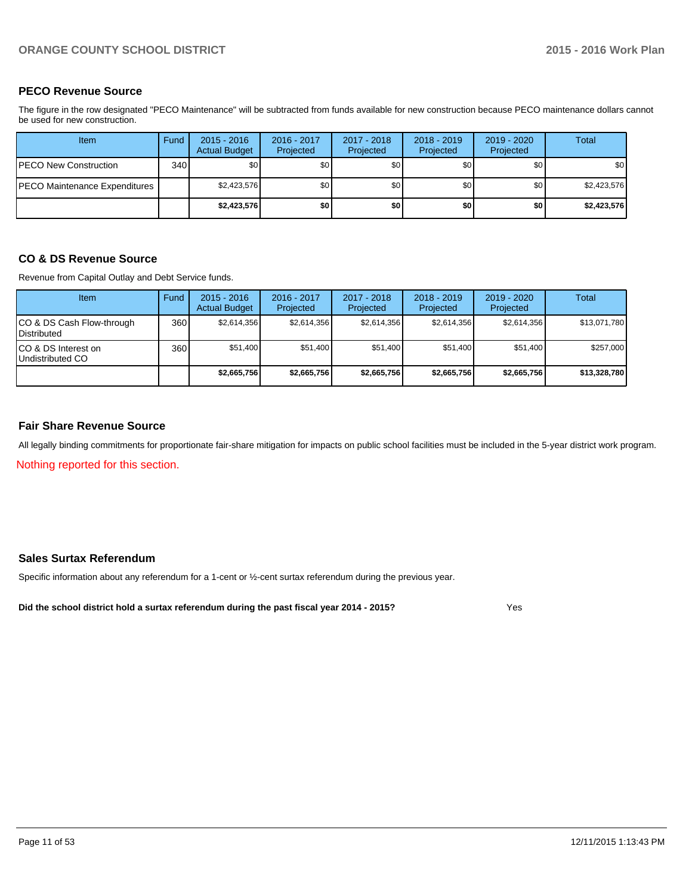## PECO Revenue Source

The figure in the row designated "PECO Maintenance" will be subtracted from funds available for new construction because PECO maintenance dollars cannot be used for new construction.

| Item | Fund | 2015 - 2016 Actual Budget | 2016 - 2017 Projected | 2017 - 2018 Projected | 2018 - 2019 Projected | 2019 - 2020 Projected | Total |
|---|---|---|---|---|---|---|---|
| PECO New Construction | 340 | $0 | $0 | $0 | $0 | $0 | $0 |
| PECO Maintenance Expenditures | | $2,423,576 | $0 | $0 | $0 | $0 | $2,423,576 |
| | | **$2,423,576** | **$0** | **$0** | **$0** | **$0** | **$2,423,576** |

## CO & DS Revenue Source

Revenue from Capital Outlay and Debt Service funds.

| Item | Fund | 2015 - 2016 Actual Budget | 2016 - 2017 Projected | 2017 - 2018 Projected | 2018 - 2019 Projected | 2019 - 2020 Projected | Total |
|---|---|---|---|---|---|---|---|
| CO & DS Cash Flow-through Distributed | 360 | $2,614,356 | $2,614,356 | $2,614,356 | $2,614,356 | $2,614,356 | $13,071,780 |
| CO & DS Interest on Undistributed CO | 360 | $51,400 | $51,400 | $51,400 | $51,400 | $51,400 | $257,000 |
| | | **$2,665,756** | **$2,665,756** | **$2,665,756** | **$2,665,756** | **$2,665,756** | **$13,328,780** |

## Fair Share Revenue Source

All legally binding commitments for proportionate fair-share mitigation for impacts on public school facilities must be included in the 5-year district work program.

Nothing reported for this section.

## Sales Surtax Referendum

Specific information about any referendum for a 1-cent or ½-cent surtax referendum during the previous year.

**Did the school district hold a surtax referendum during the past fiscal year 2014 - 2015?** Yes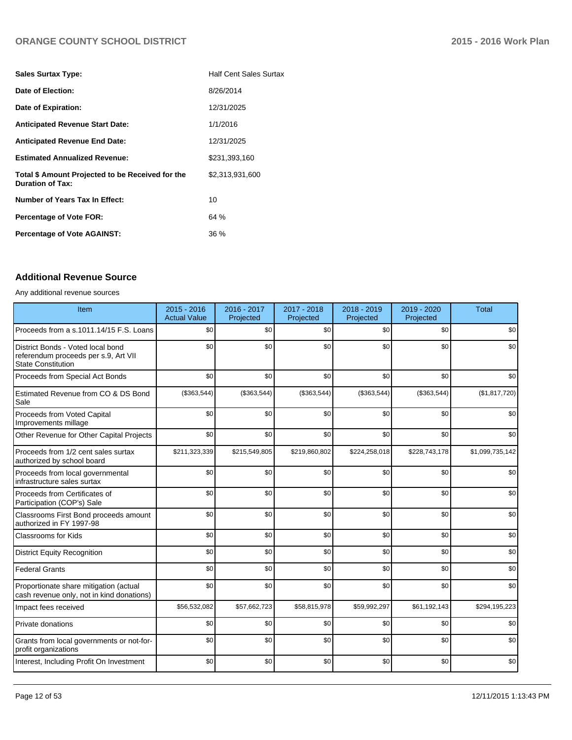| | |
|---|---|
| **Sales Surtax Type:** | Half Cent Sales Surtax |
| **Date of Election:** | 8/26/2014 |
| **Date of Expiration:** | 12/31/2025 |
| **Anticipated Revenue Start Date:** | 1/1/2016 |
| **Anticipated Revenue End Date:** | 12/31/2025 |
| **Estimated Annualized Revenue:** | $231,393,160 |
| **Total $ Amount Projected to be Received for the Duration of Tax:** | $2,313,931,600 |
| **Number of Years Tax In Effect:** | 10 |
| **Percentage of Vote FOR:** | 64 % |
| **Percentage of Vote AGAINST:** | 36 % |

## Additional Revenue Source

Any additional revenue sources

| Item | 2015 - 2016 Actual Value | 2016 - 2017 Projected | 2017 - 2018 Projected | 2018 - 2019 Projected | 2019 - 2020 Projected | Total |
|---|---|---|---|---|---|---|
| Proceeds from a s.1011.14/15 F.S. Loans | $0 | $0 | $0 | $0 | $0 | $0 |
| District Bonds - Voted local bond referendum proceeds per s.9, Art VII State Constitution | $0 | $0 | $0 | $0 | $0 | $0 |
| Proceeds from Special Act Bonds | $0 | $0 | $0 | $0 | $0 | $0 |
| Estimated Revenue from CO & DS Bond Sale | ($363,544) | ($363,544) | ($363,544) | ($363,544) | ($363,544) | ($1,817,720) |
| Proceeds from Voted Capital Improvements millage | $0 | $0 | $0 | $0 | $0 | $0 |
| Other Revenue for Other Capital Projects | $0 | $0 | $0 | $0 | $0 | $0 |
| Proceeds from 1/2 cent sales surtax authorized by school board | $211,323,339 | $215,549,805 | $219,860,802 | $224,258,018 | $228,743,178 | $1,099,735,142 |
| Proceeds from local governmental infrastructure sales surtax | $0 | $0 | $0 | $0 | $0 | $0 |
| Proceeds from Certificates of Participation (COP's) Sale | $0 | $0 | $0 | $0 | $0 | $0 |
| Classrooms First Bond proceeds amount authorized in FY 1997-98 | $0 | $0 | $0 | $0 | $0 | $0 |
| Classrooms for Kids | $0 | $0 | $0 | $0 | $0 | $0 |
| District Equity Recognition | $0 | $0 | $0 | $0 | $0 | $0 |
| Federal Grants | $0 | $0 | $0 | $0 | $0 | $0 |
| Proportionate share mitigation (actual cash revenue only, not in kind donations) | $0 | $0 | $0 | $0 | $0 | $0 |
| Impact fees received | $56,532,082 | $57,662,723 | $58,815,978 | $59,992,297 | $61,192,143 | $294,195,223 |
| Private donations | $0 | $0 | $0 | $0 | $0 | $0 |
| Grants from local governments or not-for-profit organizations | $0 | $0 | $0 | $0 | $0 | $0 |
| Interest, Including Profit On Investment | $0 | $0 | $0 | $0 | $0 | $0 |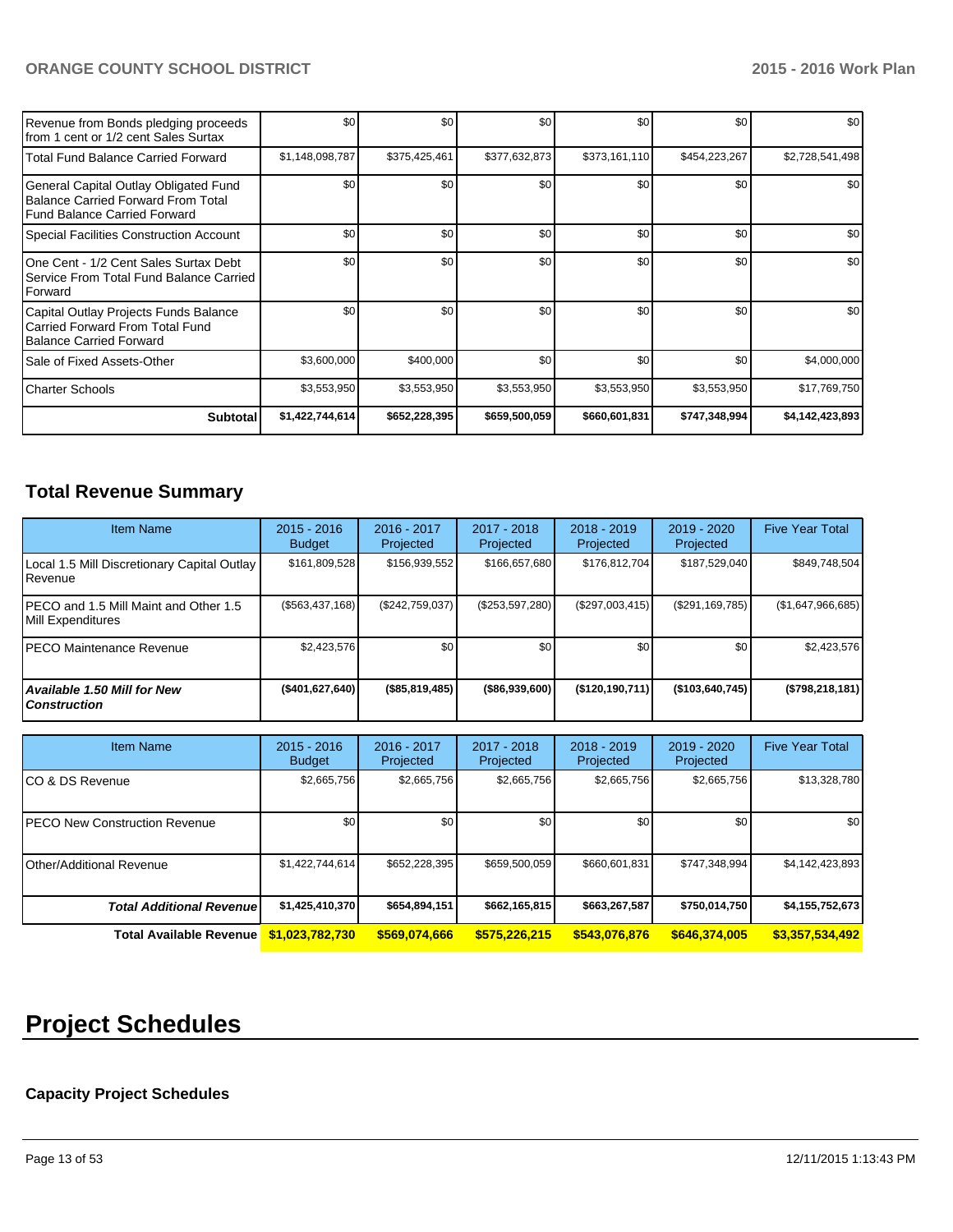| | | | | | | |
|---|---|---|---|---|---|---|
| Revenue from Bonds pledging proceeds from 1 cent or 1/2 cent Sales Surtax | $0 | $0 | $0 | $0 | $0 | $0 |
| Total Fund Balance Carried Forward | $1,148,098,787 | $375,425,461 | $377,632,873 | $373,161,110 | $454,223,267 | $2,728,541,498 |
| General Capital Outlay Obligated Fund Balance Carried Forward From Total Fund Balance Carried Forward | $0 | $0 | $0 | $0 | $0 | $0 |
| Special Facilities Construction Account | $0 | $0 | $0 | $0 | $0 | $0 |
| One Cent - 1/2 Cent Sales Surtax Debt Service From Total Fund Balance Carried Forward | $0 | $0 | $0 | $0 | $0 | $0 |
| Capital Outlay Projects Funds Balance Carried Forward From Total Fund Balance Carried Forward | $0 | $0 | $0 | $0 | $0 | $0 |
| Sale of Fixed Assets-Other | $3,600,000 | $400,000 | $0 | $0 | $0 | $4,000,000 |
| Charter Schools | $3,553,950 | $3,553,950 | $3,553,950 | $3,553,950 | $3,553,950 | $17,769,750 |
| **Subtotal** | **$1,422,744,614** | **$652,228,395** | **$659,500,059** | **$660,601,831** | **$747,348,994** | **$4,142,423,893** |

## Total Revenue Summary

| Item Name | 2015 - 2016 Budget | 2016 - 2017 Projected | 2017 - 2018 Projected | 2018 - 2019 Projected | 2019 - 2020 Projected | Five Year Total |
|---|---|---|---|---|---|---|
| Local 1.5 Mill Discretionary Capital Outlay Revenue | $161,809,528 | $156,939,552 | $166,657,680 | $176,812,704 | $187,529,040 | $849,748,504 |
| PECO and 1.5 Mill Maint and Other 1.5 Mill Expenditures | ($563,437,168) | ($242,759,037) | ($253,597,280) | ($297,003,415) | ($291,169,785) | ($1,647,966,685) |
| PECO Maintenance Revenue | $2,423,576 | $0 | $0 | $0 | $0 | $2,423,576 |
| ***Available 1.50 Mill for New Construction*** | **($401,627,640)** | **($85,819,485)** | **($86,939,600)** | **($120,190,711)** | **($103,640,745)** | **($798,218,181)** |

| Item Name | 2015 - 2016 Budget | 2016 - 2017 Projected | 2017 - 2018 Projected | 2018 - 2019 Projected | 2019 - 2020 Projected | Five Year Total |
|---|---|---|---|---|---|---|
| CO & DS Revenue | $2,665,756 | $2,665,756 | $2,665,756 | $2,665,756 | $2,665,756 | $13,328,780 |
| PECO New Construction Revenue | $0 | $0 | $0 | $0 | $0 | $0 |
| Other/Additional Revenue | $1,422,744,614 | $652,228,395 | $659,500,059 | $660,601,831 | $747,348,994 | $4,142,423,893 |
| ***Total Additional Revenue*** | **$1,425,410,370** | **$654,894,151** | **$662,165,815** | **$663,267,587** | **$750,014,750** | **$4,155,752,673** |
| **Total Available Revenue** | **$1,023,782,730** | **$569,074,666** | **$575,226,215** | **$543,076,876** | **$646,374,005** | **$3,357,534,492** |

# Project Schedules

### Capacity Project Schedules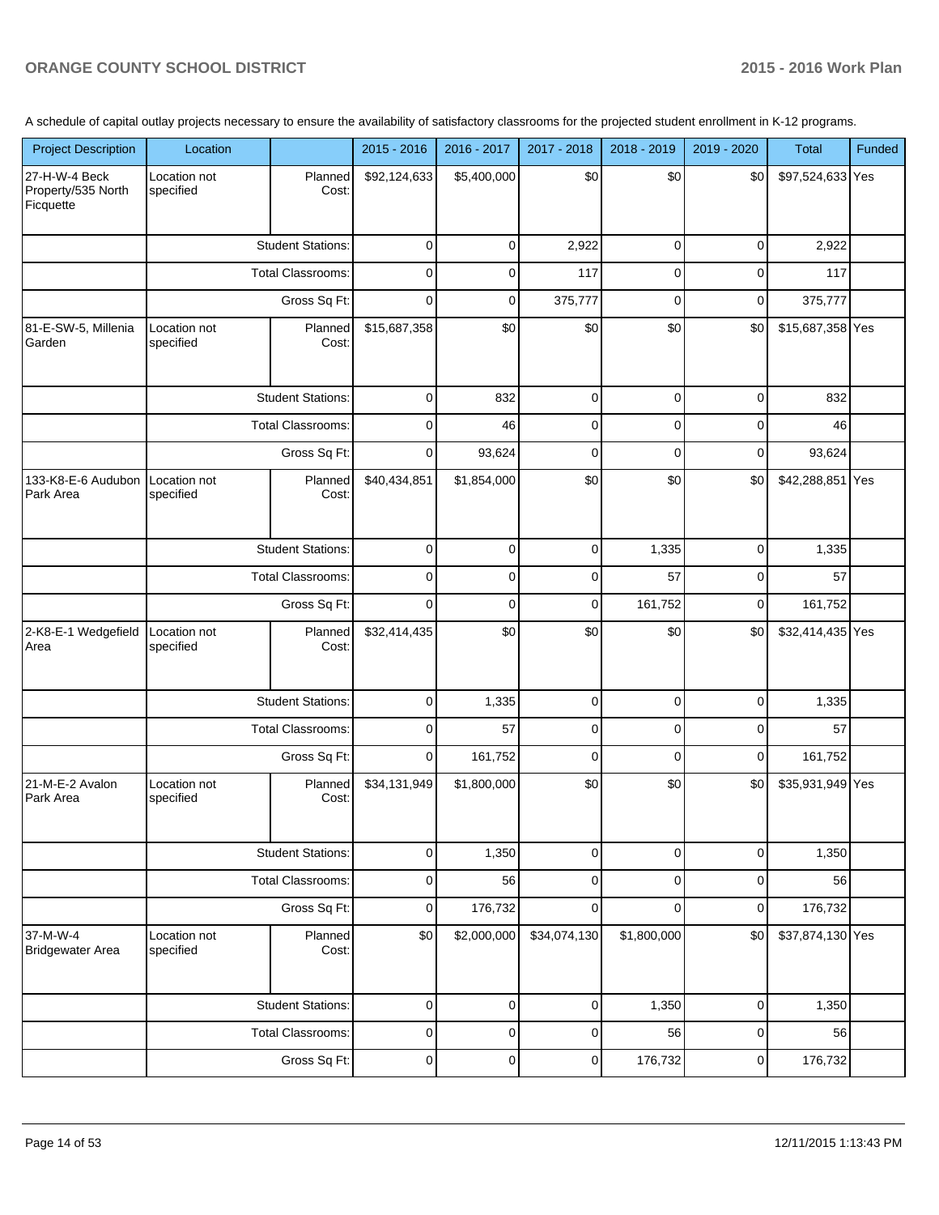A schedule of capital outlay projects necessary to ensure the availability of satisfactory classrooms for the projected student enrollment in K-12 programs.

| Project Description | Location | | 2015 - 2016 | 2016 - 2017 | 2017 - 2018 | 2018 - 2019 | 2019 - 2020 | Total | Funded |
|---|---|---|---|---|---|---|---|---|---|
| 27-H-W-4 Beck Property/535 North Ficquette | Location not specified | Planned Cost: | $92,124,633 | $5,400,000 | $0 | $0 | $0 | $97,524,633 | Yes |
| | | Student Stations: | 0 | 0 | 2,922 | 0 | 0 | 2,922 | |
| | | Total Classrooms: | 0 | 0 | 117 | 0 | 0 | 117 | |
| | | Gross Sq Ft: | 0 | 0 | 375,777 | 0 | 0 | 375,777 | |
| 81-E-SW-5, Millenia Garden | Location not specified | Planned Cost: | $15,687,358 | $0 | $0 | $0 | $0 | $15,687,358 | Yes |
| | | Student Stations: | 0 | 832 | 0 | 0 | 0 | 832 | |
| | | Total Classrooms: | 0 | 46 | 0 | 0 | 0 | 46 | |
| | | Gross Sq Ft: | 0 | 93,624 | 0 | 0 | 0 | 93,624 | |
| 133-K8-E-6 Audubon Park Area | Location not specified | Planned Cost: | $40,434,851 | $1,854,000 | $0 | $0 | $0 | $42,288,851 | Yes |
| | | Student Stations: | 0 | 0 | 0 | 1,335 | 0 | 1,335 | |
| | | Total Classrooms: | 0 | 0 | 0 | 57 | 0 | 57 | |
| | | Gross Sq Ft: | 0 | 0 | 0 | 161,752 | 0 | 161,752 | |
| 2-K8-E-1 Wedgefield Area | Location not specified | Planned Cost: | $32,414,435 | $0 | $0 | $0 | $0 | $32,414,435 | Yes |
| | | Student Stations: | 0 | 1,335 | 0 | 0 | 0 | 1,335 | |
| | | Total Classrooms: | 0 | 57 | 0 | 0 | 0 | 57 | |
| | | Gross Sq Ft: | 0 | 161,752 | 0 | 0 | 0 | 161,752 | |
| 21-M-E-2 Avalon Park Area | Location not specified | Planned Cost: | $34,131,949 | $1,800,000 | $0 | $0 | $0 | $35,931,949 | Yes |
| | | Student Stations: | 0 | 1,350 | 0 | 0 | 0 | 1,350 | |
| | | Total Classrooms: | 0 | 56 | 0 | 0 | 0 | 56 | |
| | | Gross Sq Ft: | 0 | 176,732 | 0 | 0 | 0 | 176,732 | |
| 37-M-W-4 Bridgewater Area | Location not specified | Planned Cost: | $0 | $2,000,000 | $34,074,130 | $1,800,000 | $0 | $37,874,130 | Yes |
| | | Student Stations: | 0 | 0 | 0 | 1,350 | 0 | 1,350 | |
| | | Total Classrooms: | 0 | 0 | 0 | 56 | 0 | 56 | |
| | | Gross Sq Ft: | 0 | 0 | 0 | 176,732 | 0 | 176,732 | |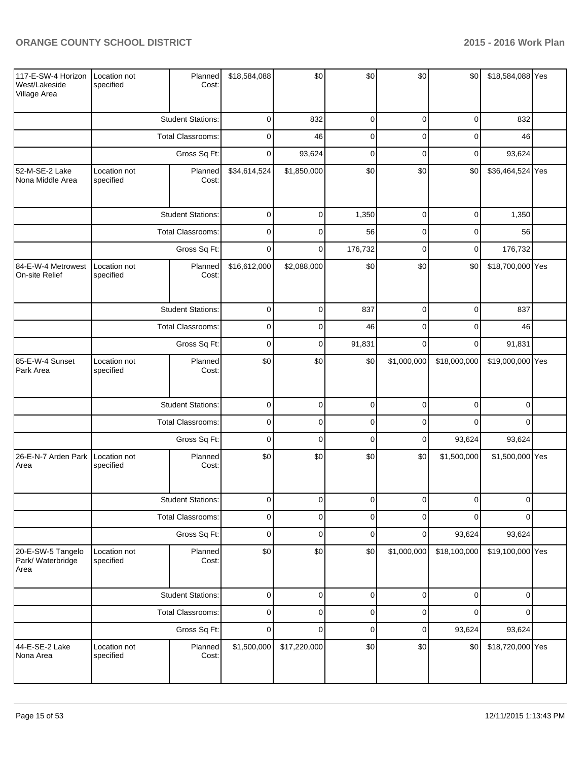| | | | | | | | | | |
|---|---|---|---|---|---|---|---|---|---|
| 117-E-SW-4 Horizon West/Lakeside Village Area | Location not specified | Planned Cost: | $18,584,088 | $0 | $0 | $0 | $0 | $18,584,088 | Yes |
| | Student Stations: | | 0 | 832 | 0 | 0 | 0 | 832 | |
| | Total Classrooms: | | 0 | 46 | 0 | 0 | 0 | 46 | |
| | Gross Sq Ft: | | 0 | 93,624 | 0 | 0 | 0 | 93,624 | |
| 52-M-SE-2 Lake Nona Middle Area | Location not specified | Planned Cost: | $34,614,524 | $1,850,000 | $0 | $0 | $0 | $36,464,524 | Yes |
| | Student Stations: | | 0 | 0 | 1,350 | 0 | 0 | 1,350 | |
| | Total Classrooms: | | 0 | 0 | 56 | 0 | 0 | 56 | |
| | Gross Sq Ft: | | 0 | 0 | 176,732 | 0 | 0 | 176,732 | |
| 84-E-W-4 Metrowest On-site Relief | Location not specified | Planned Cost: | $16,612,000 | $2,088,000 | $0 | $0 | $0 | $18,700,000 | Yes |
| | Student Stations: | | 0 | 0 | 837 | 0 | 0 | 837 | |
| | Total Classrooms: | | 0 | 0 | 46 | 0 | 0 | 46 | |
| | Gross Sq Ft: | | 0 | 0 | 91,831 | 0 | 0 | 91,831 | |
| 85-E-W-4 Sunset Park Area | Location not specified | Planned Cost: | $0 | $0 | $0 | $1,000,000 | $18,000,000 | $19,000,000 | Yes |
| | Student Stations: | | 0 | 0 | 0 | 0 | 0 | 0 | |
| | Total Classrooms: | | 0 | 0 | 0 | 0 | 0 | 0 | |
| | Gross Sq Ft: | | 0 | 0 | 0 | 0 | 93,624 | 93,624 | |
| 26-E-N-7 Arden Park Area | Location not specified | Planned Cost: | $0 | $0 | $0 | $0 | $1,500,000 | $1,500,000 | Yes |
| | Student Stations: | | 0 | 0 | 0 | 0 | 0 | 0 | |
| | Total Classrooms: | | 0 | 0 | 0 | 0 | 0 | 0 | |
| | Gross Sq Ft: | | 0 | 0 | 0 | 0 | 93,624 | 93,624 | |
| 20-E-SW-5 Tangelo Park/ Waterbridge Area | Location not specified | Planned Cost: | $0 | $0 | $0 | $1,000,000 | $18,100,000 | $19,100,000 | Yes |
| | Student Stations: | | 0 | 0 | 0 | 0 | 0 | 0 | |
| | Total Classrooms: | | 0 | 0 | 0 | 0 | 0 | 0 | |
| | Gross Sq Ft: | | 0 | 0 | 0 | 0 | 93,624 | 93,624 | |
| 44-E-SE-2 Lake Nona Area | Location not specified | Planned Cost: | $1,500,000 | $17,220,000 | $0 | $0 | $0 | $18,720,000 | Yes |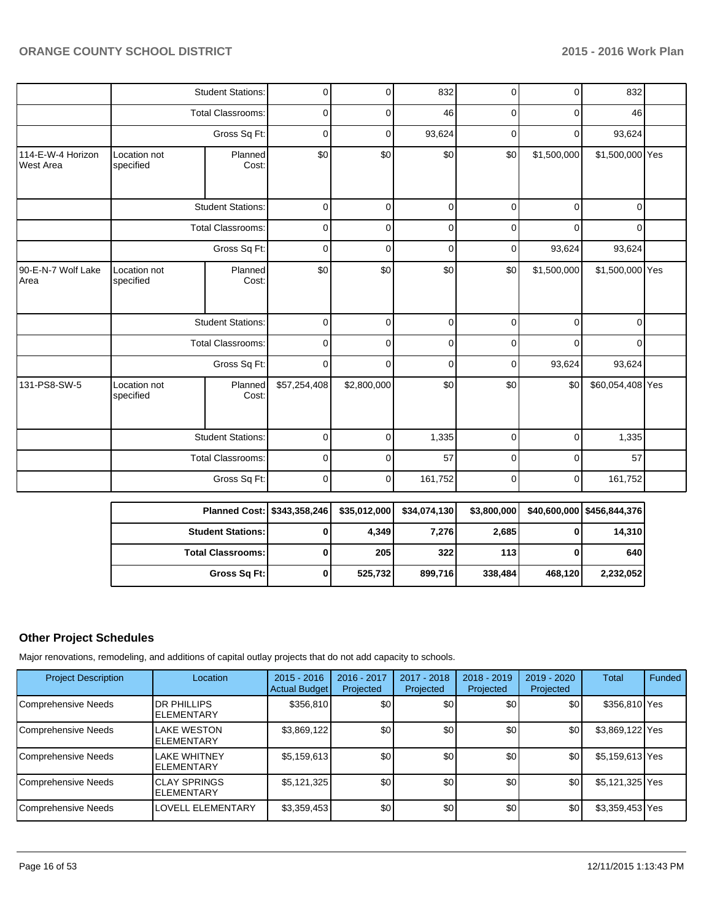| | | | | | | | | | |
|---|---|---|---|---|---|---|---|---|---|
| | | Student Stations: | 0 | 0 | 832 | 0 | 0 | 832 | |
| | | Total Classrooms: | 0 | 0 | 46 | 0 | 0 | 46 | |
| | | Gross Sq Ft: | 0 | 0 | 93,624 | 0 | 0 | 93,624 | |
| 114-E-W-4 Horizon West Area | Location not specified | Planned Cost: | $0 | $0 | $0 | $0 | $1,500,000 | $1,500,000 | Yes |
| | | Student Stations: | 0 | 0 | 0 | 0 | 0 | 0 | |
| | | Total Classrooms: | 0 | 0 | 0 | 0 | 0 | 0 | |
| | | Gross Sq Ft: | 0 | 0 | 0 | 0 | 93,624 | 93,624 | |
| 90-E-N-7 Wolf Lake Area | Location not specified | Planned Cost: | $0 | $0 | $0 | $0 | $1,500,000 | $1,500,000 | Yes |
| | | Student Stations: | 0 | 0 | 0 | 0 | 0 | 0 | |
| | | Total Classrooms: | 0 | 0 | 0 | 0 | 0 | 0 | |
| | | Gross Sq Ft: | 0 | 0 | 0 | 0 | 93,624 | 93,624 | |
| 131-PS8-SW-5 | Location not specified | Planned Cost: | $57,254,408 | $2,800,000 | $0 | $0 | $0 | $60,054,408 | Yes |
| | | Student Stations: | 0 | 0 | 1,335 | 0 | 0 | 1,335 | |
| | | Total Classrooms: | 0 | 0 | 57 | 0 | 0 | 57 | |
| | | Gross Sq Ft: | 0 | 0 | 161,752 | 0 | 0 | 161,752 | |

| | | | | | | |
|---|---|---|---|---|---|---|
| **Planned Cost:** | **$343,358,246** | **$35,012,000** | **$34,074,130** | **$3,800,000** | **$40,600,000** | **$456,844,376** |
| **Student Stations:** | **0** | **4,349** | **7,276** | **2,685** | **0** | **14,310** |
| **Total Classrooms:** | **0** | **205** | **322** | **113** | **0** | **640** |
| **Gross Sq Ft:** | **0** | **525,732** | **899,716** | **338,484** | **468,120** | **2,232,052** |

## Other Project Schedules

Major renovations, remodeling, and additions of capital outlay projects that do not add capacity to schools.

| Project Description | Location | 2015 - 2016 Actual Budget | 2016 - 2017 Projected | 2017 - 2018 Projected | 2018 - 2019 Projected | 2019 - 2020 Projected | Total | Funded |
|---|---|---|---|---|---|---|---|---|
| Comprehensive Needs | DR PHILLIPS ELEMENTARY | $356,810 | $0 | $0 | $0 | $0 | $356,810 | Yes |
| Comprehensive Needs | LAKE WESTON ELEMENTARY | $3,869,122 | $0 | $0 | $0 | $0 | $3,869,122 | Yes |
| Comprehensive Needs | LAKE WHITNEY ELEMENTARY | $5,159,613 | $0 | $0 | $0 | $0 | $5,159,613 | Yes |
| Comprehensive Needs | CLAY SPRINGS ELEMENTARY | $5,121,325 | $0 | $0 | $0 | $0 | $5,121,325 | Yes |
| Comprehensive Needs | LOVELL ELEMENTARY | $3,359,453 | $0 | $0 | $0 | $0 | $3,359,453 | Yes |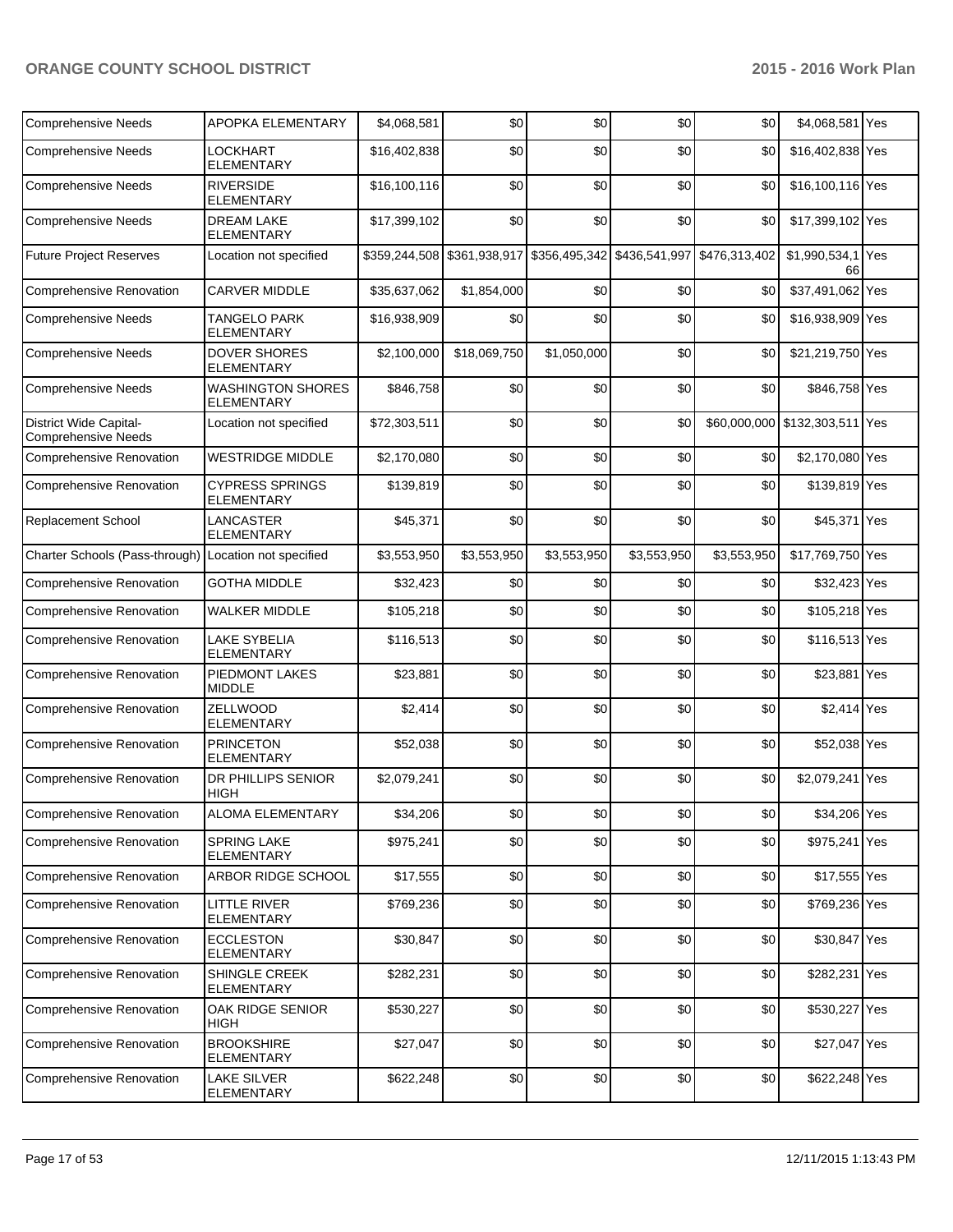| Comprehensive Needs | APOPKA ELEMENTARY | $4,068,581 | $0 | $0 | $0 | $0 | $4,068,581 | Yes |
|---|---|---|---|---|---|---|---|---|
| Comprehensive Needs | LOCKHART ELEMENTARY | $16,402,838 | $0 | $0 | $0 | $0 | $16,402,838 | Yes |
| Comprehensive Needs | RIVERSIDE ELEMENTARY | $16,100,116 | $0 | $0 | $0 | $0 | $16,100,116 | Yes |
| Comprehensive Needs | DREAM LAKE ELEMENTARY | $17,399,102 | $0 | $0 | $0 | $0 | $17,399,102 | Yes |
| Future Project Reserves | Location not specified | $359,244,508 | $361,938,917 | $356,495,342 | $436,541,997 | $476,313,402 | $1,990,534,166 | Yes |
| Comprehensive Renovation | CARVER MIDDLE | $35,637,062 | $1,854,000 | $0 | $0 | $0 | $37,491,062 | Yes |
| Comprehensive Needs | TANGELO PARK ELEMENTARY | $16,938,909 | $0 | $0 | $0 | $0 | $16,938,909 | Yes |
| Comprehensive Needs | DOVER SHORES ELEMENTARY | $2,100,000 | $18,069,750 | $1,050,000 | $0 | $0 | $21,219,750 | Yes |
| Comprehensive Needs | WASHINGTON SHORES ELEMENTARY | $846,758 | $0 | $0 | $0 | $0 | $846,758 | Yes |
| District Wide Capital-Comprehensive Needs | Location not specified | $72,303,511 | $0 | $0 | $0 | $60,000,000 | $132,303,511 | Yes |
| Comprehensive Renovation | WESTRIDGE MIDDLE | $2,170,080 | $0 | $0 | $0 | $0 | $2,170,080 | Yes |
| Comprehensive Renovation | CYPRESS SPRINGS ELEMENTARY | $139,819 | $0 | $0 | $0 | $0 | $139,819 | Yes |
| Replacement School | LANCASTER ELEMENTARY | $45,371 | $0 | $0 | $0 | $0 | $45,371 | Yes |
| Charter Schools (Pass-through) | Location not specified | $3,553,950 | $3,553,950 | $3,553,950 | $3,553,950 | $3,553,950 | $17,769,750 | Yes |
| Comprehensive Renovation | GOTHA MIDDLE | $32,423 | $0 | $0 | $0 | $0 | $32,423 | Yes |
| Comprehensive Renovation | WALKER MIDDLE | $105,218 | $0 | $0 | $0 | $0 | $105,218 | Yes |
| Comprehensive Renovation | LAKE SYBELIA ELEMENTARY | $116,513 | $0 | $0 | $0 | $0 | $116,513 | Yes |
| Comprehensive Renovation | PIEDMONT LAKES MIDDLE | $23,881 | $0 | $0 | $0 | $0 | $23,881 | Yes |
| Comprehensive Renovation | ZELLWOOD ELEMENTARY | $2,414 | $0 | $0 | $0 | $0 | $2,414 | Yes |
| Comprehensive Renovation | PRINCETON ELEMENTARY | $52,038 | $0 | $0 | $0 | $0 | $52,038 | Yes |
| Comprehensive Renovation | DR PHILLIPS SENIOR HIGH | $2,079,241 | $0 | $0 | $0 | $0 | $2,079,241 | Yes |
| Comprehensive Renovation | ALOMA ELEMENTARY | $34,206 | $0 | $0 | $0 | $0 | $34,206 | Yes |
| Comprehensive Renovation | SPRING LAKE ELEMENTARY | $975,241 | $0 | $0 | $0 | $0 | $975,241 | Yes |
| Comprehensive Renovation | ARBOR RIDGE SCHOOL | $17,555 | $0 | $0 | $0 | $0 | $17,555 | Yes |
| Comprehensive Renovation | LITTLE RIVER ELEMENTARY | $769,236 | $0 | $0 | $0 | $0 | $769,236 | Yes |
| Comprehensive Renovation | ECCLESTON ELEMENTARY | $30,847 | $0 | $0 | $0 | $0 | $30,847 | Yes |
| Comprehensive Renovation | SHINGLE CREEK ELEMENTARY | $282,231 | $0 | $0 | $0 | $0 | $282,231 | Yes |
| Comprehensive Renovation | OAK RIDGE SENIOR HIGH | $530,227 | $0 | $0 | $0 | $0 | $530,227 | Yes |
| Comprehensive Renovation | BROOKSHIRE ELEMENTARY | $27,047 | $0 | $0 | $0 | $0 | $27,047 | Yes |
| Comprehensive Renovation | LAKE SILVER ELEMENTARY | $622,248 | $0 | $0 | $0 | $0 | $622,248 | Yes |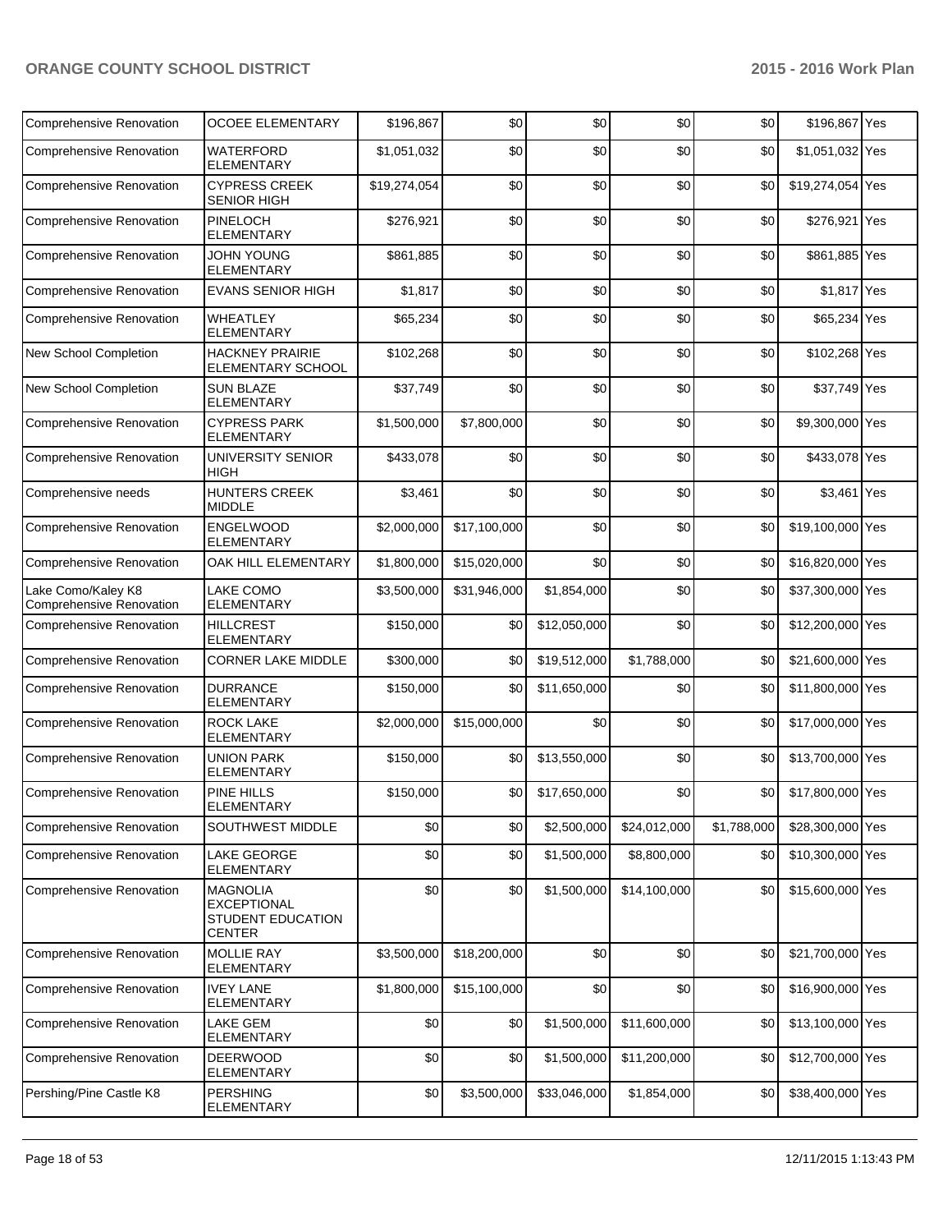| | | | | | | | | |
|---|---|---|---|---|---|---|---|---|
| Comprehensive Renovation | OCOEE ELEMENTARY | $196,867 | $0 | $0 | $0 | $0 | $196,867 | Yes |
| Comprehensive Renovation | WATERFORD ELEMENTARY | $1,051,032 | $0 | $0 | $0 | $0 | $1,051,032 | Yes |
| Comprehensive Renovation | CYPRESS CREEK SENIOR HIGH | $19,274,054 | $0 | $0 | $0 | $0 | $19,274,054 | Yes |
| Comprehensive Renovation | PINELOCH ELEMENTARY | $276,921 | $0 | $0 | $0 | $0 | $276,921 | Yes |
| Comprehensive Renovation | JOHN YOUNG ELEMENTARY | $861,885 | $0 | $0 | $0 | $0 | $861,885 | Yes |
| Comprehensive Renovation | EVANS SENIOR HIGH | $1,817 | $0 | $0 | $0 | $0 | $1,817 | Yes |
| Comprehensive Renovation | WHEATLEY ELEMENTARY | $65,234 | $0 | $0 | $0 | $0 | $65,234 | Yes |
| New School Completion | HACKNEY PRAIRIE ELEMENTARY SCHOOL | $102,268 | $0 | $0 | $0 | $0 | $102,268 | Yes |
| New School Completion | SUN BLAZE ELEMENTARY | $37,749 | $0 | $0 | $0 | $0 | $37,749 | Yes |
| Comprehensive Renovation | CYPRESS PARK ELEMENTARY | $1,500,000 | $7,800,000 | $0 | $0 | $0 | $9,300,000 | Yes |
| Comprehensive Renovation | UNIVERSITY SENIOR HIGH | $433,078 | $0 | $0 | $0 | $0 | $433,078 | Yes |
| Comprehensive needs | HUNTERS CREEK MIDDLE | $3,461 | $0 | $0 | $0 | $0 | $3,461 | Yes |
| Comprehensive Renovation | ENGELWOOD ELEMENTARY | $2,000,000 | $17,100,000 | $0 | $0 | $0 | $19,100,000 | Yes |
| Comprehensive Renovation | OAK HILL ELEMENTARY | $1,800,000 | $15,020,000 | $0 | $0 | $0 | $16,820,000 | Yes |
| Lake Como/Kaley K8 Comprehensive Renovation | LAKE COMO ELEMENTARY | $3,500,000 | $31,946,000 | $1,854,000 | $0 | $0 | $37,300,000 | Yes |
| Comprehensive Renovation | HILLCREST ELEMENTARY | $150,000 | $0 | $12,050,000 | $0 | $0 | $12,200,000 | Yes |
| Comprehensive Renovation | CORNER LAKE MIDDLE | $300,000 | $0 | $19,512,000 | $1,788,000 | $0 | $21,600,000 | Yes |
| Comprehensive Renovation | DURRANCE ELEMENTARY | $150,000 | $0 | $11,650,000 | $0 | $0 | $11,800,000 | Yes |
| Comprehensive Renovation | ROCK LAKE ELEMENTARY | $2,000,000 | $15,000,000 | $0 | $0 | $0 | $17,000,000 | Yes |
| Comprehensive Renovation | UNION PARK ELEMENTARY | $150,000 | $0 | $13,550,000 | $0 | $0 | $13,700,000 | Yes |
| Comprehensive Renovation | PINE HILLS ELEMENTARY | $150,000 | $0 | $17,650,000 | $0 | $0 | $17,800,000 | Yes |
| Comprehensive Renovation | SOUTHWEST MIDDLE | $0 | $0 | $2,500,000 | $24,012,000 | $1,788,000 | $28,300,000 | Yes |
| Comprehensive Renovation | LAKE GEORGE ELEMENTARY | $0 | $0 | $1,500,000 | $8,800,000 | $0 | $10,300,000 | Yes |
| Comprehensive Renovation | MAGNOLIA EXCEPTIONAL STUDENT EDUCATION CENTER | $0 | $0 | $1,500,000 | $14,100,000 | $0 | $15,600,000 | Yes |
| Comprehensive Renovation | MOLLIE RAY ELEMENTARY | $3,500,000 | $18,200,000 | $0 | $0 | $0 | $21,700,000 | Yes |
| Comprehensive Renovation | IVEY LANE ELEMENTARY | $1,800,000 | $15,100,000 | $0 | $0 | $0 | $16,900,000 | Yes |
| Comprehensive Renovation | LAKE GEM ELEMENTARY | $0 | $0 | $1,500,000 | $11,600,000 | $0 | $13,100,000 | Yes |
| Comprehensive Renovation | DEERWOOD ELEMENTARY | $0 | $0 | $1,500,000 | $11,200,000 | $0 | $12,700,000 | Yes |
| Pershing/Pine Castle K8 | PERSHING ELEMENTARY | $0 | $3,500,000 | $33,046,000 | $1,854,000 | $0 | $38,400,000 | Yes |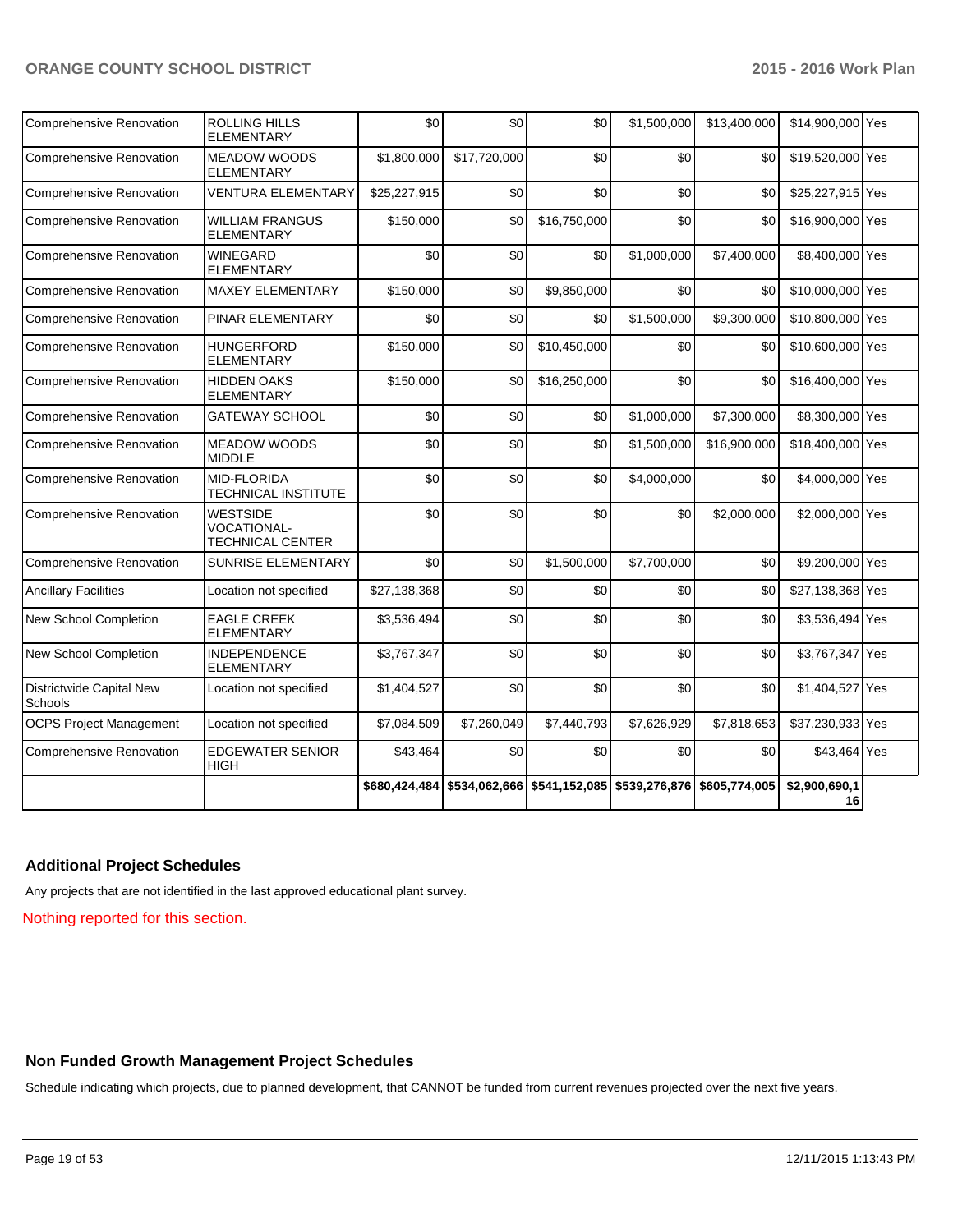| | | | | | | | | |
|---|---|---|---|---|---|---|---|---|
| Comprehensive Renovation | ROLLING HILLS ELEMENTARY | $0 | $0 | $0 | $1,500,000 | $13,400,000 | $14,900,000 | Yes |
| Comprehensive Renovation | MEADOW WOODS ELEMENTARY | $1,800,000 | $17,720,000 | $0 | $0 | $0 | $19,520,000 | Yes |
| Comprehensive Renovation | VENTURA ELEMENTARY | $25,227,915 | $0 | $0 | $0 | $0 | $25,227,915 | Yes |
| Comprehensive Renovation | WILLIAM FRANGUS ELEMENTARY | $150,000 | $0 | $16,750,000 | $0 | $0 | $16,900,000 | Yes |
| Comprehensive Renovation | WINEGARD ELEMENTARY | $0 | $0 | $0 | $1,000,000 | $7,400,000 | $8,400,000 | Yes |
| Comprehensive Renovation | MAXEY ELEMENTARY | $150,000 | $0 | $9,850,000 | $0 | $0 | $10,000,000 | Yes |
| Comprehensive Renovation | PINAR ELEMENTARY | $0 | $0 | $0 | $1,500,000 | $9,300,000 | $10,800,000 | Yes |
| Comprehensive Renovation | HUNGERFORD ELEMENTARY | $150,000 | $0 | $10,450,000 | $0 | $0 | $10,600,000 | Yes |
| Comprehensive Renovation | HIDDEN OAKS ELEMENTARY | $150,000 | $0 | $16,250,000 | $0 | $0 | $16,400,000 | Yes |
| Comprehensive Renovation | GATEWAY SCHOOL | $0 | $0 | $0 | $1,000,000 | $7,300,000 | $8,300,000 | Yes |
| Comprehensive Renovation | MEADOW WOODS MIDDLE | $0 | $0 | $0 | $1,500,000 | $16,900,000 | $18,400,000 | Yes |
| Comprehensive Renovation | MID-FLORIDA TECHNICAL INSTITUTE | $0 | $0 | $0 | $4,000,000 | $0 | $4,000,000 | Yes |
| Comprehensive Renovation | WESTSIDE VOCATIONAL-TECHNICAL CENTER | $0 | $0 | $0 | $0 | $2,000,000 | $2,000,000 | Yes |
| Comprehensive Renovation | SUNRISE ELEMENTARY | $0 | $0 | $1,500,000 | $7,700,000 | $0 | $9,200,000 | Yes |
| Ancillary Facilities | Location not specified | $27,138,368 | $0 | $0 | $0 | $0 | $27,138,368 | Yes |
| New School Completion | EAGLE CREEK ELEMENTARY | $3,536,494 | $0 | $0 | $0 | $0 | $3,536,494 | Yes |
| New School Completion | INDEPENDENCE ELEMENTARY | $3,767,347 | $0 | $0 | $0 | $0 | $3,767,347 | Yes |
| Districtwide Capital New Schools | Location not specified | $1,404,527 | $0 | $0 | $0 | $0 | $1,404,527 | Yes |
| OCPS Project Management | Location not specified | $7,084,509 | $7,260,049 | $7,440,793 | $7,626,929 | $7,818,653 | $37,230,933 | Yes |
| Comprehensive Renovation | EDGEWATER SENIOR HIGH | $43,464 | $0 | $0 | $0 | $0 | $43,464 | Yes |
| | | $680,424,484 | $534,062,666 | $541,152,085 | $539,276,876 | $605,774,005 | $2,900,690,116 | |

## Additional Project Schedules

Any projects that are not identified in the last approved educational plant survey.

Nothing reported for this section.

## Non Funded Growth Management Project Schedules

Schedule indicating which projects, due to planned development, that CANNOT be funded from current revenues projected over the next five years.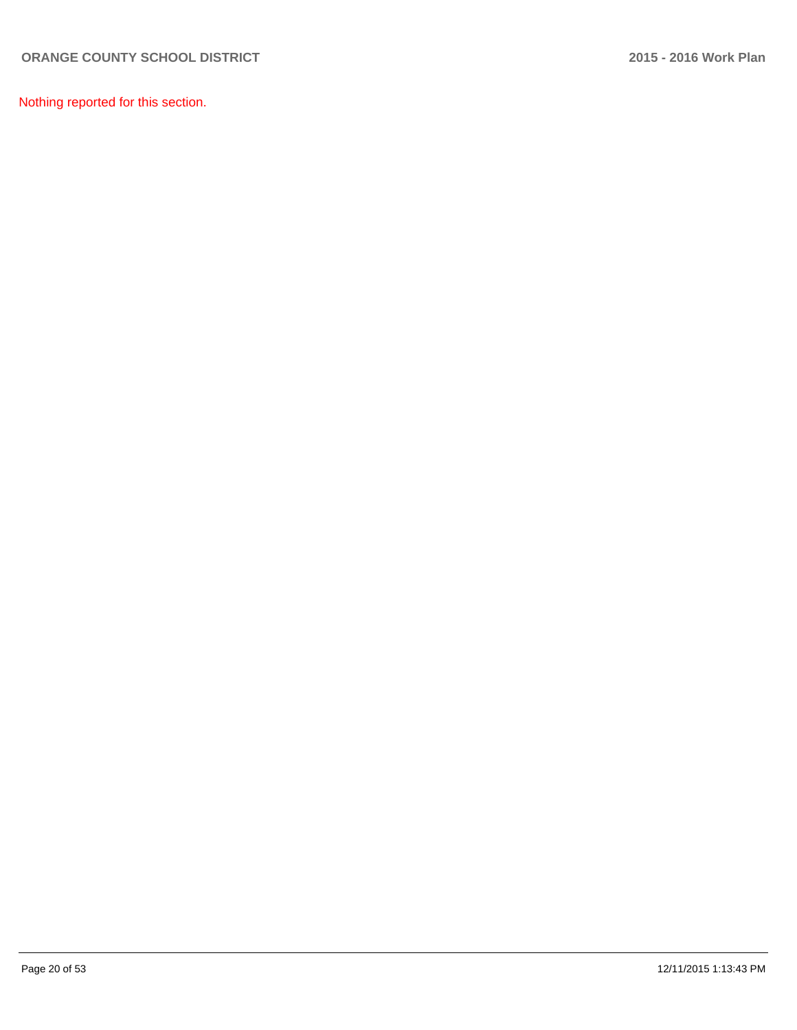Nothing reported for this section.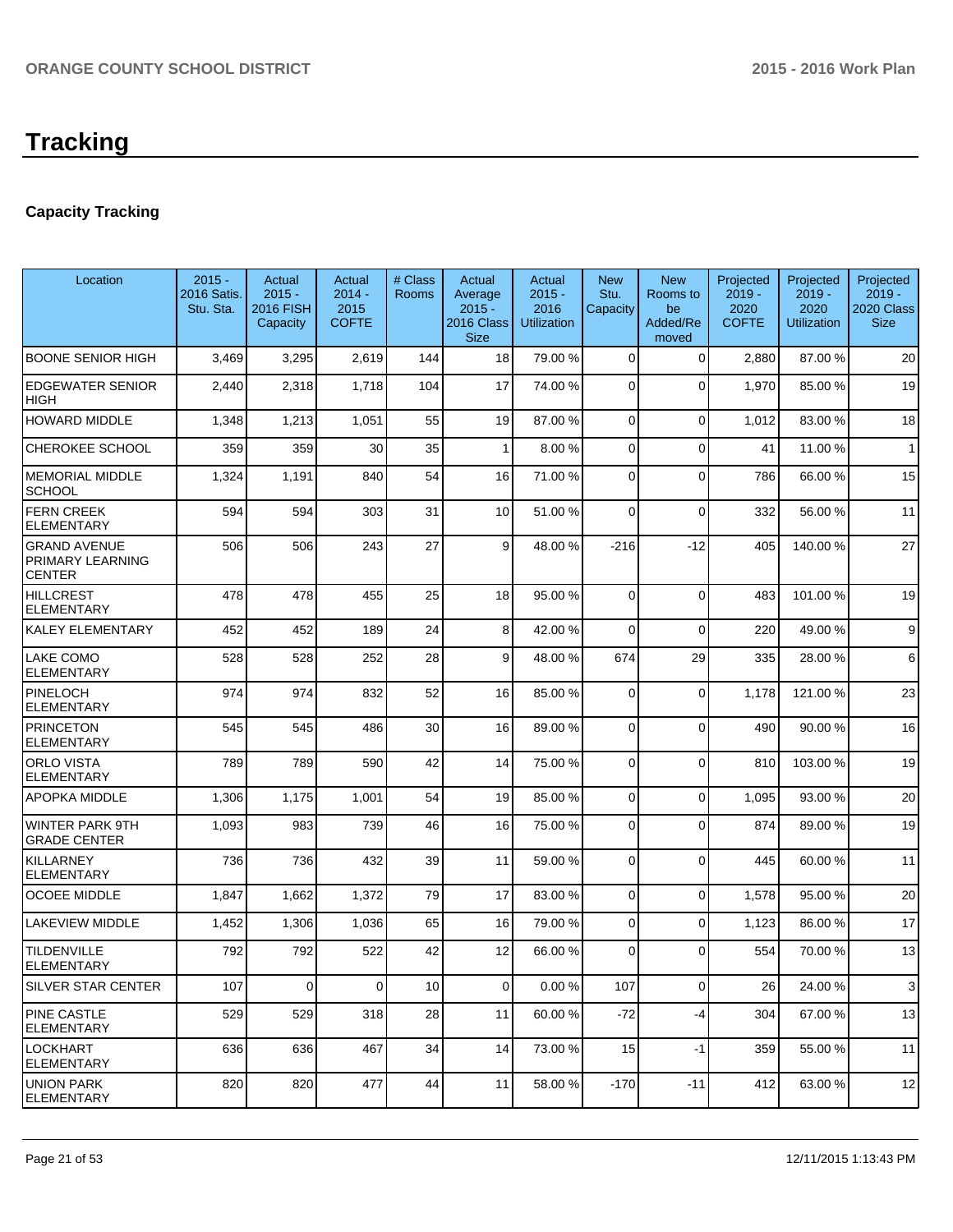# Tracking

## Capacity Tracking

| Location | 2015 - 2016 Satis. Stu. Sta. | Actual 2015 - 2016 FISH Capacity | Actual 2014 - 2015 COFTE | # Class Rooms | Actual Average 2015 - 2016 Class Size | Actual 2015 - 2016 Utilization | New Stu. Capacity | New Rooms to be Added/Removed | Projected 2019 - 2020 COFTE | Projected 2019 - 2020 Utilization | Projected 2019 - 2020 Class Size |
|---|---|---|---|---|---|---|---|---|---|---|---|
| BOONE SENIOR HIGH | 3,469 | 3,295 | 2,619 | 144 | 18 | 79.00 % | 0 | 0 | 2,880 | 87.00 % | 20 |
| EDGEWATER SENIOR HIGH | 2,440 | 2,318 | 1,718 | 104 | 17 | 74.00 % | 0 | 0 | 1,970 | 85.00 % | 19 |
| HOWARD MIDDLE | 1,348 | 1,213 | 1,051 | 55 | 19 | 87.00 % | 0 | 0 | 1,012 | 83.00 % | 18 |
| CHEROKEE SCHOOL | 359 | 359 | 30 | 35 | 1 | 8.00 % | 0 | 0 | 41 | 11.00 % | 1 |
| MEMORIAL MIDDLE SCHOOL | 1,324 | 1,191 | 840 | 54 | 16 | 71.00 % | 0 | 0 | 786 | 66.00 % | 15 |
| FERN CREEK ELEMENTARY | 594 | 594 | 303 | 31 | 10 | 51.00 % | 0 | 0 | 332 | 56.00 % | 11 |
| GRAND AVENUE PRIMARY LEARNING CENTER | 506 | 506 | 243 | 27 | 9 | 48.00 % | -216 | -12 | 405 | 140.00 % | 27 |
| HILLCREST ELEMENTARY | 478 | 478 | 455 | 25 | 18 | 95.00 % | 0 | 0 | 483 | 101.00 % | 19 |
| KALEY ELEMENTARY | 452 | 452 | 189 | 24 | 8 | 42.00 % | 0 | 0 | 220 | 49.00 % | 9 |
| LAKE COMO ELEMENTARY | 528 | 528 | 252 | 28 | 9 | 48.00 % | 674 | 29 | 335 | 28.00 % | 6 |
| PINELOCH ELEMENTARY | 974 | 974 | 832 | 52 | 16 | 85.00 % | 0 | 0 | 1,178 | 121.00 % | 23 |
| PRINCETON ELEMENTARY | 545 | 545 | 486 | 30 | 16 | 89.00 % | 0 | 0 | 490 | 90.00 % | 16 |
| ORLO VISTA ELEMENTARY | 789 | 789 | 590 | 42 | 14 | 75.00 % | 0 | 0 | 810 | 103.00 % | 19 |
| APOPKA MIDDLE | 1,306 | 1,175 | 1,001 | 54 | 19 | 85.00 % | 0 | 0 | 1,095 | 93.00 % | 20 |
| WINTER PARK 9TH GRADE CENTER | 1,093 | 983 | 739 | 46 | 16 | 75.00 % | 0 | 0 | 874 | 89.00 % | 19 |
| KILLARNEY ELEMENTARY | 736 | 736 | 432 | 39 | 11 | 59.00 % | 0 | 0 | 445 | 60.00 % | 11 |
| OCOEE MIDDLE | 1,847 | 1,662 | 1,372 | 79 | 17 | 83.00 % | 0 | 0 | 1,578 | 95.00 % | 20 |
| LAKEVIEW MIDDLE | 1,452 | 1,306 | 1,036 | 65 | 16 | 79.00 % | 0 | 0 | 1,123 | 86.00 % | 17 |
| TILDENVILLE ELEMENTARY | 792 | 792 | 522 | 42 | 12 | 66.00 % | 0 | 0 | 554 | 70.00 % | 13 |
| SILVER STAR CENTER | 107 | 0 | 0 | 10 | 0 | 0.00 % | 107 | 0 | 26 | 24.00 % | 3 |
| PINE CASTLE ELEMENTARY | 529 | 529 | 318 | 28 | 11 | 60.00 % | -72 | -4 | 304 | 67.00 % | 13 |
| LOCKHART ELEMENTARY | 636 | 636 | 467 | 34 | 14 | 73.00 % | 15 | -1 | 359 | 55.00 % | 11 |
| UNION PARK ELEMENTARY | 820 | 820 | 477 | 44 | 11 | 58.00 % | -170 | -11 | 412 | 63.00 % | 12 |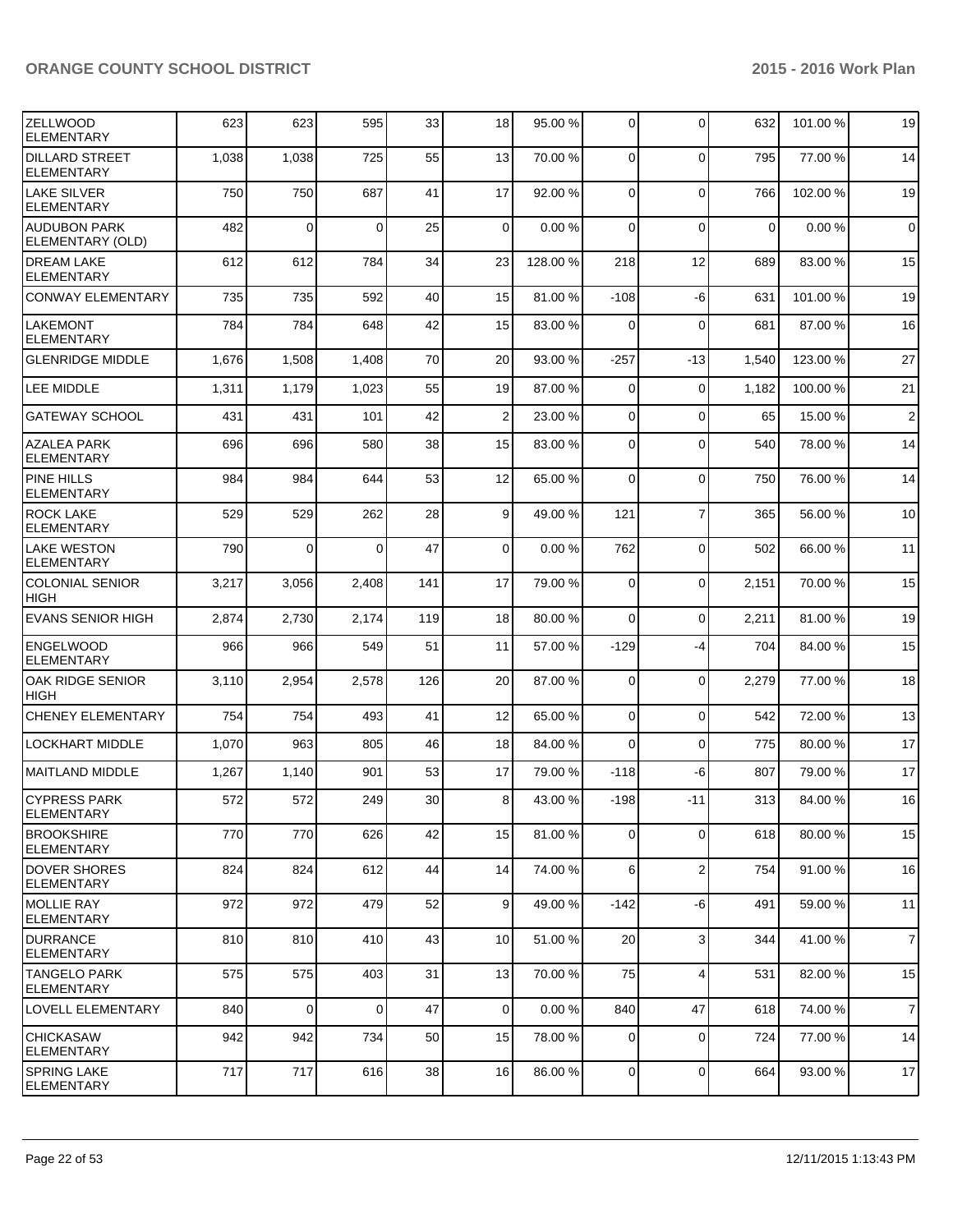| | | | | | | | | | | |
|---|---|---|---|---|---|---|---|---|---|---|
| ZELLWOOD ELEMENTARY | 623 | 623 | 595 | 33 | 18 | 95.00 % | 0 | 0 | 632 | 101.00 % | 19 |
| DILLARD STREET ELEMENTARY | 1,038 | 1,038 | 725 | 55 | 13 | 70.00 % | 0 | 0 | 795 | 77.00 % | 14 |
| LAKE SILVER ELEMENTARY | 750 | 750 | 687 | 41 | 17 | 92.00 % | 0 | 0 | 766 | 102.00 % | 19 |
| AUDUBON PARK ELEMENTARY (OLD) | 482 | 0 | 0 | 25 | 0 | 0.00 % | 0 | 0 | 0 | 0.00 % | 0 |
| DREAM LAKE ELEMENTARY | 612 | 612 | 784 | 34 | 23 | 128.00 % | 218 | 12 | 689 | 83.00 % | 15 |
| CONWAY ELEMENTARY | 735 | 735 | 592 | 40 | 15 | 81.00 % | -108 | -6 | 631 | 101.00 % | 19 |
| LAKEMONT ELEMENTARY | 784 | 784 | 648 | 42 | 15 | 83.00 % | 0 | 0 | 681 | 87.00 % | 16 |
| GLENRIDGE MIDDLE | 1,676 | 1,508 | 1,408 | 70 | 20 | 93.00 % | -257 | -13 | 1,540 | 123.00 % | 27 |
| LEE MIDDLE | 1,311 | 1,179 | 1,023 | 55 | 19 | 87.00 % | 0 | 0 | 1,182 | 100.00 % | 21 |
| GATEWAY SCHOOL | 431 | 431 | 101 | 42 | 2 | 23.00 % | 0 | 0 | 65 | 15.00 % | 2 |
| AZALEA PARK ELEMENTARY | 696 | 696 | 580 | 38 | 15 | 83.00 % | 0 | 0 | 540 | 78.00 % | 14 |
| PINE HILLS ELEMENTARY | 984 | 984 | 644 | 53 | 12 | 65.00 % | 0 | 0 | 750 | 76.00 % | 14 |
| ROCK LAKE ELEMENTARY | 529 | 529 | 262 | 28 | 9 | 49.00 % | 121 | 7 | 365 | 56.00 % | 10 |
| LAKE WESTON ELEMENTARY | 790 | 0 | 0 | 47 | 0 | 0.00 % | 762 | 0 | 502 | 66.00 % | 11 |
| COLONIAL SENIOR HIGH | 3,217 | 3,056 | 2,408 | 141 | 17 | 79.00 % | 0 | 0 | 2,151 | 70.00 % | 15 |
| EVANS SENIOR HIGH | 2,874 | 2,730 | 2,174 | 119 | 18 | 80.00 % | 0 | 0 | 2,211 | 81.00 % | 19 |
| ENGELWOOD ELEMENTARY | 966 | 966 | 549 | 51 | 11 | 57.00 % | -129 | -4 | 704 | 84.00 % | 15 |
| OAK RIDGE SENIOR HIGH | 3,110 | 2,954 | 2,578 | 126 | 20 | 87.00 % | 0 | 0 | 2,279 | 77.00 % | 18 |
| CHENEY ELEMENTARY | 754 | 754 | 493 | 41 | 12 | 65.00 % | 0 | 0 | 542 | 72.00 % | 13 |
| LOCKHART MIDDLE | 1,070 | 963 | 805 | 46 | 18 | 84.00 % | 0 | 0 | 775 | 80.00 % | 17 |
| MAITLAND MIDDLE | 1,267 | 1,140 | 901 | 53 | 17 | 79.00 % | -118 | -6 | 807 | 79.00 % | 17 |
| CYPRESS PARK ELEMENTARY | 572 | 572 | 249 | 30 | 8 | 43.00 % | -198 | -11 | 313 | 84.00 % | 16 |
| BROOKSHIRE ELEMENTARY | 770 | 770 | 626 | 42 | 15 | 81.00 % | 0 | 0 | 618 | 80.00 % | 15 |
| DOVER SHORES ELEMENTARY | 824 | 824 | 612 | 44 | 14 | 74.00 % | 6 | 2 | 754 | 91.00 % | 16 |
| MOLLIE RAY ELEMENTARY | 972 | 972 | 479 | 52 | 9 | 49.00 % | -142 | -6 | 491 | 59.00 % | 11 |
| DURRANCE ELEMENTARY | 810 | 810 | 410 | 43 | 10 | 51.00 % | 20 | 3 | 344 | 41.00 % | 7 |
| TANGELO PARK ELEMENTARY | 575 | 575 | 403 | 31 | 13 | 70.00 % | 75 | 4 | 531 | 82.00 % | 15 |
| LOVELL ELEMENTARY | 840 | 0 | 0 | 47 | 0 | 0.00 % | 840 | 47 | 618 | 74.00 % | 7 |
| CHICKASAW ELEMENTARY | 942 | 942 | 734 | 50 | 15 | 78.00 % | 0 | 0 | 724 | 77.00 % | 14 |
| SPRING LAKE ELEMENTARY | 717 | 717 | 616 | 38 | 16 | 86.00 % | 0 | 0 | 664 | 93.00 % | 17 |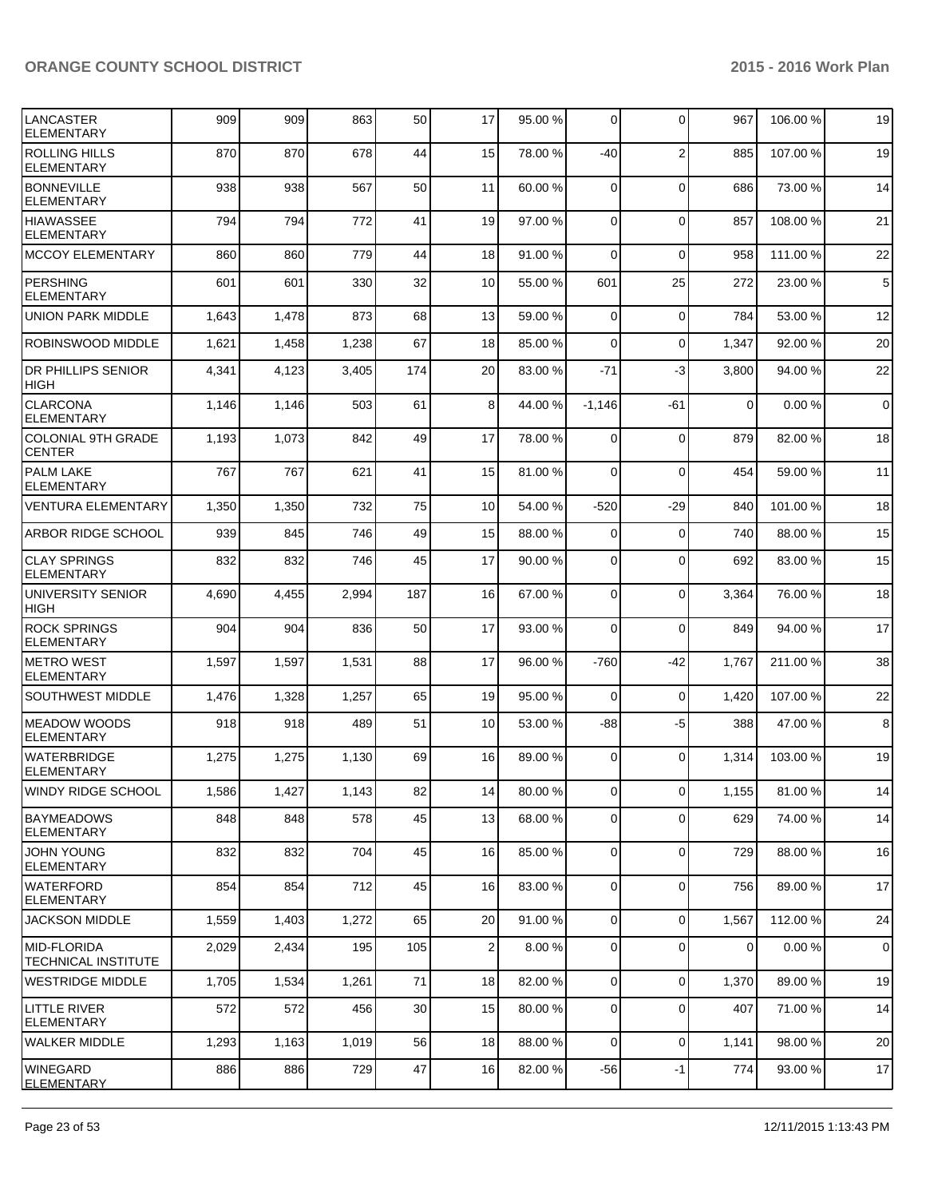| LANCASTER ELEMENTARY | 909 | 909 | 863 | 50 | 17 | 95.00 % | 0 | 0 | 967 | 106.00 % | 19 |
|---|---|---|---|---|---|---|---|---|---|---|---|
| ROLLING HILLS ELEMENTARY | 870 | 870 | 678 | 44 | 15 | 78.00 % | -40 | 2 | 885 | 107.00 % | 19 |
| BONNEVILLE ELEMENTARY | 938 | 938 | 567 | 50 | 11 | 60.00 % | 0 | 0 | 686 | 73.00 % | 14 |
| HIAWASSEE ELEMENTARY | 794 | 794 | 772 | 41 | 19 | 97.00 % | 0 | 0 | 857 | 108.00 % | 21 |
| MCCOY ELEMENTARY | 860 | 860 | 779 | 44 | 18 | 91.00 % | 0 | 0 | 958 | 111.00 % | 22 |
| PERSHING ELEMENTARY | 601 | 601 | 330 | 32 | 10 | 55.00 % | 601 | 25 | 272 | 23.00 % | 5 |
| UNION PARK MIDDLE | 1,643 | 1,478 | 873 | 68 | 13 | 59.00 % | 0 | 0 | 784 | 53.00 % | 12 |
| ROBINSWOOD MIDDLE | 1,621 | 1,458 | 1,238 | 67 | 18 | 85.00 % | 0 | 0 | 1,347 | 92.00 % | 20 |
| DR PHILLIPS SENIOR HIGH | 4,341 | 4,123 | 3,405 | 174 | 20 | 83.00 % | -71 | -3 | 3,800 | 94.00 % | 22 |
| CLARCONA ELEMENTARY | 1,146 | 1,146 | 503 | 61 | 8 | 44.00 % | -1,146 | -61 | 0 | 0.00 % | 0 |
| COLONIAL 9TH GRADE CENTER | 1,193 | 1,073 | 842 | 49 | 17 | 78.00 % | 0 | 0 | 879 | 82.00 % | 18 |
| PALM LAKE ELEMENTARY | 767 | 767 | 621 | 41 | 15 | 81.00 % | 0 | 0 | 454 | 59.00 % | 11 |
| VENTURA ELEMENTARY | 1,350 | 1,350 | 732 | 75 | 10 | 54.00 % | -520 | -29 | 840 | 101.00 % | 18 |
| ARBOR RIDGE SCHOOL | 939 | 845 | 746 | 49 | 15 | 88.00 % | 0 | 0 | 740 | 88.00 % | 15 |
| CLAY SPRINGS ELEMENTARY | 832 | 832 | 746 | 45 | 17 | 90.00 % | 0 | 0 | 692 | 83.00 % | 15 |
| UNIVERSITY SENIOR HIGH | 4,690 | 4,455 | 2,994 | 187 | 16 | 67.00 % | 0 | 0 | 3,364 | 76.00 % | 18 |
| ROCK SPRINGS ELEMENTARY | 904 | 904 | 836 | 50 | 17 | 93.00 % | 0 | 0 | 849 | 94.00 % | 17 |
| METRO WEST ELEMENTARY | 1,597 | 1,597 | 1,531 | 88 | 17 | 96.00 % | -760 | -42 | 1,767 | 211.00 % | 38 |
| SOUTHWEST MIDDLE | 1,476 | 1,328 | 1,257 | 65 | 19 | 95.00 % | 0 | 0 | 1,420 | 107.00 % | 22 |
| MEADOW WOODS ELEMENTARY | 918 | 918 | 489 | 51 | 10 | 53.00 % | -88 | -5 | 388 | 47.00 % | 8 |
| WATERBRIDGE ELEMENTARY | 1,275 | 1,275 | 1,130 | 69 | 16 | 89.00 % | 0 | 0 | 1,314 | 103.00 % | 19 |
| WINDY RIDGE SCHOOL | 1,586 | 1,427 | 1,143 | 82 | 14 | 80.00 % | 0 | 0 | 1,155 | 81.00 % | 14 |
| BAYMEADOWS ELEMENTARY | 848 | 848 | 578 | 45 | 13 | 68.00 % | 0 | 0 | 629 | 74.00 % | 14 |
| JOHN YOUNG ELEMENTARY | 832 | 832 | 704 | 45 | 16 | 85.00 % | 0 | 0 | 729 | 88.00 % | 16 |
| WATERFORD ELEMENTARY | 854 | 854 | 712 | 45 | 16 | 83.00 % | 0 | 0 | 756 | 89.00 % | 17 |
| JACKSON MIDDLE | 1,559 | 1,403 | 1,272 | 65 | 20 | 91.00 % | 0 | 0 | 1,567 | 112.00 % | 24 |
| MID-FLORIDA TECHNICAL INSTITUTE | 2,029 | 2,434 | 195 | 105 | 2 | 8.00 % | 0 | 0 | 0 | 0.00 % | 0 |
| WESTRIDGE MIDDLE | 1,705 | 1,534 | 1,261 | 71 | 18 | 82.00 % | 0 | 0 | 1,370 | 89.00 % | 19 |
| LITTLE RIVER ELEMENTARY | 572 | 572 | 456 | 30 | 15 | 80.00 % | 0 | 0 | 407 | 71.00 % | 14 |
| WALKER MIDDLE | 1,293 | 1,163 | 1,019 | 56 | 18 | 88.00 % | 0 | 0 | 1,141 | 98.00 % | 20 |
| WINEGARD ELEMENTARY | 886 | 886 | 729 | 47 | 16 | 82.00 % | -56 | -1 | 774 | 93.00 % | 17 |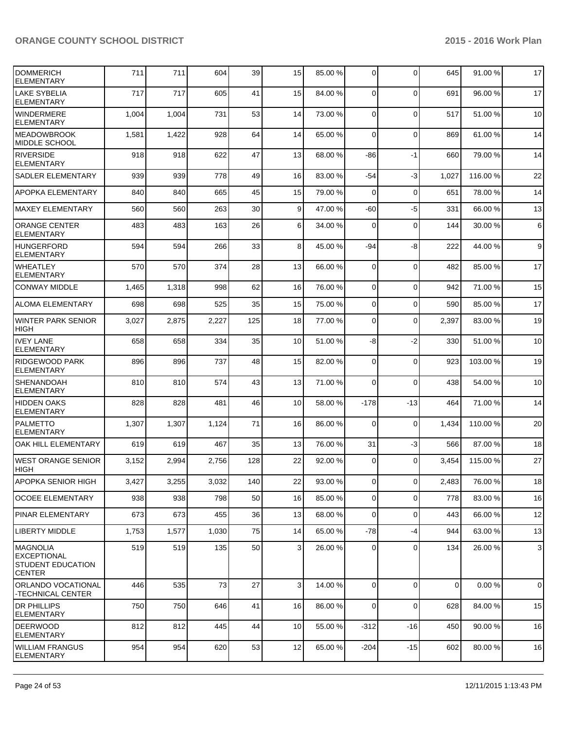| | | | | | | | | | | | |
|---|---|---|---|---|---|---|---|---|---|---|---|
| DOMMERICH ELEMENTARY | 711 | 711 | 604 | 39 | 15 | 85.00 % | 0 | 0 | 645 | 91.00 % | 17 |
| LAKE SYBELIA ELEMENTARY | 717 | 717 | 605 | 41 | 15 | 84.00 % | 0 | 0 | 691 | 96.00 % | 17 |
| WINDERMERE ELEMENTARY | 1,004 | 1,004 | 731 | 53 | 14 | 73.00 % | 0 | 0 | 517 | 51.00 % | 10 |
| MEADOWBROOK MIDDLE SCHOOL | 1,581 | 1,422 | 928 | 64 | 14 | 65.00 % | 0 | 0 | 869 | 61.00 % | 14 |
| RIVERSIDE ELEMENTARY | 918 | 918 | 622 | 47 | 13 | 68.00 % | -86 | -1 | 660 | 79.00 % | 14 |
| SADLER ELEMENTARY | 939 | 939 | 778 | 49 | 16 | 83.00 % | -54 | -3 | 1,027 | 116.00 % | 22 |
| APOPKA ELEMENTARY | 840 | 840 | 665 | 45 | 15 | 79.00 % | 0 | 0 | 651 | 78.00 % | 14 |
| MAXEY ELEMENTARY | 560 | 560 | 263 | 30 | 9 | 47.00 % | -60 | -5 | 331 | 66.00 % | 13 |
| ORANGE CENTER ELEMENTARY | 483 | 483 | 163 | 26 | 6 | 34.00 % | 0 | 0 | 144 | 30.00 % | 6 |
| HUNGERFORD ELEMENTARY | 594 | 594 | 266 | 33 | 8 | 45.00 % | -94 | -8 | 222 | 44.00 % | 9 |
| WHEATLEY ELEMENTARY | 570 | 570 | 374 | 28 | 13 | 66.00 % | 0 | 0 | 482 | 85.00 % | 17 |
| CONWAY MIDDLE | 1,465 | 1,318 | 998 | 62 | 16 | 76.00 % | 0 | 0 | 942 | 71.00 % | 15 |
| ALOMA ELEMENTARY | 698 | 698 | 525 | 35 | 15 | 75.00 % | 0 | 0 | 590 | 85.00 % | 17 |
| WINTER PARK SENIOR HIGH | 3,027 | 2,875 | 2,227 | 125 | 18 | 77.00 % | 0 | 0 | 2,397 | 83.00 % | 19 |
| IVEY LANE ELEMENTARY | 658 | 658 | 334 | 35 | 10 | 51.00 % | -8 | -2 | 330 | 51.00 % | 10 |
| RIDGEWOOD PARK ELEMENTARY | 896 | 896 | 737 | 48 | 15 | 82.00 % | 0 | 0 | 923 | 103.00 % | 19 |
| SHENANDOAH ELEMENTARY | 810 | 810 | 574 | 43 | 13 | 71.00 % | 0 | 0 | 438 | 54.00 % | 10 |
| HIDDEN OAKS ELEMENTARY | 828 | 828 | 481 | 46 | 10 | 58.00 % | -178 | -13 | 464 | 71.00 % | 14 |
| PALMETTO ELEMENTARY | 1,307 | 1,307 | 1,124 | 71 | 16 | 86.00 % | 0 | 0 | 1,434 | 110.00 % | 20 |
| OAK HILL ELEMENTARY | 619 | 619 | 467 | 35 | 13 | 76.00 % | 31 | -3 | 566 | 87.00 % | 18 |
| WEST ORANGE SENIOR HIGH | 3,152 | 2,994 | 2,756 | 128 | 22 | 92.00 % | 0 | 0 | 3,454 | 115.00 % | 27 |
| APOPKA SENIOR HIGH | 3,427 | 3,255 | 3,032 | 140 | 22 | 93.00 % | 0 | 0 | 2,483 | 76.00 % | 18 |
| OCOEE ELEMENTARY | 938 | 938 | 798 | 50 | 16 | 85.00 % | 0 | 0 | 778 | 83.00 % | 16 |
| PINAR ELEMENTARY | 673 | 673 | 455 | 36 | 13 | 68.00 % | 0 | 0 | 443 | 66.00 % | 12 |
| LIBERTY MIDDLE | 1,753 | 1,577 | 1,030 | 75 | 14 | 65.00 % | -78 | -4 | 944 | 63.00 % | 13 |
| MAGNOLIA EXCEPTIONAL STUDENT EDUCATION CENTER | 519 | 519 | 135 | 50 | 3 | 26.00 % | 0 | 0 | 134 | 26.00 % | 3 |
| ORLANDO VOCATIONAL -TECHNICAL CENTER | 446 | 535 | 73 | 27 | 3 | 14.00 % | 0 | 0 | 0 | 0.00 % | 0 |
| DR PHILLIPS ELEMENTARY | 750 | 750 | 646 | 41 | 16 | 86.00 % | 0 | 0 | 628 | 84.00 % | 15 |
| DEERWOOD ELEMENTARY | 812 | 812 | 445 | 44 | 10 | 55.00 % | -312 | -16 | 450 | 90.00 % | 16 |
| WILLIAM FRANGUS ELEMENTARY | 954 | 954 | 620 | 53 | 12 | 65.00 % | -204 | -15 | 602 | 80.00 % | 16 |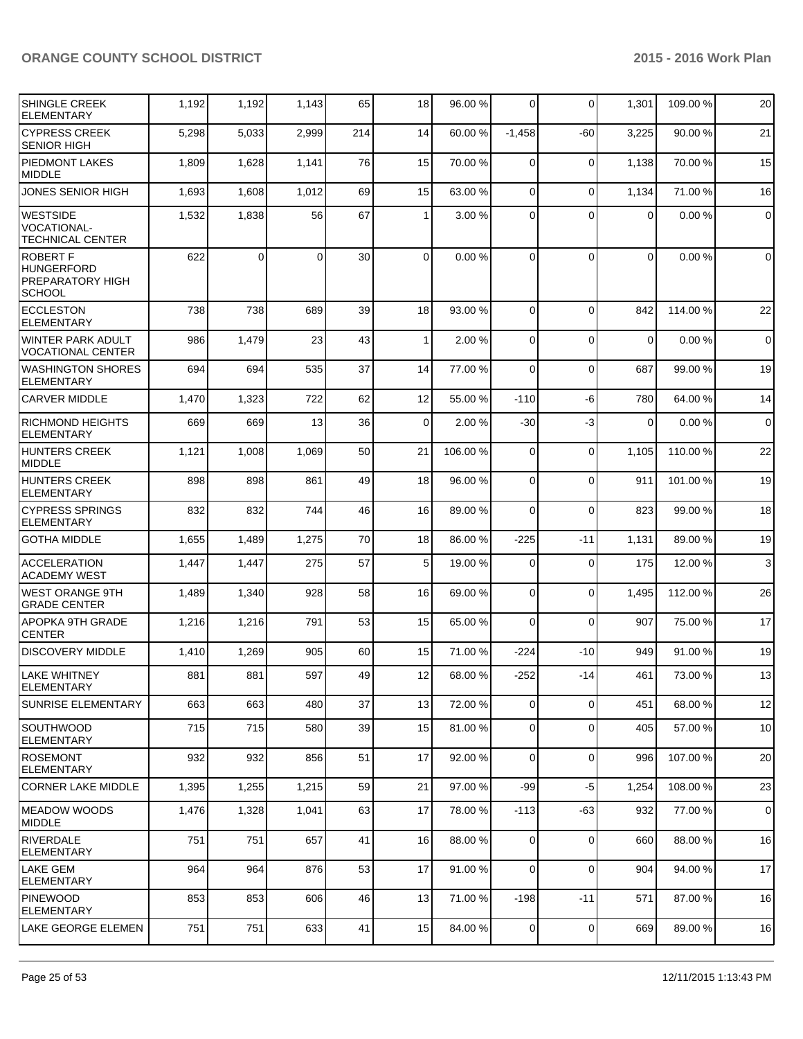| SHINGLE CREEK ELEMENTARY | 1,192 | 1,192 | 1,143 | 65 | 18 | 96.00 % | 0 | 0 | 1,301 | 109.00 % | 20 |
|---|---|---|---|---|---|---|---|---|---|---|---|
| CYPRESS CREEK SENIOR HIGH | 5,298 | 5,033 | 2,999 | 214 | 14 | 60.00 % | -1,458 | -60 | 3,225 | 90.00 % | 21 |
| PIEDMONT LAKES MIDDLE | 1,809 | 1,628 | 1,141 | 76 | 15 | 70.00 % | 0 | 0 | 1,138 | 70.00 % | 15 |
| JONES SENIOR HIGH | 1,693 | 1,608 | 1,012 | 69 | 15 | 63.00 % | 0 | 0 | 1,134 | 71.00 % | 16 |
| WESTSIDE VOCATIONAL-TECHNICAL CENTER | 1,532 | 1,838 | 56 | 67 | 1 | 3.00 % | 0 | 0 | 0 | 0.00 % | 0 |
| ROBERT F HUNGERFORD PREPARATORY HIGH SCHOOL | 622 | 0 | 0 | 30 | 0 | 0.00 % | 0 | 0 | 0 | 0.00 % | 0 |
| ECCLESTON ELEMENTARY | 738 | 738 | 689 | 39 | 18 | 93.00 % | 0 | 0 | 842 | 114.00 % | 22 |
| WINTER PARK ADULT VOCATIONAL CENTER | 986 | 1,479 | 23 | 43 | 1 | 2.00 % | 0 | 0 | 0 | 0.00 % | 0 |
| WASHINGTON SHORES ELEMENTARY | 694 | 694 | 535 | 37 | 14 | 77.00 % | 0 | 0 | 687 | 99.00 % | 19 |
| CARVER MIDDLE | 1,470 | 1,323 | 722 | 62 | 12 | 55.00 % | -110 | -6 | 780 | 64.00 % | 14 |
| RICHMOND HEIGHTS ELEMENTARY | 669 | 669 | 13 | 36 | 0 | 2.00 % | -30 | -3 | 0 | 0.00 % | 0 |
| HUNTERS CREEK MIDDLE | 1,121 | 1,008 | 1,069 | 50 | 21 | 106.00 % | 0 | 0 | 1,105 | 110.00 % | 22 |
| HUNTERS CREEK ELEMENTARY | 898 | 898 | 861 | 49 | 18 | 96.00 % | 0 | 0 | 911 | 101.00 % | 19 |
| CYPRESS SPRINGS ELEMENTARY | 832 | 832 | 744 | 46 | 16 | 89.00 % | 0 | 0 | 823 | 99.00 % | 18 |
| GOTHA MIDDLE | 1,655 | 1,489 | 1,275 | 70 | 18 | 86.00 % | -225 | -11 | 1,131 | 89.00 % | 19 |
| ACCELERATION ACADEMY WEST | 1,447 | 1,447 | 275 | 57 | 5 | 19.00 % | 0 | 0 | 175 | 12.00 % | 3 |
| WEST ORANGE 9TH GRADE CENTER | 1,489 | 1,340 | 928 | 58 | 16 | 69.00 % | 0 | 0 | 1,495 | 112.00 % | 26 |
| APOPKA 9TH GRADE CENTER | 1,216 | 1,216 | 791 | 53 | 15 | 65.00 % | 0 | 0 | 907 | 75.00 % | 17 |
| DISCOVERY MIDDLE | 1,410 | 1,269 | 905 | 60 | 15 | 71.00 % | -224 | -10 | 949 | 91.00 % | 19 |
| LAKE WHITNEY ELEMENTARY | 881 | 881 | 597 | 49 | 12 | 68.00 % | -252 | -14 | 461 | 73.00 % | 13 |
| SUNRISE ELEMENTARY | 663 | 663 | 480 | 37 | 13 | 72.00 % | 0 | 0 | 451 | 68.00 % | 12 |
| SOUTHWOOD ELEMENTARY | 715 | 715 | 580 | 39 | 15 | 81.00 % | 0 | 0 | 405 | 57.00 % | 10 |
| ROSEMONT ELEMENTARY | 932 | 932 | 856 | 51 | 17 | 92.00 % | 0 | 0 | 996 | 107.00 % | 20 |
| CORNER LAKE MIDDLE | 1,395 | 1,255 | 1,215 | 59 | 21 | 97.00 % | -99 | -5 | 1,254 | 108.00 % | 23 |
| MEADOW WOODS MIDDLE | 1,476 | 1,328 | 1,041 | 63 | 17 | 78.00 % | -113 | -63 | 932 | 77.00 % | 0 |
| RIVERDALE ELEMENTARY | 751 | 751 | 657 | 41 | 16 | 88.00 % | 0 | 0 | 660 | 88.00 % | 16 |
| LAKE GEM ELEMENTARY | 964 | 964 | 876 | 53 | 17 | 91.00 % | 0 | 0 | 904 | 94.00 % | 17 |
| PINEWOOD ELEMENTARY | 853 | 853 | 606 | 46 | 13 | 71.00 % | -198 | -11 | 571 | 87.00 % | 16 |
| LAKE GEORGE ELEMEN | 751 | 751 | 633 | 41 | 15 | 84.00 % | 0 | 0 | 669 | 89.00 % | 16 |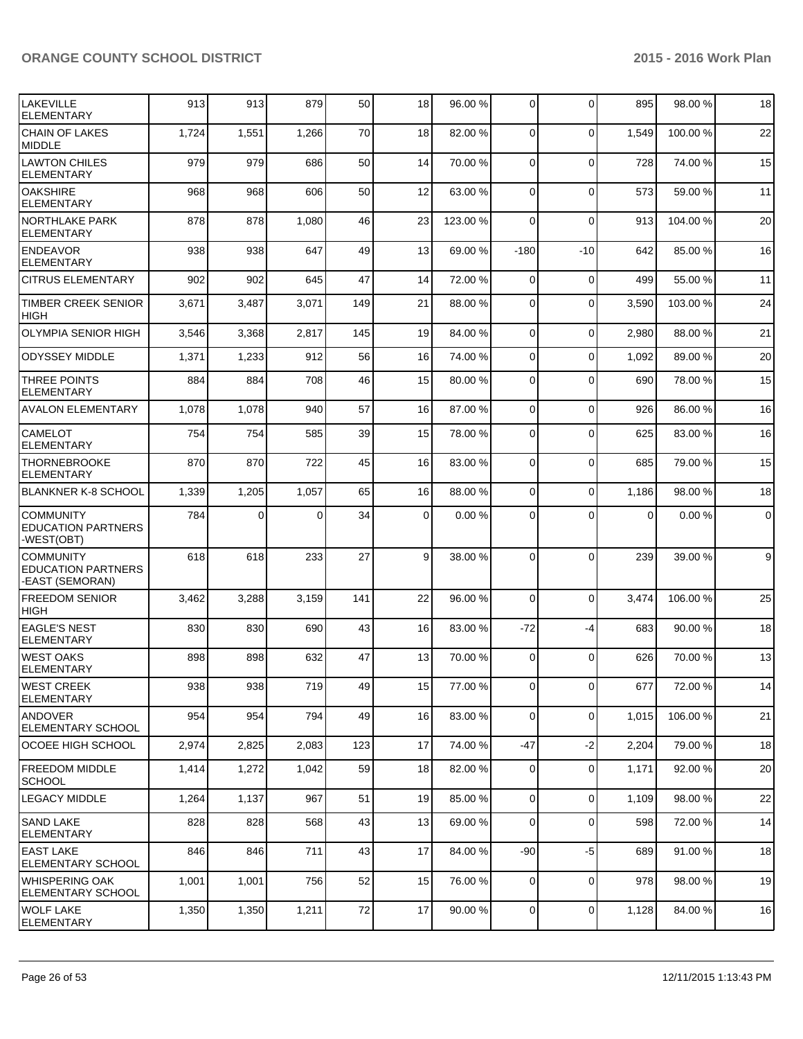| | | | | | | | | | | |
|---|---|---|---|---|---|---|---|---|---|---|
| LAKEVILLE ELEMENTARY | 913 | 913 | 879 | 50 | 18 | 96.00 % | 0 | 0 | 895 | 98.00 % | 18 |
| CHAIN OF LAKES MIDDLE | 1,724 | 1,551 | 1,266 | 70 | 18 | 82.00 % | 0 | 0 | 1,549 | 100.00 % | 22 |
| LAWTON CHILES ELEMENTARY | 979 | 979 | 686 | 50 | 14 | 70.00 % | 0 | 0 | 728 | 74.00 % | 15 |
| OAKSHIRE ELEMENTARY | 968 | 968 | 606 | 50 | 12 | 63.00 % | 0 | 0 | 573 | 59.00 % | 11 |
| NORTHLAKE PARK ELEMENTARY | 878 | 878 | 1,080 | 46 | 23 | 123.00 % | 0 | 0 | 913 | 104.00 % | 20 |
| ENDEAVOR ELEMENTARY | 938 | 938 | 647 | 49 | 13 | 69.00 % | -180 | -10 | 642 | 85.00 % | 16 |
| CITRUS ELEMENTARY | 902 | 902 | 645 | 47 | 14 | 72.00 % | 0 | 0 | 499 | 55.00 % | 11 |
| TIMBER CREEK SENIOR HIGH | 3,671 | 3,487 | 3,071 | 149 | 21 | 88.00 % | 0 | 0 | 3,590 | 103.00 % | 24 |
| OLYMPIA SENIOR HIGH | 3,546 | 3,368 | 2,817 | 145 | 19 | 84.00 % | 0 | 0 | 2,980 | 88.00 % | 21 |
| ODYSSEY MIDDLE | 1,371 | 1,233 | 912 | 56 | 16 | 74.00 % | 0 | 0 | 1,092 | 89.00 % | 20 |
| THREE POINTS ELEMENTARY | 884 | 884 | 708 | 46 | 15 | 80.00 % | 0 | 0 | 690 | 78.00 % | 15 |
| AVALON ELEMENTARY | 1,078 | 1,078 | 940 | 57 | 16 | 87.00 % | 0 | 0 | 926 | 86.00 % | 16 |
| CAMELOT ELEMENTARY | 754 | 754 | 585 | 39 | 15 | 78.00 % | 0 | 0 | 625 | 83.00 % | 16 |
| THORNEBROOKE ELEMENTARY | 870 | 870 | 722 | 45 | 16 | 83.00 % | 0 | 0 | 685 | 79.00 % | 15 |
| BLANKNER K-8 SCHOOL | 1,339 | 1,205 | 1,057 | 65 | 16 | 88.00 % | 0 | 0 | 1,186 | 98.00 % | 18 |
| COMMUNITY EDUCATION PARTNERS -WEST(OBT) | 784 | 0 | 0 | 34 | 0 | 0.00 % | 0 | 0 | 0 | 0.00 % | 0 |
| COMMUNITY EDUCATION PARTNERS -EAST (SEMORAN) | 618 | 618 | 233 | 27 | 9 | 38.00 % | 0 | 0 | 239 | 39.00 % | 9 |
| FREEDOM SENIOR HIGH | 3,462 | 3,288 | 3,159 | 141 | 22 | 96.00 % | 0 | 0 | 3,474 | 106.00 % | 25 |
| EAGLE'S NEST ELEMENTARY | 830 | 830 | 690 | 43 | 16 | 83.00 % | -72 | -4 | 683 | 90.00 % | 18 |
| WEST OAKS ELEMENTARY | 898 | 898 | 632 | 47 | 13 | 70.00 % | 0 | 0 | 626 | 70.00 % | 13 |
| WEST CREEK ELEMENTARY | 938 | 938 | 719 | 49 | 15 | 77.00 % | 0 | 0 | 677 | 72.00 % | 14 |
| ANDOVER ELEMENTARY SCHOOL | 954 | 954 | 794 | 49 | 16 | 83.00 % | 0 | 0 | 1,015 | 106.00 % | 21 |
| OCOEE HIGH SCHOOL | 2,974 | 2,825 | 2,083 | 123 | 17 | 74.00 % | -47 | -2 | 2,204 | 79.00 % | 18 |
| FREEDOM MIDDLE SCHOOL | 1,414 | 1,272 | 1,042 | 59 | 18 | 82.00 % | 0 | 0 | 1,171 | 92.00 % | 20 |
| LEGACY MIDDLE | 1,264 | 1,137 | 967 | 51 | 19 | 85.00 % | 0 | 0 | 1,109 | 98.00 % | 22 |
| SAND LAKE ELEMENTARY | 828 | 828 | 568 | 43 | 13 | 69.00 % | 0 | 0 | 598 | 72.00 % | 14 |
| EAST LAKE ELEMENTARY SCHOOL | 846 | 846 | 711 | 43 | 17 | 84.00 % | -90 | -5 | 689 | 91.00 % | 18 |
| WHISPERING OAK ELEMENTARY SCHOOL | 1,001 | 1,001 | 756 | 52 | 15 | 76.00 % | 0 | 0 | 978 | 98.00 % | 19 |
| WOLF LAKE ELEMENTARY | 1,350 | 1,350 | 1,211 | 72 | 17 | 90.00 % | 0 | 0 | 1,128 | 84.00 % | 16 |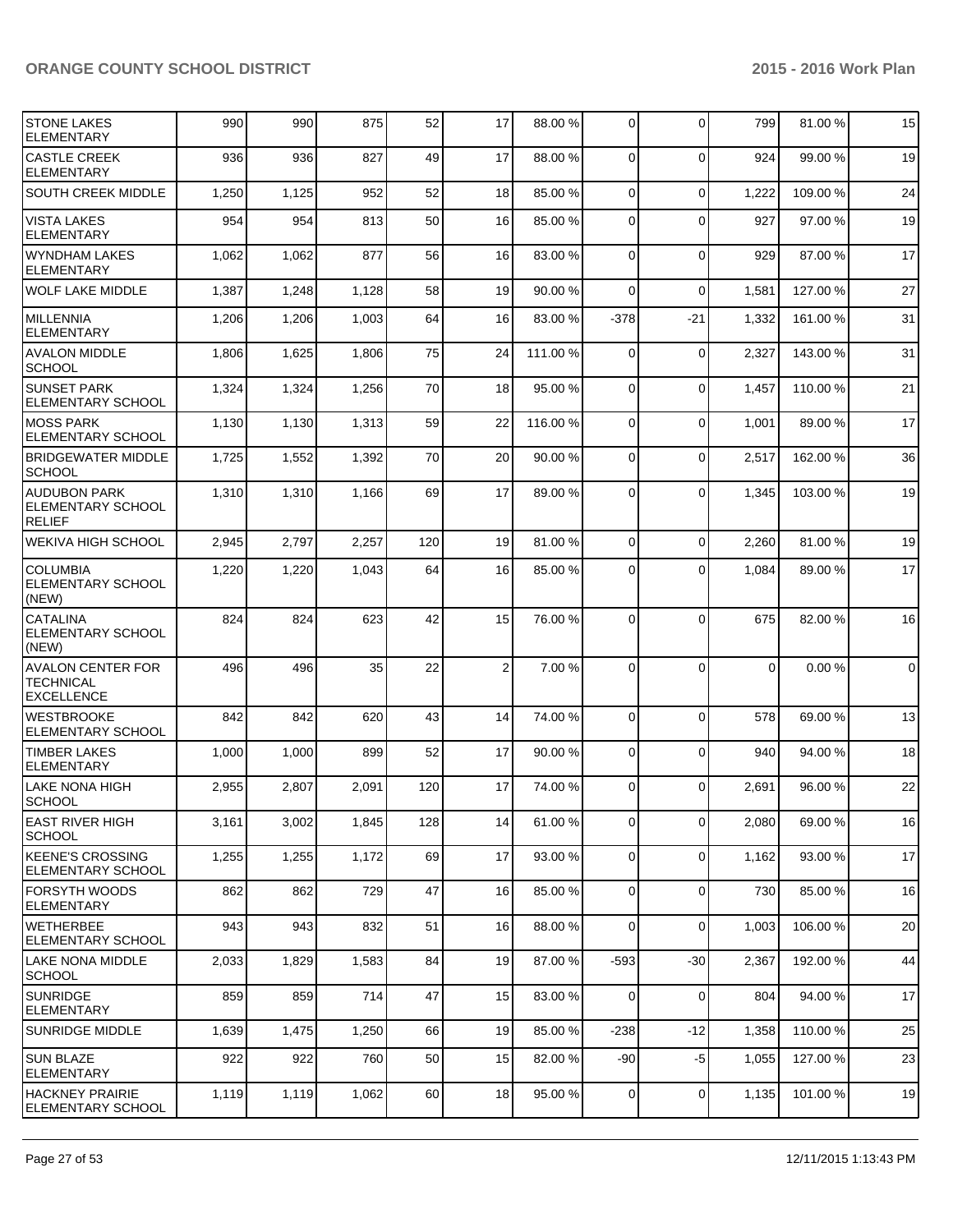| STONE LAKES ELEMENTARY | 990 | 990 | 875 | 52 | 17 | 88.00 % | 0 | 0 | 799 | 81.00 % | 15 |
|---|---|---|---|---|---|---|---|---|---|---|---|
| CASTLE CREEK ELEMENTARY | 936 | 936 | 827 | 49 | 17 | 88.00 % | 0 | 0 | 924 | 99.00 % | 19 |
| SOUTH CREEK MIDDLE | 1,250 | 1,125 | 952 | 52 | 18 | 85.00 % | 0 | 0 | 1,222 | 109.00 % | 24 |
| VISTA LAKES ELEMENTARY | 954 | 954 | 813 | 50 | 16 | 85.00 % | 0 | 0 | 927 | 97.00 % | 19 |
| WYNDHAM LAKES ELEMENTARY | 1,062 | 1,062 | 877 | 56 | 16 | 83.00 % | 0 | 0 | 929 | 87.00 % | 17 |
| WOLF LAKE MIDDLE | 1,387 | 1,248 | 1,128 | 58 | 19 | 90.00 % | 0 | 0 | 1,581 | 127.00 % | 27 |
| MILLENNIA ELEMENTARY | 1,206 | 1,206 | 1,003 | 64 | 16 | 83.00 % | -378 | -21 | 1,332 | 161.00 % | 31 |
| AVALON MIDDLE SCHOOL | 1,806 | 1,625 | 1,806 | 75 | 24 | 111.00 % | 0 | 0 | 2,327 | 143.00 % | 31 |
| SUNSET PARK ELEMENTARY SCHOOL | 1,324 | 1,324 | 1,256 | 70 | 18 | 95.00 % | 0 | 0 | 1,457 | 110.00 % | 21 |
| MOSS PARK ELEMENTARY SCHOOL | 1,130 | 1,130 | 1,313 | 59 | 22 | 116.00 % | 0 | 0 | 1,001 | 89.00 % | 17 |
| BRIDGEWATER MIDDLE SCHOOL | 1,725 | 1,552 | 1,392 | 70 | 20 | 90.00 % | 0 | 0 | 2,517 | 162.00 % | 36 |
| AUDUBON PARK ELEMENTARY SCHOOL RELIEF | 1,310 | 1,310 | 1,166 | 69 | 17 | 89.00 % | 0 | 0 | 1,345 | 103.00 % | 19 |
| WEKIVA HIGH SCHOOL | 2,945 | 2,797 | 2,257 | 120 | 19 | 81.00 % | 0 | 0 | 2,260 | 81.00 % | 19 |
| COLUMBIA ELEMENTARY SCHOOL (NEW) | 1,220 | 1,220 | 1,043 | 64 | 16 | 85.00 % | 0 | 0 | 1,084 | 89.00 % | 17 |
| CATALINA ELEMENTARY SCHOOL (NEW) | 824 | 824 | 623 | 42 | 15 | 76.00 % | 0 | 0 | 675 | 82.00 % | 16 |
| AVALON CENTER FOR TECHNICAL EXCELLENCE | 496 | 496 | 35 | 22 | 2 | 7.00 % | 0 | 0 | 0 | 0.00 % | 0 |
| WESTBROOKE ELEMENTARY SCHOOL | 842 | 842 | 620 | 43 | 14 | 74.00 % | 0 | 0 | 578 | 69.00 % | 13 |
| TIMBER LAKES ELEMENTARY | 1,000 | 1,000 | 899 | 52 | 17 | 90.00 % | 0 | 0 | 940 | 94.00 % | 18 |
| LAKE NONA HIGH SCHOOL | 2,955 | 2,807 | 2,091 | 120 | 17 | 74.00 % | 0 | 0 | 2,691 | 96.00 % | 22 |
| EAST RIVER HIGH SCHOOL | 3,161 | 3,002 | 1,845 | 128 | 14 | 61.00 % | 0 | 0 | 2,080 | 69.00 % | 16 |
| KEENE'S CROSSING ELEMENTARY SCHOOL | 1,255 | 1,255 | 1,172 | 69 | 17 | 93.00 % | 0 | 0 | 1,162 | 93.00 % | 17 |
| FORSYTH WOODS ELEMENTARY | 862 | 862 | 729 | 47 | 16 | 85.00 % | 0 | 0 | 730 | 85.00 % | 16 |
| WETHERBEE ELEMENTARY SCHOOL | 943 | 943 | 832 | 51 | 16 | 88.00 % | 0 | 0 | 1,003 | 106.00 % | 20 |
| LAKE NONA MIDDLE SCHOOL | 2,033 | 1,829 | 1,583 | 84 | 19 | 87.00 % | -593 | -30 | 2,367 | 192.00 % | 44 |
| SUNRIDGE ELEMENTARY | 859 | 859 | 714 | 47 | 15 | 83.00 % | 0 | 0 | 804 | 94.00 % | 17 |
| SUNRIDGE MIDDLE | 1,639 | 1,475 | 1,250 | 66 | 19 | 85.00 % | -238 | -12 | 1,358 | 110.00 % | 25 |
| SUN BLAZE ELEMENTARY | 922 | 922 | 760 | 50 | 15 | 82.00 % | -90 | -5 | 1,055 | 127.00 % | 23 |
| HACKNEY PRAIRIE ELEMENTARY SCHOOL | 1,119 | 1,119 | 1,062 | 60 | 18 | 95.00 % | 0 | 0 | 1,135 | 101.00 % | 19 |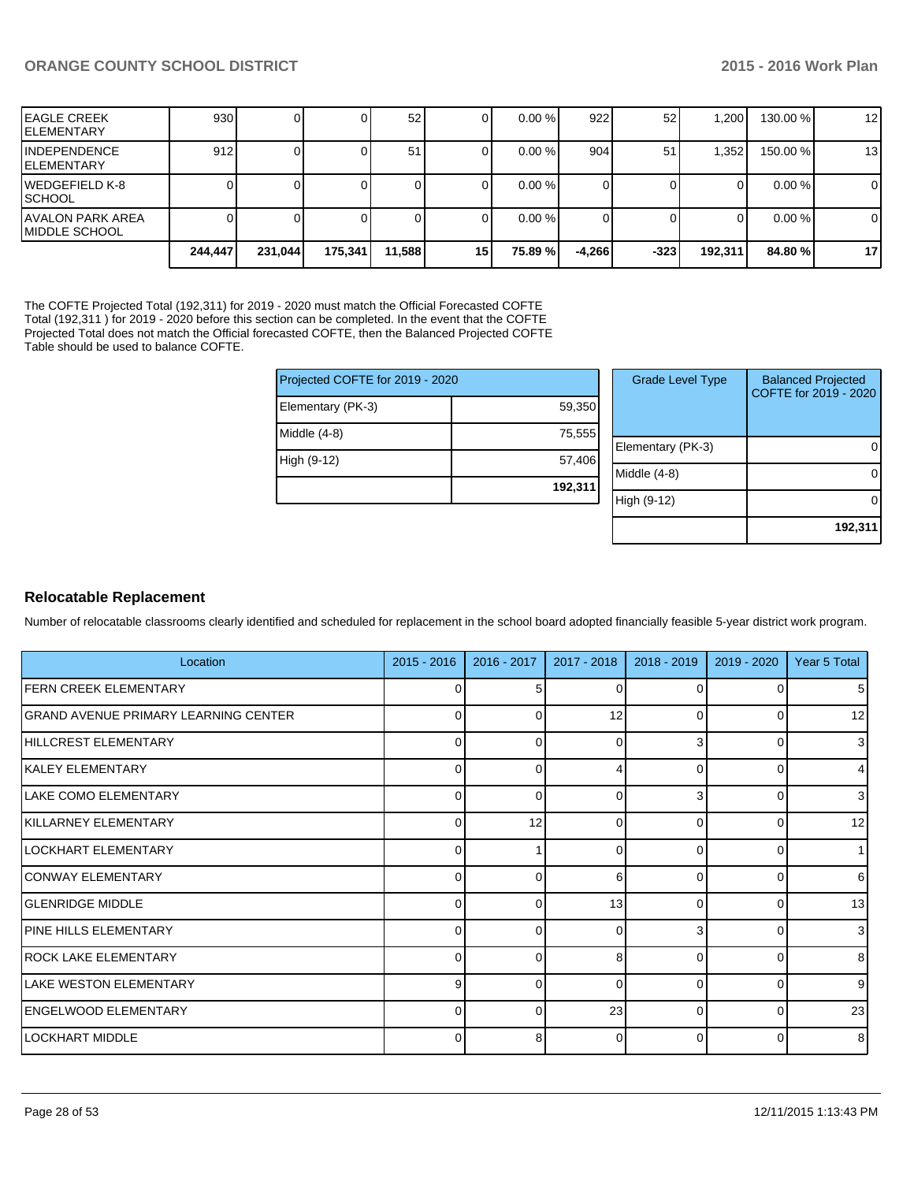| | | | | | | | | | | |
|---|---|---|---|---|---|---|---|---|---|---|
| EAGLE CREEK ELEMENTARY | 930 | 0 | 0 | 52 | 0 | 0.00 % | 922 | 52 | 1,200 | 130.00 % | 12 |
| INDEPENDENCE ELEMENTARY | 912 | 0 | 0 | 51 | 0 | 0.00 % | 904 | 51 | 1,352 | 150.00 % | 13 |
| WEDGEFIELD K-8 SCHOOL | 0 | 0 | 0 | 0 | 0 | 0.00 % | 0 | 0 | 0 | 0.00 % | 0 |
| AVALON PARK AREA MIDDLE SCHOOL | 0 | 0 | 0 | 0 | 0 | 0.00 % | 0 | 0 | 0 | 0.00 % | 0 |
| | **244,447** | **231,044** | **175,341** | **11,588** | **15** | **75.89 %** | **-4,266** | **-323** | **192,311** | **84.80 %** | **17** |

The COFTE Projected Total (192,311) for 2019 - 2020 must match the Official Forecasted COFTE Total (192,311 ) for 2019 - 2020 before this section can be completed. In the event that the COFTE Projected Total does not match the Official forecasted COFTE, then the Balanced Projected COFTE Table should be used to balance COFTE.

| Projected COFTE for 2019 - 2020 | |
|---|---|
| Elementary (PK-3) | 59,350 |
| Middle (4-8) | 75,555 |
| High (9-12) | 57,406 |
| | **192,311** |

| Grade Level Type | Balanced Projected COFTE for 2019 - 2020 |
|---|---|
| Elementary (PK-3) | 0 |
| Middle (4-8) | 0 |
| High (9-12) | 0 |
| | **192,311** |

## Relocatable Replacement

Number of relocatable classrooms clearly identified and scheduled for replacement in the school board adopted financially feasible 5-year district work program.

| Location | 2015 - 2016 | 2016 - 2017 | 2017 - 2018 | 2018 - 2019 | 2019 - 2020 | Year 5 Total |
|---|---|---|---|---|---|---|
| FERN CREEK ELEMENTARY | 0 | 5 | 0 | 0 | 0 | 5 |
| GRAND AVENUE PRIMARY LEARNING CENTER | 0 | 0 | 12 | 0 | 0 | 12 |
| HILLCREST ELEMENTARY | 0 | 0 | 0 | 3 | 0 | 3 |
| KALEY ELEMENTARY | 0 | 0 | 4 | 0 | 0 | 4 |
| LAKE COMO ELEMENTARY | 0 | 0 | 0 | 3 | 0 | 3 |
| KILLARNEY ELEMENTARY | 0 | 12 | 0 | 0 | 0 | 12 |
| LOCKHART ELEMENTARY | 0 | 1 | 0 | 0 | 0 | 1 |
| CONWAY ELEMENTARY | 0 | 0 | 6 | 0 | 0 | 6 |
| GLENRIDGE MIDDLE | 0 | 0 | 13 | 0 | 0 | 13 |
| PINE HILLS ELEMENTARY | 0 | 0 | 0 | 3 | 0 | 3 |
| ROCK LAKE ELEMENTARY | 0 | 0 | 8 | 0 | 0 | 8 |
| LAKE WESTON ELEMENTARY | 9 | 0 | 0 | 0 | 0 | 9 |
| ENGELWOOD ELEMENTARY | 0 | 0 | 23 | 0 | 0 | 23 |
| LOCKHART MIDDLE | 0 | 8 | 0 | 0 | 0 | 8 |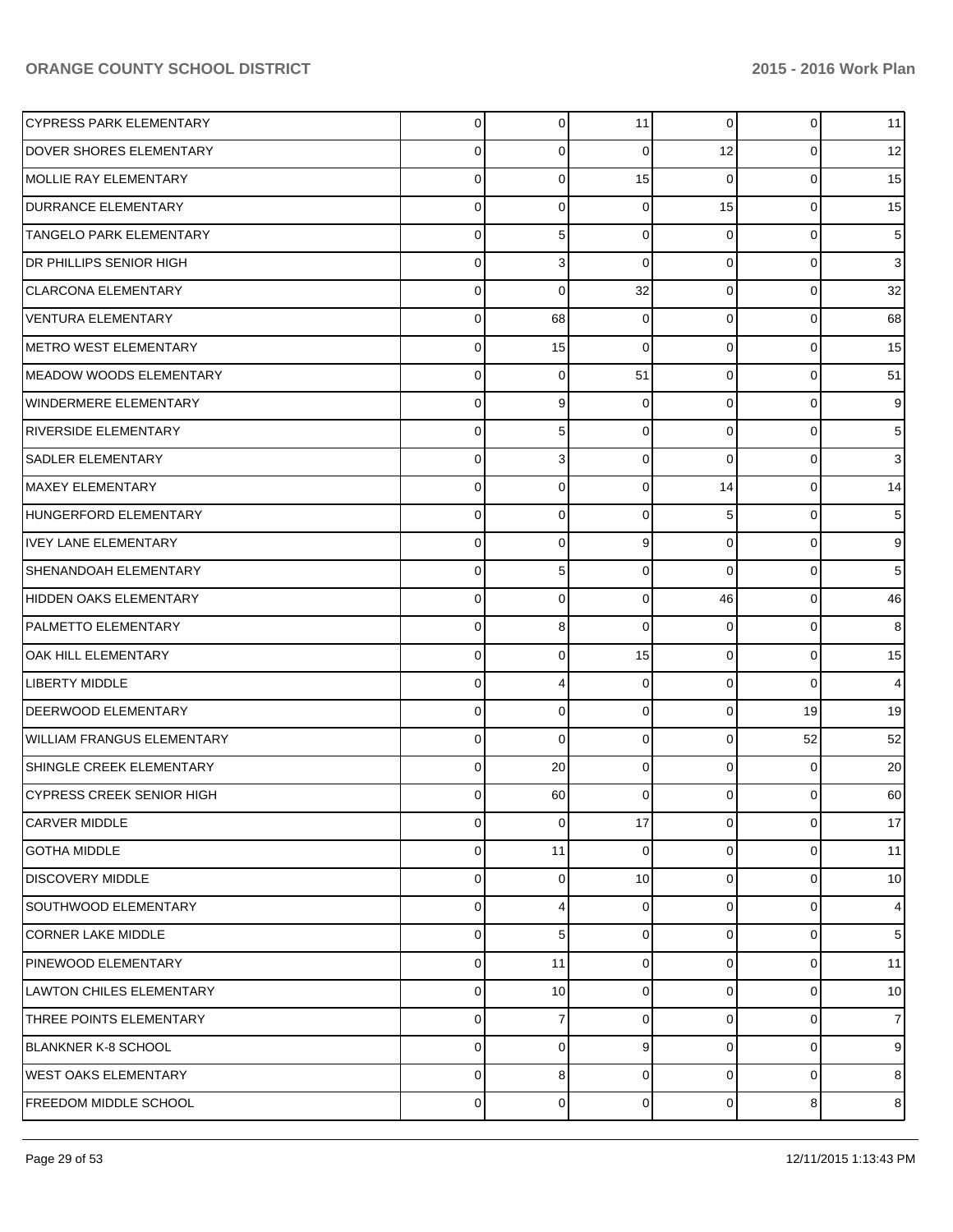| | | | | | | |
|---|---|---|---|---|---|---|
| CYPRESS PARK ELEMENTARY | 0 | 0 | 11 | 0 | 0 | 11 |
| DOVER SHORES ELEMENTARY | 0 | 0 | 0 | 12 | 0 | 12 |
| MOLLIE RAY ELEMENTARY | 0 | 0 | 15 | 0 | 0 | 15 |
| DURRANCE ELEMENTARY | 0 | 0 | 0 | 15 | 0 | 15 |
| TANGELO PARK ELEMENTARY | 0 | 5 | 0 | 0 | 0 | 5 |
| DR PHILLIPS SENIOR HIGH | 0 | 3 | 0 | 0 | 0 | 3 |
| CLARCONA ELEMENTARY | 0 | 0 | 32 | 0 | 0 | 32 |
| VENTURA ELEMENTARY | 0 | 68 | 0 | 0 | 0 | 68 |
| METRO WEST ELEMENTARY | 0 | 15 | 0 | 0 | 0 | 15 |
| MEADOW WOODS ELEMENTARY | 0 | 0 | 51 | 0 | 0 | 51 |
| WINDERMERE ELEMENTARY | 0 | 9 | 0 | 0 | 0 | 9 |
| RIVERSIDE ELEMENTARY | 0 | 5 | 0 | 0 | 0 | 5 |
| SADLER ELEMENTARY | 0 | 3 | 0 | 0 | 0 | 3 |
| MAXEY ELEMENTARY | 0 | 0 | 0 | 14 | 0 | 14 |
| HUNGERFORD ELEMENTARY | 0 | 0 | 0 | 5 | 0 | 5 |
| IVEY LANE ELEMENTARY | 0 | 0 | 9 | 0 | 0 | 9 |
| SHENANDOAH ELEMENTARY | 0 | 5 | 0 | 0 | 0 | 5 |
| HIDDEN OAKS ELEMENTARY | 0 | 0 | 0 | 46 | 0 | 46 |
| PALMETTO ELEMENTARY | 0 | 8 | 0 | 0 | 0 | 8 |
| OAK HILL ELEMENTARY | 0 | 0 | 15 | 0 | 0 | 15 |
| LIBERTY MIDDLE | 0 | 4 | 0 | 0 | 0 | 4 |
| DEERWOOD ELEMENTARY | 0 | 0 | 0 | 0 | 19 | 19 |
| WILLIAM FRANGUS ELEMENTARY | 0 | 0 | 0 | 0 | 52 | 52 |
| SHINGLE CREEK ELEMENTARY | 0 | 20 | 0 | 0 | 0 | 20 |
| CYPRESS CREEK SENIOR HIGH | 0 | 60 | 0 | 0 | 0 | 60 |
| CARVER MIDDLE | 0 | 0 | 17 | 0 | 0 | 17 |
| GOTHA MIDDLE | 0 | 11 | 0 | 0 | 0 | 11 |
| DISCOVERY MIDDLE | 0 | 0 | 10 | 0 | 0 | 10 |
| SOUTHWOOD ELEMENTARY | 0 | 4 | 0 | 0 | 0 | 4 |
| CORNER LAKE MIDDLE | 0 | 5 | 0 | 0 | 0 | 5 |
| PINEWOOD ELEMENTARY | 0 | 11 | 0 | 0 | 0 | 11 |
| LAWTON CHILES ELEMENTARY | 0 | 10 | 0 | 0 | 0 | 10 |
| THREE POINTS ELEMENTARY | 0 | 7 | 0 | 0 | 0 | 7 |
| BLANKNER K-8 SCHOOL | 0 | 0 | 9 | 0 | 0 | 9 |
| WEST OAKS ELEMENTARY | 0 | 8 | 0 | 0 | 0 | 8 |
| FREEDOM MIDDLE SCHOOL | 0 | 0 | 0 | 0 | 8 | 8 |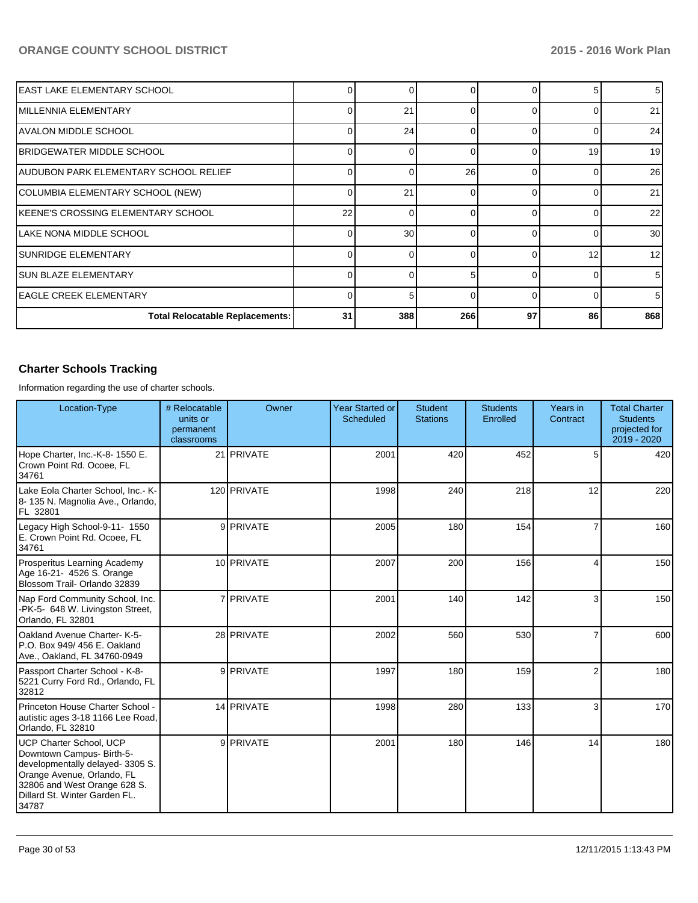| | | | | | | |
|---|---|---|---|---|---|---|
| EAST LAKE ELEMENTARY SCHOOL | 0 | 0 | 0 | 0 | 5 | 5 |
| MILLENNIA ELEMENTARY | 0 | 21 | 0 | 0 | 0 | 21 |
| AVALON MIDDLE SCHOOL | 0 | 24 | 0 | 0 | 0 | 24 |
| BRIDGEWATER MIDDLE SCHOOL | 0 | 0 | 0 | 0 | 19 | 19 |
| AUDUBON PARK ELEMENTARY SCHOOL RELIEF | 0 | 0 | 26 | 0 | 0 | 26 |
| COLUMBIA ELEMENTARY SCHOOL (NEW) | 0 | 21 | 0 | 0 | 0 | 21 |
| KEENE'S CROSSING ELEMENTARY SCHOOL | 22 | 0 | 0 | 0 | 0 | 22 |
| LAKE NONA MIDDLE SCHOOL | 0 | 30 | 0 | 0 | 0 | 30 |
| SUNRIDGE ELEMENTARY | 0 | 0 | 0 | 0 | 12 | 12 |
| SUN BLAZE ELEMENTARY | 0 | 0 | 5 | 0 | 0 | 5 |
| EAGLE CREEK ELEMENTARY | 0 | 5 | 0 | 0 | 0 | 5 |
| **Total Relocatable Replacements:** | **31** | **388** | **266** | **97** | **86** | **868** |

## Charter Schools Tracking

Information regarding the use of charter schools.

| Location-Type | # Relocatable units or permanent classrooms | Owner | Year Started or Scheduled | Student Stations | Students Enrolled | Years in Contract | Total Charter Students projected for 2019 - 2020 |
|---|---|---|---|---|---|---|---|
| Hope Charter, Inc.-K-8- 1550 E. Crown Point Rd. Ocoee, FL 34761 | 21 | PRIVATE | 2001 | 420 | 452 | 5 | 420 |
| Lake Eola Charter School, Inc.- K-8- 135 N. Magnolia Ave., Orlando, FL 32801 | 120 | PRIVATE | 1998 | 240 | 218 | 12 | 220 |
| Legacy High School-9-11- 1550 E. Crown Point Rd. Ocoee, FL 34761 | 9 | PRIVATE | 2005 | 180 | 154 | 7 | 160 |
| Prosperitus Learning Academy Age 16-21- 4526 S. Orange Blossom Trail- Orlando 32839 | 10 | PRIVATE | 2007 | 200 | 156 | 4 | 150 |
| Nap Ford Community School, Inc. -PK-5- 648 W. Livingston Street, Orlando, FL 32801 | 7 | PRIVATE | 2001 | 140 | 142 | 3 | 150 |
| Oakland Avenue Charter- K-5- P.O. Box 949/ 456 E. Oakland Ave., Oakland, FL 34760-0949 | 28 | PRIVATE | 2002 | 560 | 530 | 7 | 600 |
| Passport Charter School - K-8- 5221 Curry Ford Rd., Orlando, FL 32812 | 9 | PRIVATE | 1997 | 180 | 159 | 2 | 180 |
| Princeton House Charter School - autistic ages 3-18 1166 Lee Road, Orlando, FL 32810 | 14 | PRIVATE | 1998 | 280 | 133 | 3 | 170 |
| UCP Charter School, UCP Downtown Campus- Birth-5- developmentally delayed- 3305 S. Orange Avenue, Orlando, FL 32806 and West Orange 628 S. Dillard St. Winter Garden FL. 34787 | 9 | PRIVATE | 2001 | 180 | 146 | 14 | 180 |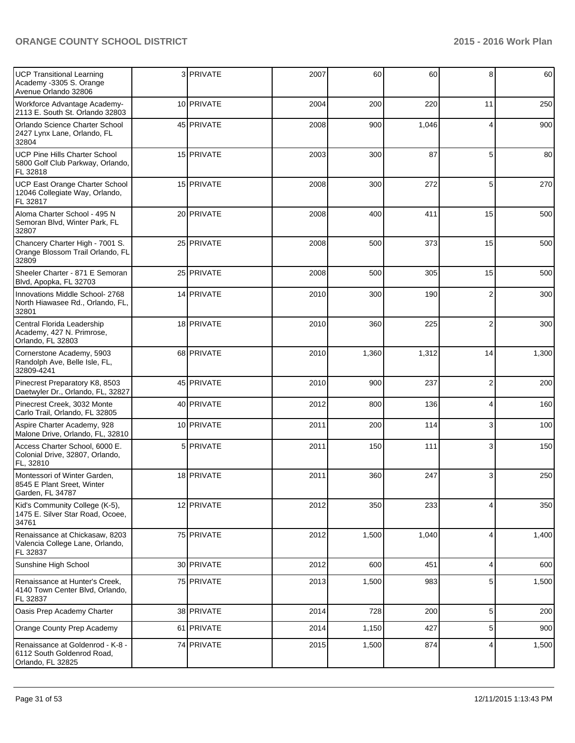| | | | | | | | |
|---|---|---|---|---|---|---|---|
| UCP Transitional Learning Academy -3305 S. Orange Avenue Orlando 32806 | 3 | PRIVATE | 2007 | 60 | 60 | 8 | 60 |
| Workforce Advantage Academy-2113 E. South St. Orlando 32803 | 10 | PRIVATE | 2004 | 200 | 220 | 11 | 250 |
| Orlando Science Charter School 2427 Lynx Lane, Orlando, FL 32804 | 45 | PRIVATE | 2008 | 900 | 1,046 | 4 | 900 |
| UCP Pine Hills Charter School 5800 Golf Club Parkway, Orlando, FL 32818 | 15 | PRIVATE | 2003 | 300 | 87 | 5 | 80 |
| UCP East Orange Charter School 12046 Collegiate Way, Orlando, FL 32817 | 15 | PRIVATE | 2008 | 300 | 272 | 5 | 270 |
| Aloma Charter School - 495 N Semoran Blvd, Winter Park, FL 32807 | 20 | PRIVATE | 2008 | 400 | 411 | 15 | 500 |
| Chancery Charter High - 7001 S. Orange Blossom Trail Orlando, FL 32809 | 25 | PRIVATE | 2008 | 500 | 373 | 15 | 500 |
| Sheeler Charter - 871 E Semoran Blvd, Apopka, FL 32703 | 25 | PRIVATE | 2008 | 500 | 305 | 15 | 500 |
| Innovations Middle School- 2768 North Hiawasee Rd., Orlando, FL, 32801 | 14 | PRIVATE | 2010 | 300 | 190 | 2 | 300 |
| Central Florida Leadership Academy, 427 N. Primrose, Orlando, FL 32803 | 18 | PRIVATE | 2010 | 360 | 225 | 2 | 300 |
| Cornerstone Academy, 5903 Randolph Ave, Belle Isle, FL, 32809-4241 | 68 | PRIVATE | 2010 | 1,360 | 1,312 | 14 | 1,300 |
| Pinecrest Preparatory K8, 8503 Daetwyler Dr., Orlando, FL, 32827 | 45 | PRIVATE | 2010 | 900 | 237 | 2 | 200 |
| Pinecrest Creek, 3032 Monte Carlo Trail, Orlando, FL 32805 | 40 | PRIVATE | 2012 | 800 | 136 | 4 | 160 |
| Aspire Charter Academy, 928 Malone Drive, Orlando, FL, 32810 | 10 | PRIVATE | 2011 | 200 | 114 | 3 | 100 |
| Access Charter School, 6000 E. Colonial Drive, 32807, Orlando, FL, 32810 | 5 | PRIVATE | 2011 | 150 | 111 | 3 | 150 |
| Montessori of Winter Garden, 8545 E Plant Sreet, Winter Garden, FL 34787 | 18 | PRIVATE | 2011 | 360 | 247 | 3 | 250 |
| Kid's Community College (K-5), 1475 E. Silver Star Road, Ocoee, 34761 | 12 | PRIVATE | 2012 | 350 | 233 | 4 | 350 |
| Renaissance at Chickasaw, 8203 Valencia College Lane, Orlando, FL 32837 | 75 | PRIVATE | 2012 | 1,500 | 1,040 | 4 | 1,400 |
| Sunshine High School | 30 | PRIVATE | 2012 | 600 | 451 | 4 | 600 |
| Renaissance at Hunter's Creek, 4140 Town Center Blvd, Orlando, FL 32837 | 75 | PRIVATE | 2013 | 1,500 | 983 | 5 | 1,500 |
| Oasis Prep Academy Charter | 38 | PRIVATE | 2014 | 728 | 200 | 5 | 200 |
| Orange County Prep Academy | 61 | PRIVATE | 2014 | 1,150 | 427 | 5 | 900 |
| Renaissance at Goldenrod - K-8 - 6112 South Goldenrod Road, Orlando, FL 32825 | 74 | PRIVATE | 2015 | 1,500 | 874 | 4 | 1,500 |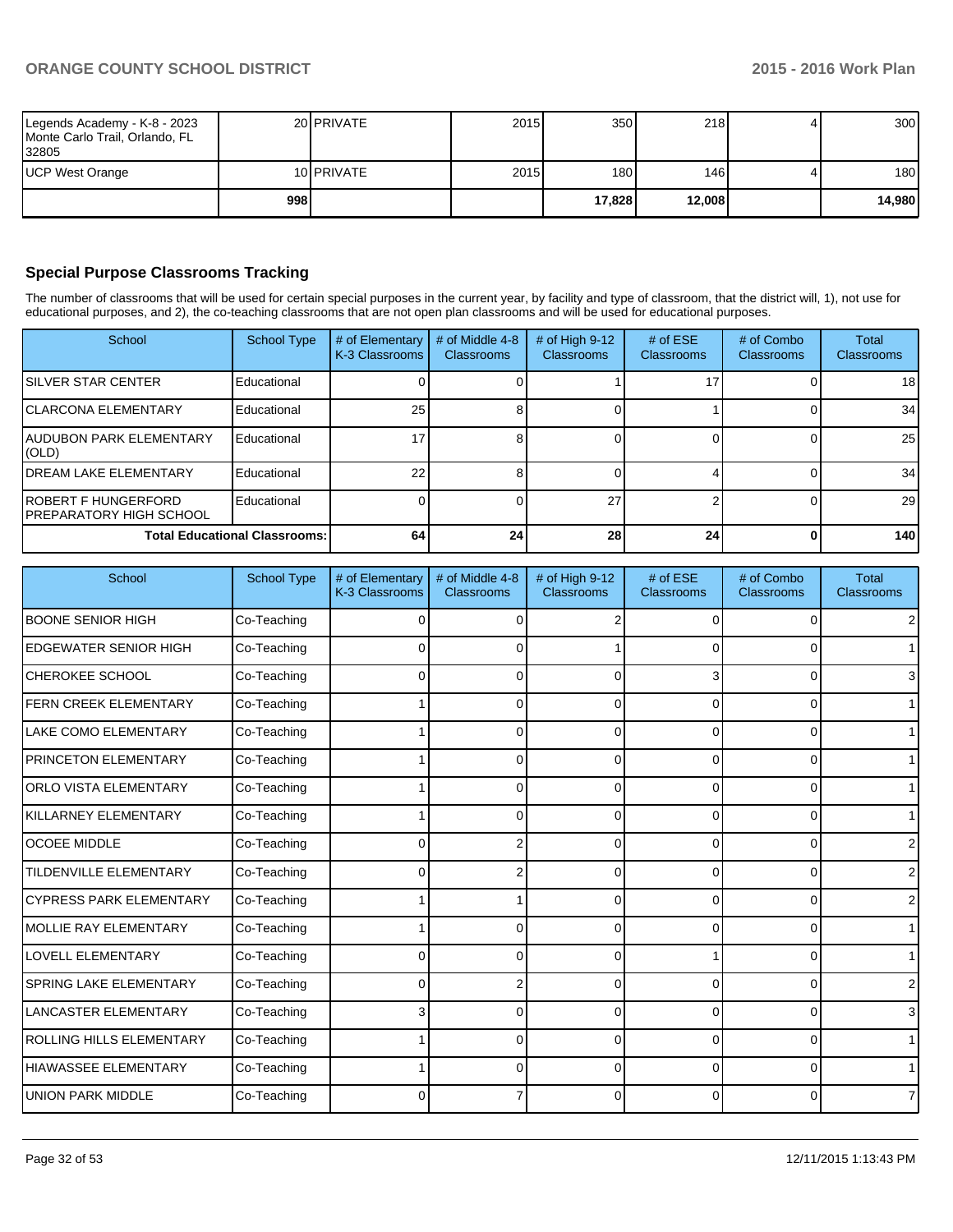| Legends Academy - K-8 - 2023 Monte Carlo Trail, Orlando, FL 32805 | 20 | PRIVATE | 2015 | 350 | 218 | 4 | 300 |
|---|---|---|---|---|---|---|---|
| UCP West Orange | 10 | PRIVATE | 2015 | 180 | 146 | 4 | 180 |
| | 998 | | | 17,828 | 12,008 | | 14,980 |

## Special Purpose Classrooms Tracking

The number of classrooms that will be used for certain special purposes in the current year, by facility and type of classroom, that the district will, 1), not use for educational purposes, and 2), the co-teaching classrooms that are not open plan classrooms and will be used for educational purposes.

| School | School Type | # of Elementary K-3 Classrooms | # of Middle 4-8 Classrooms | # of High 9-12 Classrooms | # of ESE Classrooms | # of Combo Classrooms | Total Classrooms |
|---|---|---|---|---|---|---|---|
| SILVER STAR CENTER | Educational | 0 | 0 | 1 | 17 | 0 | 18 |
| CLARCONA ELEMENTARY | Educational | 25 | 8 | 0 | 1 | 0 | 34 |
| AUDUBON PARK ELEMENTARY (OLD) | Educational | 17 | 8 | 0 | 0 | 0 | 25 |
| DREAM LAKE ELEMENTARY | Educational | 22 | 8 | 0 | 4 | 0 | 34 |
| ROBERT F HUNGERFORD PREPARATORY HIGH SCHOOL | Educational | 0 | 0 | 27 | 2 | 0 | 29 |
| Total Educational Classrooms: | | 64 | 24 | 28 | 24 | 0 | 140 |

| School | School Type | # of Elementary K-3 Classrooms | # of Middle 4-8 Classrooms | # of High 9-12 Classrooms | # of ESE Classrooms | # of Combo Classrooms | Total Classrooms |
|---|---|---|---|---|---|---|---|
| BOONE SENIOR HIGH | Co-Teaching | 0 | 0 | 2 | 0 | 0 | 2 |
| EDGEWATER SENIOR HIGH | Co-Teaching | 0 | 0 | 1 | 0 | 0 | 1 |
| CHEROKEE SCHOOL | Co-Teaching | 0 | 0 | 0 | 3 | 0 | 3 |
| FERN CREEK ELEMENTARY | Co-Teaching | 1 | 0 | 0 | 0 | 0 | 1 |
| LAKE COMO ELEMENTARY | Co-Teaching | 1 | 0 | 0 | 0 | 0 | 1 |
| PRINCETON ELEMENTARY | Co-Teaching | 1 | 0 | 0 | 0 | 0 | 1 |
| ORLO VISTA ELEMENTARY | Co-Teaching | 1 | 0 | 0 | 0 | 0 | 1 |
| KILLARNEY ELEMENTARY | Co-Teaching | 1 | 0 | 0 | 0 | 0 | 1 |
| OCOEE MIDDLE | Co-Teaching | 0 | 2 | 0 | 0 | 0 | 2 |
| TILDENVILLE ELEMENTARY | Co-Teaching | 0 | 2 | 0 | 0 | 0 | 2 |
| CYPRESS PARK ELEMENTARY | Co-Teaching | 1 | 1 | 0 | 0 | 0 | 2 |
| MOLLIE RAY ELEMENTARY | Co-Teaching | 1 | 0 | 0 | 0 | 0 | 1 |
| LOVELL ELEMENTARY | Co-Teaching | 0 | 0 | 0 | 1 | 0 | 1 |
| SPRING LAKE ELEMENTARY | Co-Teaching | 0 | 2 | 0 | 0 | 0 | 2 |
| LANCASTER ELEMENTARY | Co-Teaching | 3 | 0 | 0 | 0 | 0 | 3 |
| ROLLING HILLS ELEMENTARY | Co-Teaching | 1 | 0 | 0 | 0 | 0 | 1 |
| HIAWASSEE ELEMENTARY | Co-Teaching | 1 | 0 | 0 | 0 | 0 | 1 |
| UNION PARK MIDDLE | Co-Teaching | 0 | 7 | 0 | 0 | 0 | 7 |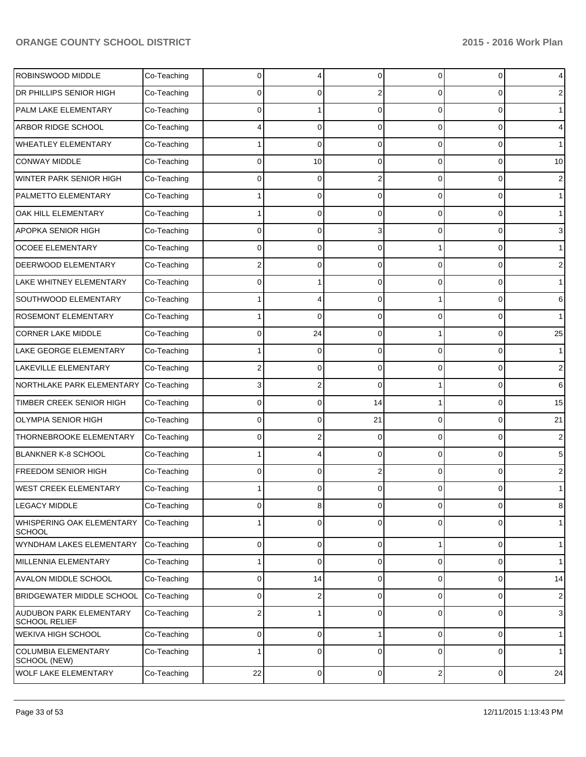| ROBINSWOOD MIDDLE | Co-Teaching | 0 | 4 | 0 | 0 | 0 | 4 |
|---|---|---|---|---|---|---|---|
| DR PHILLIPS SENIOR HIGH | Co-Teaching | 0 | 0 | 2 | 0 | 0 | 2 |
| PALM LAKE ELEMENTARY | Co-Teaching | 0 | 1 | 0 | 0 | 0 | 1 |
| ARBOR RIDGE SCHOOL | Co-Teaching | 4 | 0 | 0 | 0 | 0 | 4 |
| WHEATLEY ELEMENTARY | Co-Teaching | 1 | 0 | 0 | 0 | 0 | 1 |
| CONWAY MIDDLE | Co-Teaching | 0 | 10 | 0 | 0 | 0 | 10 |
| WINTER PARK SENIOR HIGH | Co-Teaching | 0 | 0 | 2 | 0 | 0 | 2 |
| PALMETTO ELEMENTARY | Co-Teaching | 1 | 0 | 0 | 0 | 0 | 1 |
| OAK HILL ELEMENTARY | Co-Teaching | 1 | 0 | 0 | 0 | 0 | 1 |
| APOPKA SENIOR HIGH | Co-Teaching | 0 | 0 | 3 | 0 | 0 | 3 |
| OCOEE ELEMENTARY | Co-Teaching | 0 | 0 | 0 | 1 | 0 | 1 |
| DEERWOOD ELEMENTARY | Co-Teaching | 2 | 0 | 0 | 0 | 0 | 2 |
| LAKE WHITNEY ELEMENTARY | Co-Teaching | 0 | 1 | 0 | 0 | 0 | 1 |
| SOUTHWOOD ELEMENTARY | Co-Teaching | 1 | 4 | 0 | 1 | 0 | 6 |
| ROSEMONT ELEMENTARY | Co-Teaching | 1 | 0 | 0 | 0 | 0 | 1 |
| CORNER LAKE MIDDLE | Co-Teaching | 0 | 24 | 0 | 1 | 0 | 25 |
| LAKE GEORGE ELEMENTARY | Co-Teaching | 1 | 0 | 0 | 0 | 0 | 1 |
| LAKEVILLE ELEMENTARY | Co-Teaching | 2 | 0 | 0 | 0 | 0 | 2 |
| NORTHLAKE PARK ELEMENTARY | Co-Teaching | 3 | 2 | 0 | 1 | 0 | 6 |
| TIMBER CREEK SENIOR HIGH | Co-Teaching | 0 | 0 | 14 | 1 | 0 | 15 |
| OLYMPIA SENIOR HIGH | Co-Teaching | 0 | 0 | 21 | 0 | 0 | 21 |
| THORNEBROOKE ELEMENTARY | Co-Teaching | 0 | 2 | 0 | 0 | 0 | 2 |
| BLANKNER K-8 SCHOOL | Co-Teaching | 1 | 4 | 0 | 0 | 0 | 5 |
| FREEDOM SENIOR HIGH | Co-Teaching | 0 | 0 | 2 | 0 | 0 | 2 |
| WEST CREEK ELEMENTARY | Co-Teaching | 1 | 0 | 0 | 0 | 0 | 1 |
| LEGACY MIDDLE | Co-Teaching | 0 | 8 | 0 | 0 | 0 | 8 |
| WHISPERING OAK ELEMENTARY SCHOOL | Co-Teaching | 1 | 0 | 0 | 0 | 0 | 1 |
| WYNDHAM LAKES ELEMENTARY | Co-Teaching | 0 | 0 | 0 | 1 | 0 | 1 |
| MILLENNIA ELEMENTARY | Co-Teaching | 1 | 0 | 0 | 0 | 0 | 1 |
| AVALON MIDDLE SCHOOL | Co-Teaching | 0 | 14 | 0 | 0 | 0 | 14 |
| BRIDGEWATER MIDDLE SCHOOL | Co-Teaching | 0 | 2 | 0 | 0 | 0 | 2 |
| AUDUBON PARK ELEMENTARY SCHOOL RELIEF | Co-Teaching | 2 | 1 | 0 | 0 | 0 | 3 |
| WEKIVA HIGH SCHOOL | Co-Teaching | 0 | 0 | 1 | 0 | 0 | 1 |
| COLUMBIA ELEMENTARY SCHOOL (NEW) | Co-Teaching | 1 | 0 | 0 | 0 | 0 | 1 |
| WOLF LAKE ELEMENTARY | Co-Teaching | 22 | 0 | 0 | 2 | 0 | 24 |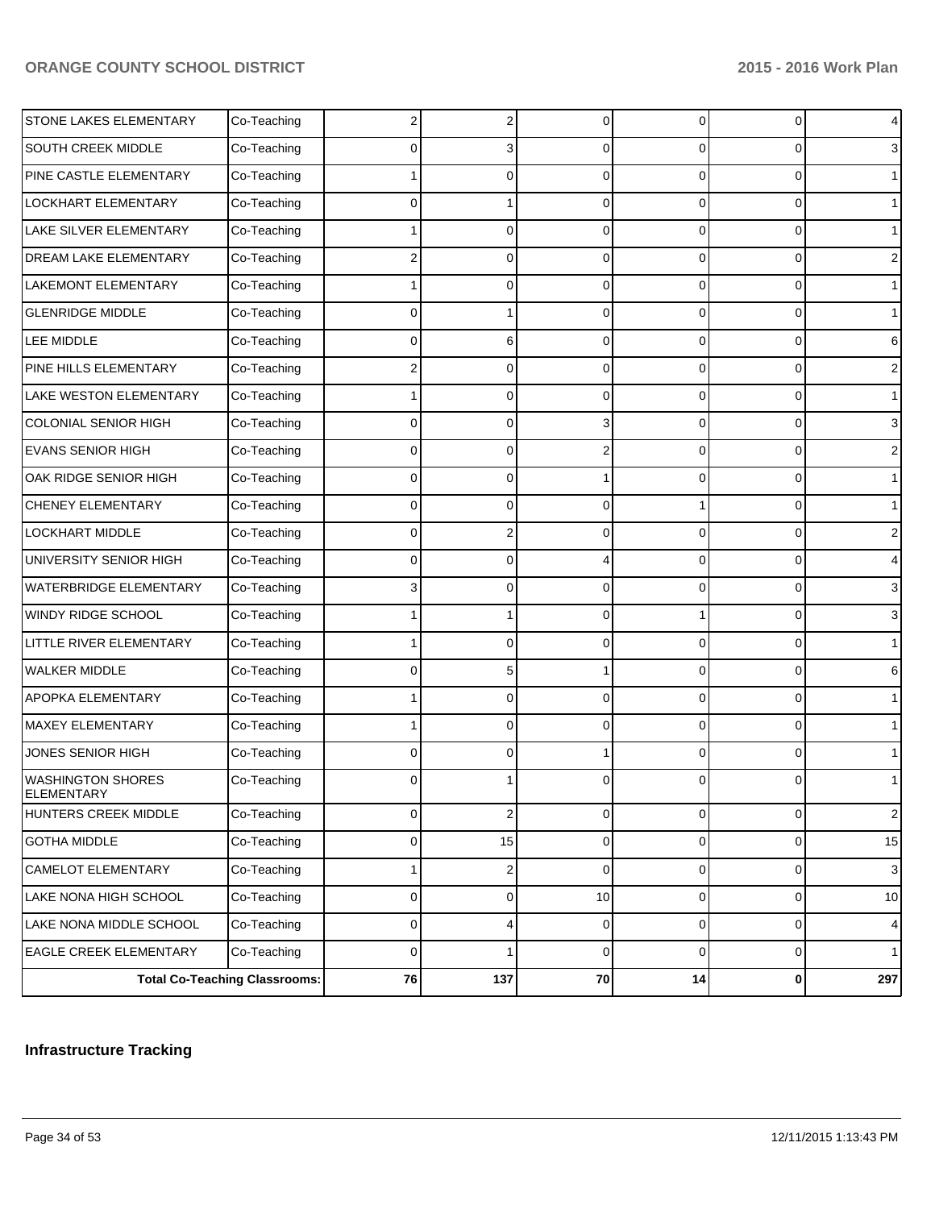| STONE LAKES ELEMENTARY | Co-Teaching | 2 | 2 | 0 | 0 | 0 | 4 |
|---|---|---|---|---|---|---|---|
| SOUTH CREEK MIDDLE | Co-Teaching | 0 | 3 | 0 | 0 | 0 | 3 |
| PINE CASTLE ELEMENTARY | Co-Teaching | 1 | 0 | 0 | 0 | 0 | 1 |
| LOCKHART ELEMENTARY | Co-Teaching | 0 | 1 | 0 | 0 | 0 | 1 |
| LAKE SILVER ELEMENTARY | Co-Teaching | 1 | 0 | 0 | 0 | 0 | 1 |
| DREAM LAKE ELEMENTARY | Co-Teaching | 2 | 0 | 0 | 0 | 0 | 2 |
| LAKEMONT ELEMENTARY | Co-Teaching | 1 | 0 | 0 | 0 | 0 | 1 |
| GLENRIDGE MIDDLE | Co-Teaching | 0 | 1 | 0 | 0 | 0 | 1 |
| LEE MIDDLE | Co-Teaching | 0 | 6 | 0 | 0 | 0 | 6 |
| PINE HILLS ELEMENTARY | Co-Teaching | 2 | 0 | 0 | 0 | 0 | 2 |
| LAKE WESTON ELEMENTARY | Co-Teaching | 1 | 0 | 0 | 0 | 0 | 1 |
| COLONIAL SENIOR HIGH | Co-Teaching | 0 | 0 | 3 | 0 | 0 | 3 |
| EVANS SENIOR HIGH | Co-Teaching | 0 | 0 | 2 | 0 | 0 | 2 |
| OAK RIDGE SENIOR HIGH | Co-Teaching | 0 | 0 | 1 | 0 | 0 | 1 |
| CHENEY ELEMENTARY | Co-Teaching | 0 | 0 | 0 | 1 | 0 | 1 |
| LOCKHART MIDDLE | Co-Teaching | 0 | 2 | 0 | 0 | 0 | 2 |
| UNIVERSITY SENIOR HIGH | Co-Teaching | 0 | 0 | 4 | 0 | 0 | 4 |
| WATERBRIDGE ELEMENTARY | Co-Teaching | 3 | 0 | 0 | 0 | 0 | 3 |
| WINDY RIDGE SCHOOL | Co-Teaching | 1 | 1 | 0 | 1 | 0 | 3 |
| LITTLE RIVER ELEMENTARY | Co-Teaching | 1 | 0 | 0 | 0 | 0 | 1 |
| WALKER MIDDLE | Co-Teaching | 0 | 5 | 1 | 0 | 0 | 6 |
| APOPKA ELEMENTARY | Co-Teaching | 1 | 0 | 0 | 0 | 0 | 1 |
| MAXEY ELEMENTARY | Co-Teaching | 1 | 0 | 0 | 0 | 0 | 1 |
| JONES SENIOR HIGH | Co-Teaching | 0 | 0 | 1 | 0 | 0 | 1 |
| WASHINGTON SHORES ELEMENTARY | Co-Teaching | 0 | 1 | 0 | 0 | 0 | 1 |
| HUNTERS CREEK MIDDLE | Co-Teaching | 0 | 2 | 0 | 0 | 0 | 2 |
| GOTHA MIDDLE | Co-Teaching | 0 | 15 | 0 | 0 | 0 | 15 |
| CAMELOT ELEMENTARY | Co-Teaching | 1 | 2 | 0 | 0 | 0 | 3 |
| LAKE NONA HIGH SCHOOL | Co-Teaching | 0 | 0 | 10 | 0 | 0 | 10 |
| LAKE NONA MIDDLE SCHOOL | Co-Teaching | 0 | 4 | 0 | 0 | 0 | 4 |
| EAGLE CREEK ELEMENTARY | Co-Teaching | 0 | 1 | 0 | 0 | 0 | 1 |
| **Total Co-Teaching Classrooms:** | | **76** | **137** | **70** | **14** | **0** | **297** |

## Infrastructure Tracking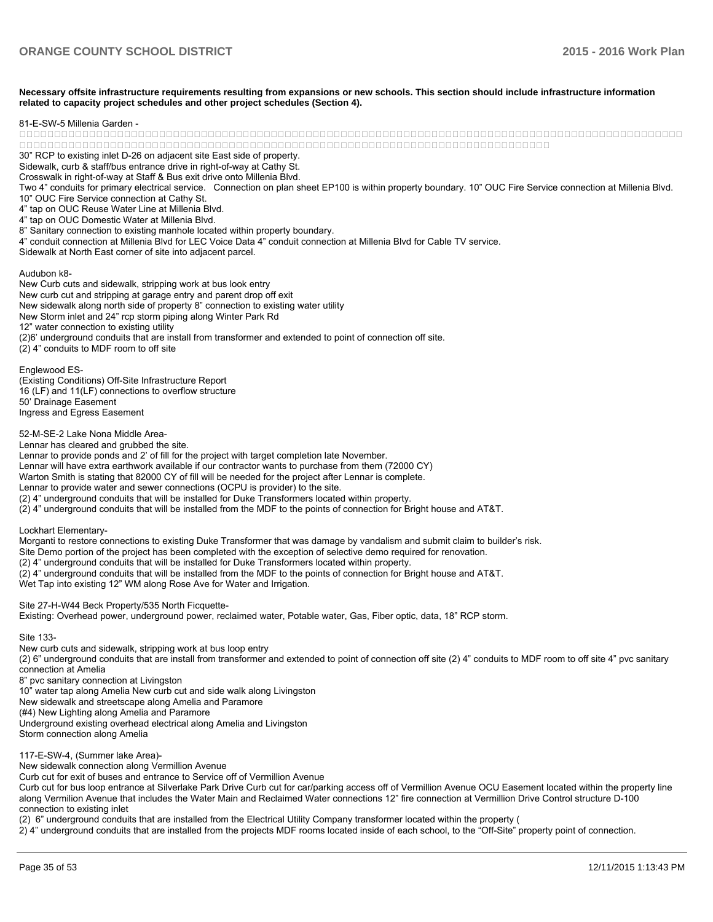**Necessary offsite infrastructure requirements resulting from expansions or new schools. This section should include infrastructure information related to capacity project schedules and other project schedules (Section 4).**

81-E-SW-5 Millenia Garden -

30" RCP to existing inlet D-26 on adjacent site East side of property.
Sidewalk, curb & staff/bus entrance drive in right-of-way at Cathy St.
Crosswalk in right-of-way at Staff & Bus exit drive onto Millenia Blvd.
Two 4" conduits for primary electrical service. Connection on plan sheet EP100 is within property boundary. 10" OUC Fire Service connection at Millenia Blvd.
10" OUC Fire Service connection at Cathy St.
4" tap on OUC Reuse Water Line at Millenia Blvd.
4" tap on OUC Domestic Water at Millenia Blvd.
8" Sanitary connection to existing manhole located within property boundary.
4" conduit connection at Millenia Blvd for LEC Voice Data 4" conduit connection at Millenia Blvd for Cable TV service.
Sidewalk at North East corner of site into adjacent parcel.

Audubon k8-
New Curb cuts and sidewalk, stripping work at bus look entry
New curb cut and stripping at garage entry and parent drop off exit
New sidewalk along north side of property 8" connection to existing water utility
New Storm inlet and 24" rcp storm piping along Winter Park Rd
12" water connection to existing utility
(2)6' underground conduits that are install from transformer and extended to point of connection off site.
(2) 4" conduits to MDF room to off site

Englewood ES-
(Existing Conditions) Off-Site Infrastructure Report
16 (LF) and 11(LF) connections to overflow structure
50' Drainage Easement
Ingress and Egress Easement

52-M-SE-2 Lake Nona Middle Area-
Lennar has cleared and grubbed the site.
Lennar to provide ponds and 2' of fill for the project with target completion late November.
Lennar will have extra earthwork available if our contractor wants to purchase from them (72000 CY)
Warton Smith is stating that 82000 CY of fill will be needed for the project after Lennar is complete.
Lennar to provide water and sewer connections (OCPU is provider) to the site.
(2) 4" underground conduits that will be installed for Duke Transformers located within property.
(2) 4" underground conduits that will be installed from the MDF to the points of connection for Bright house and AT&T.

Lockhart Elementary-
Morganti to restore connections to existing Duke Transformer that was damage by vandalism and submit claim to builder's risk.
Site Demo portion of the project has been completed with the exception of selective demo required for renovation.
(2) 4" underground conduits that will be installed for Duke Transformers located within property.
(2) 4" underground conduits that will be installed from the MDF to the points of connection for Bright house and AT&T.
Wet Tap into existing 12" WM along Rose Ave for Water and Irrigation.

Site 27-H-W44 Beck Property/535 North Ficquette-
Existing: Overhead power, underground power, reclaimed water, Potable water, Gas, Fiber optic, data, 18" RCP storm.

Site 133-
New curb cuts and sidewalk, stripping work at bus loop entry
(2) 6" underground conduits that are install from transformer and extended to point of connection off site (2) 4" conduits to MDF room to off site 4" pvc sanitary connection at Amelia
8" pvc sanitary connection at Livingston
10" water tap along Amelia New curb cut and side walk along Livingston
New sidewalk and streetscape along Amelia and Paramore
(#4) New Lighting along Amelia and Paramore
Underground existing overhead electrical along Amelia and Livingston
Storm connection along Amelia

117-E-SW-4, (Summer lake Area)-
New sidewalk connection along Vermillion Avenue
Curb cut for exit of buses and entrance to Service off of Vermillion Avenue
Curb cut for bus loop entrance at Silverlake Park Drive Curb cut for car/parking access off of Vermillion Avenue OCU Easement located within the property line along Vermilion Avenue that includes the Water Main and Reclaimed Water connections 12" fire connection at Vermillion Drive Control structure D-100 connection to existing inlet
(2) 6" underground conduits that are installed from the Electrical Utility Company transformer located within the property (
2) 4" underground conduits that are installed from the projects MDF rooms located inside of each school, to the "Off-Site" property point of connection.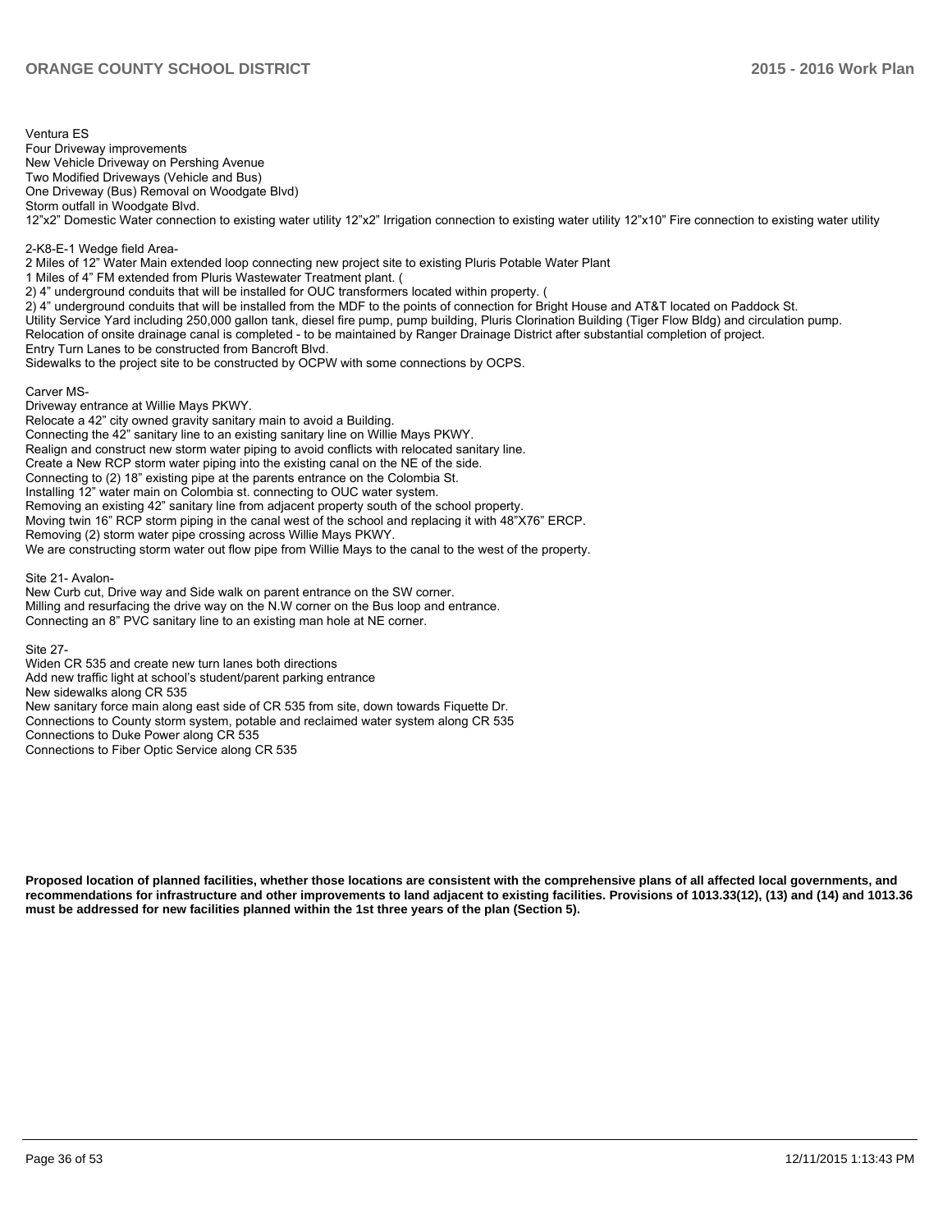Ventura ES
Four Driveway improvements
New Vehicle Driveway on Pershing Avenue
Two Modified Driveways (Vehicle and Bus)
One Driveway (Bus) Removal on Woodgate Blvd)
Storm outfall in Woodgate Blvd.
12"x2" Domestic Water connection to existing water utility 12"x2" Irrigation connection to existing water utility 12"x10" Fire connection to existing water utility

2-K8-E-1 Wedge field Area-
2 Miles of 12" Water Main extended loop connecting new project site to existing Pluris Potable Water Plant
1 Miles of 4" FM extended from Pluris Wastewater Treatment plant. (
2) 4" underground conduits that will be installed for OUC transformers located within property. (
2) 4" underground conduits that will be installed from the MDF to the points of connection for Bright House and AT&T located on Paddock St.
Utility Service Yard including 250,000 gallon tank, diesel fire pump, pump building, Pluris Clorination Building (Tiger Flow Bldg) and circulation pump.
Relocation of onsite drainage canal is completed - to be maintained by Ranger Drainage District after substantial completion of project.
Entry Turn Lanes to be constructed from Bancroft Blvd.
Sidewalks to the project site to be constructed by OCPW with some connections by OCPS.

Carver MS-
Driveway entrance at Willie Mays PKWY.
Relocate a 42" city owned gravity sanitary main to avoid a Building.
Connecting the 42" sanitary line to an existing sanitary line on Willie Mays PKWY.
Realign and construct new storm water piping to avoid conflicts with relocated sanitary line.
Create a New RCP storm water piping into the existing canal on the NE of the side.
Connecting to (2) 18" existing pipe at the parents entrance on the Colombia St.
Installing 12" water main on Colombia st. connecting to OUC water system.
Removing an existing 42" sanitary line from adjacent property south of the school property.
Moving twin 16" RCP storm piping in the canal west of the school and replacing it with 48"X76" ERCP.
Removing (2) storm water pipe crossing across Willie Mays PKWY.
We are constructing storm water out flow pipe from Willie Mays to the canal to the west of the property.

Site 21- Avalon-
New Curb cut, Drive way and Side walk on parent entrance on the SW corner.
Milling and resurfacing the drive way on the N.W corner on the Bus loop and entrance.
Connecting an 8" PVC sanitary line to an existing man hole at NE corner.

Site 27-
Widen CR 535 and create new turn lanes both directions
Add new traffic light at school's student/parent parking entrance
New sidewalks along CR 535
New sanitary force main along east side of CR 535 from site, down towards Fiquette Dr.
Connections to County storm system, potable and reclaimed water system along CR 535
Connections to Duke Power along CR 535
Connections to Fiber Optic Service along CR 535

**Proposed location of planned facilities, whether those locations are consistent with the comprehensive plans of all affected local governments, and recommendations for infrastructure and other improvements to land adjacent to existing facilities. Provisions of 1013.33(12), (13) and (14) and 1013.36 must be addressed for new facilities planned within the 1st three years of the plan (Section 5).**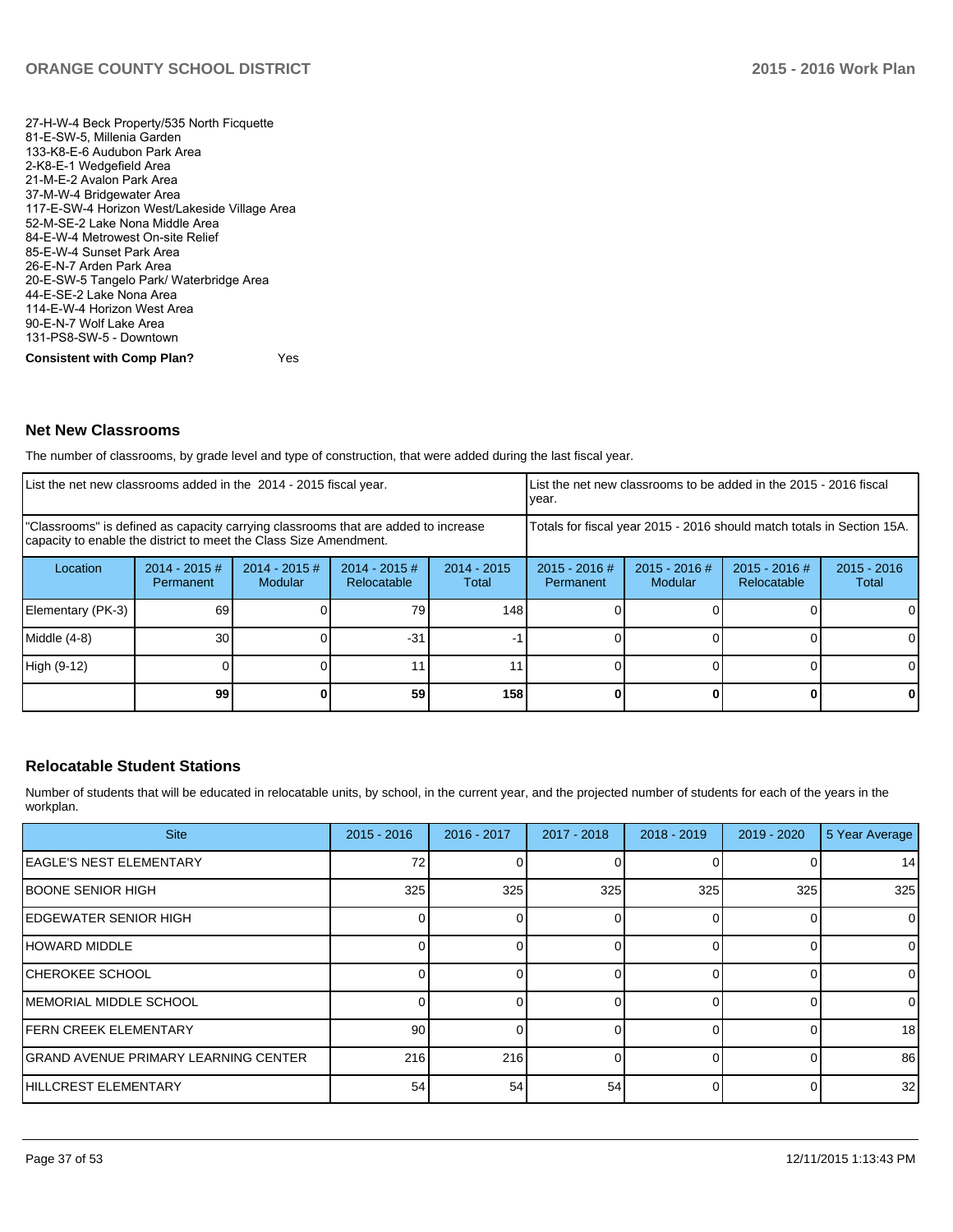27-H-W-4 Beck Property/535 North Ficquette
81-E-SW-5, Millenia Garden
133-K8-E-6 Audubon Park Area
2-K8-E-1 Wedgefield Area
21-M-E-2 Avalon Park Area
37-M-W-4 Bridgewater Area
117-E-SW-4 Horizon West/Lakeside Village Area
52-M-SE-2 Lake Nona Middle Area
84-E-W-4 Metrowest On-site Relief
85-E-W-4 Sunset Park Area
26-E-N-7 Arden Park Area
20-E-SW-5 Tangelo Park/ Waterbridge Area
44-E-SE-2 Lake Nona Area
114-E-W-4 Horizon West Area
90-E-N-7 Wolf Lake Area
131-PS8-SW-5 - Downtown

**Consistent with Comp Plan?** Yes

## Net New Classrooms

The number of classrooms, by grade level and type of construction, that were added during the last fiscal year.

| List the net new classrooms added in the 2014 - 2015 fiscal year. | | | | | List the net new classrooms to be added in the 2015 - 2016 fiscal year. | | | |
|---|---|---|---|---|---|---|---|---|
| "Classrooms" is defined as capacity carrying classrooms that are added to increase capacity to enable the district to meet the Class Size Amendment. | | | | | Totals for fiscal year 2015 - 2016 should match totals in Section 15A. | | | |
| Location | 2014 - 2015 # Permanent | 2014 - 2015 # Modular | 2014 - 2015 # Relocatable | 2014 - 2015 Total | 2015 - 2016 # Permanent | 2015 - 2016 # Modular | 2015 - 2016 # Relocatable | 2015 - 2016 Total |
| Elementary (PK-3) | 69 | 0 | 79 | 148 | 0 | 0 | 0 | 0 |
| Middle (4-8) | 30 | 0 | -31 | -1 | 0 | 0 | 0 | 0 |
| High (9-12) | 0 | 0 | 11 | 11 | 0 | 0 | 0 | 0 |
| | **99** | **0** | **59** | **158** | **0** | **0** | **0** | **0** |

## Relocatable Student Stations

Number of students that will be educated in relocatable units, by school, in the current year, and the projected number of students for each of the years in the workplan.

| Site | 2015 - 2016 | 2016 - 2017 | 2017 - 2018 | 2018 - 2019 | 2019 - 2020 | 5 Year Average |
|---|---|---|---|---|---|---|
| EAGLE'S NEST ELEMENTARY | 72 | 0 | 0 | 0 | 0 | 14 |
| BOONE SENIOR HIGH | 325 | 325 | 325 | 325 | 325 | 325 |
| EDGEWATER SENIOR HIGH | 0 | 0 | 0 | 0 | 0 | 0 |
| HOWARD MIDDLE | 0 | 0 | 0 | 0 | 0 | 0 |
| CHEROKEE SCHOOL | 0 | 0 | 0 | 0 | 0 | 0 |
| MEMORIAL MIDDLE SCHOOL | 0 | 0 | 0 | 0 | 0 | 0 |
| FERN CREEK ELEMENTARY | 90 | 0 | 0 | 0 | 0 | 18 |
| GRAND AVENUE PRIMARY LEARNING CENTER | 216 | 216 | 0 | 0 | 0 | 86 |
| HILLCREST ELEMENTARY | 54 | 54 | 54 | 0 | 0 | 32 |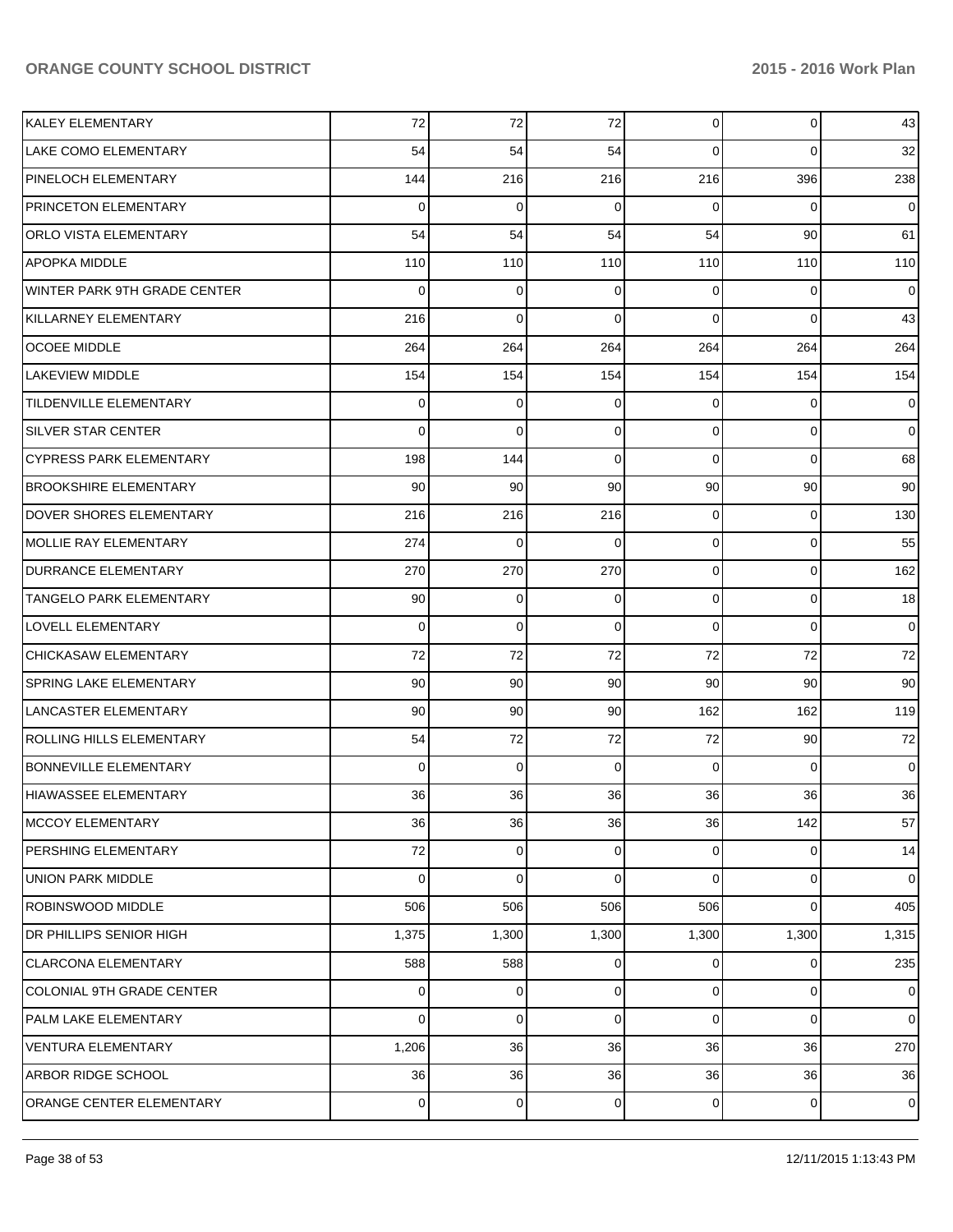| | | | | | | |
|---|---|---|---|---|---|---|
| KALEY ELEMENTARY | 72 | 72 | 72 | 0 | 0 | 43 |
| LAKE COMO ELEMENTARY | 54 | 54 | 54 | 0 | 0 | 32 |
| PINELOCH ELEMENTARY | 144 | 216 | 216 | 216 | 396 | 238 |
| PRINCETON ELEMENTARY | 0 | 0 | 0 | 0 | 0 | 0 |
| ORLO VISTA ELEMENTARY | 54 | 54 | 54 | 54 | 90 | 61 |
| APOPKA MIDDLE | 110 | 110 | 110 | 110 | 110 | 110 |
| WINTER PARK 9TH GRADE CENTER | 0 | 0 | 0 | 0 | 0 | 0 |
| KILLARNEY ELEMENTARY | 216 | 0 | 0 | 0 | 0 | 43 |
| OCOEE MIDDLE | 264 | 264 | 264 | 264 | 264 | 264 |
| LAKEVIEW MIDDLE | 154 | 154 | 154 | 154 | 154 | 154 |
| TILDENVILLE ELEMENTARY | 0 | 0 | 0 | 0 | 0 | 0 |
| SILVER STAR CENTER | 0 | 0 | 0 | 0 | 0 | 0 |
| CYPRESS PARK ELEMENTARY | 198 | 144 | 0 | 0 | 0 | 68 |
| BROOKSHIRE ELEMENTARY | 90 | 90 | 90 | 90 | 90 | 90 |
| DOVER SHORES ELEMENTARY | 216 | 216 | 216 | 0 | 0 | 130 |
| MOLLIE RAY ELEMENTARY | 274 | 0 | 0 | 0 | 0 | 55 |
| DURRANCE ELEMENTARY | 270 | 270 | 270 | 0 | 0 | 162 |
| TANGELO PARK ELEMENTARY | 90 | 0 | 0 | 0 | 0 | 18 |
| LOVELL ELEMENTARY | 0 | 0 | 0 | 0 | 0 | 0 |
| CHICKASAW ELEMENTARY | 72 | 72 | 72 | 72 | 72 | 72 |
| SPRING LAKE ELEMENTARY | 90 | 90 | 90 | 90 | 90 | 90 |
| LANCASTER ELEMENTARY | 90 | 90 | 90 | 162 | 162 | 119 |
| ROLLING HILLS ELEMENTARY | 54 | 72 | 72 | 72 | 90 | 72 |
| BONNEVILLE ELEMENTARY | 0 | 0 | 0 | 0 | 0 | 0 |
| HIAWASSEE ELEMENTARY | 36 | 36 | 36 | 36 | 36 | 36 |
| MCCOY ELEMENTARY | 36 | 36 | 36 | 36 | 142 | 57 |
| PERSHING ELEMENTARY | 72 | 0 | 0 | 0 | 0 | 14 |
| UNION PARK MIDDLE | 0 | 0 | 0 | 0 | 0 | 0 |
| ROBINSWOOD MIDDLE | 506 | 506 | 506 | 506 | 0 | 405 |
| DR PHILLIPS SENIOR HIGH | 1,375 | 1,300 | 1,300 | 1,300 | 1,300 | 1,315 |
| CLARCONA ELEMENTARY | 588 | 588 | 0 | 0 | 0 | 235 |
| COLONIAL 9TH GRADE CENTER | 0 | 0 | 0 | 0 | 0 | 0 |
| PALM LAKE ELEMENTARY | 0 | 0 | 0 | 0 | 0 | 0 |
| VENTURA ELEMENTARY | 1,206 | 36 | 36 | 36 | 36 | 270 |
| ARBOR RIDGE SCHOOL | 36 | 36 | 36 | 36 | 36 | 36 |
| ORANGE CENTER ELEMENTARY | 0 | 0 | 0 | 0 | 0 | 0 |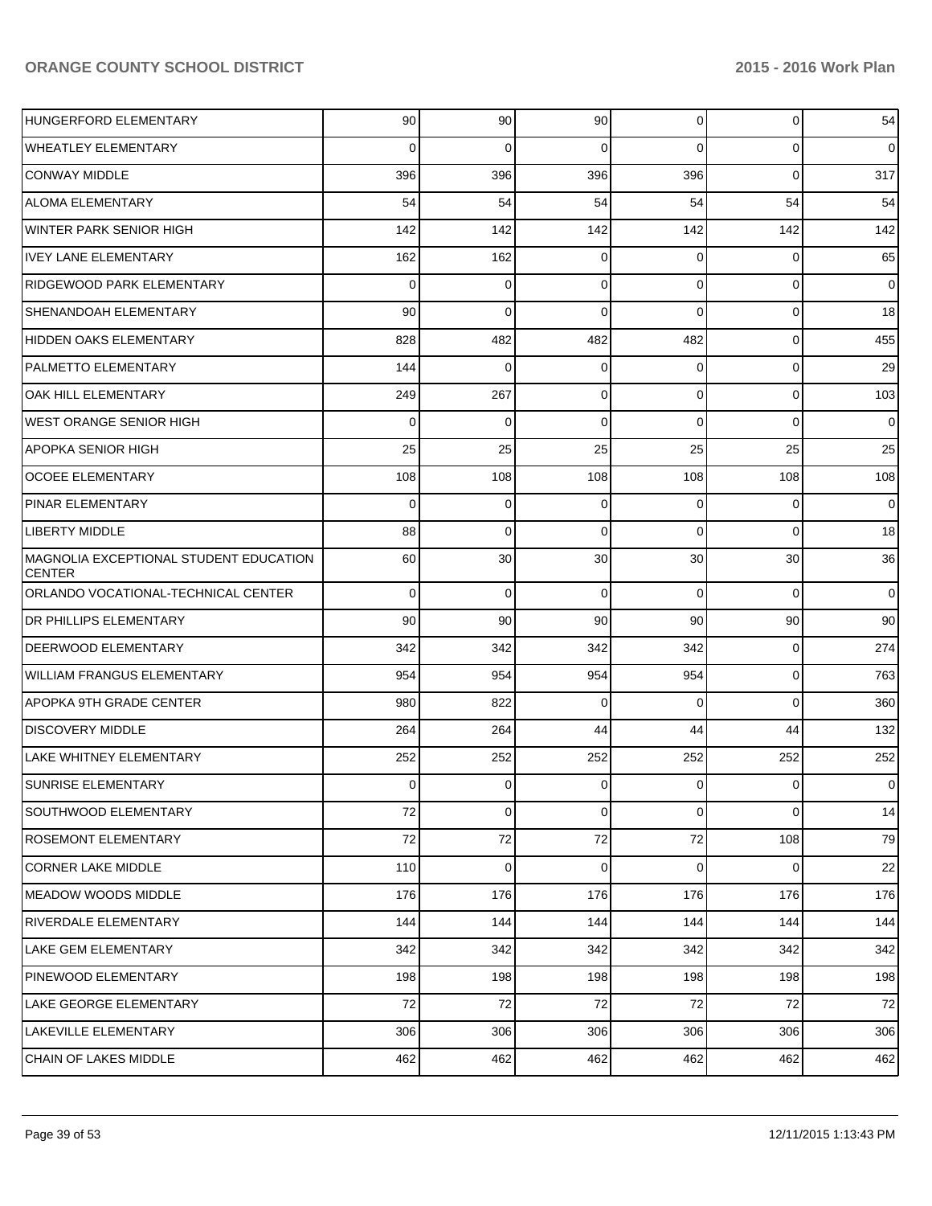| | | | | | | |
|---|---|---|---|---|---|---|
| HUNGERFORD ELEMENTARY | 90 | 90 | 90 | 0 | 0 | 54 |
| WHEATLEY ELEMENTARY | 0 | 0 | 0 | 0 | 0 | 0 |
| CONWAY MIDDLE | 396 | 396 | 396 | 396 | 0 | 317 |
| ALOMA ELEMENTARY | 54 | 54 | 54 | 54 | 54 | 54 |
| WINTER PARK SENIOR HIGH | 142 | 142 | 142 | 142 | 142 | 142 |
| IVEY LANE ELEMENTARY | 162 | 162 | 0 | 0 | 0 | 65 |
| RIDGEWOOD PARK ELEMENTARY | 0 | 0 | 0 | 0 | 0 | 0 |
| SHENANDOAH ELEMENTARY | 90 | 0 | 0 | 0 | 0 | 18 |
| HIDDEN OAKS ELEMENTARY | 828 | 482 | 482 | 482 | 0 | 455 |
| PALMETTO ELEMENTARY | 144 | 0 | 0 | 0 | 0 | 29 |
| OAK HILL ELEMENTARY | 249 | 267 | 0 | 0 | 0 | 103 |
| WEST ORANGE SENIOR HIGH | 0 | 0 | 0 | 0 | 0 | 0 |
| APOPKA SENIOR HIGH | 25 | 25 | 25 | 25 | 25 | 25 |
| OCOEE ELEMENTARY | 108 | 108 | 108 | 108 | 108 | 108 |
| PINAR ELEMENTARY | 0 | 0 | 0 | 0 | 0 | 0 |
| LIBERTY MIDDLE | 88 | 0 | 0 | 0 | 0 | 18 |
| MAGNOLIA EXCEPTIONAL STUDENT EDUCATION CENTER | 60 | 30 | 30 | 30 | 30 | 36 |
| ORLANDO VOCATIONAL-TECHNICAL CENTER | 0 | 0 | 0 | 0 | 0 | 0 |
| DR PHILLIPS ELEMENTARY | 90 | 90 | 90 | 90 | 90 | 90 |
| DEERWOOD ELEMENTARY | 342 | 342 | 342 | 342 | 0 | 274 |
| WILLIAM FRANGUS ELEMENTARY | 954 | 954 | 954 | 954 | 0 | 763 |
| APOPKA 9TH GRADE CENTER | 980 | 822 | 0 | 0 | 0 | 360 |
| DISCOVERY MIDDLE | 264 | 264 | 44 | 44 | 44 | 132 |
| LAKE WHITNEY ELEMENTARY | 252 | 252 | 252 | 252 | 252 | 252 |
| SUNRISE ELEMENTARY | 0 | 0 | 0 | 0 | 0 | 0 |
| SOUTHWOOD ELEMENTARY | 72 | 0 | 0 | 0 | 0 | 14 |
| ROSEMONT ELEMENTARY | 72 | 72 | 72 | 72 | 108 | 79 |
| CORNER LAKE MIDDLE | 110 | 0 | 0 | 0 | 0 | 22 |
| MEADOW WOODS MIDDLE | 176 | 176 | 176 | 176 | 176 | 176 |
| RIVERDALE ELEMENTARY | 144 | 144 | 144 | 144 | 144 | 144 |
| LAKE GEM ELEMENTARY | 342 | 342 | 342 | 342 | 342 | 342 |
| PINEWOOD ELEMENTARY | 198 | 198 | 198 | 198 | 198 | 198 |
| LAKE GEORGE ELEMENTARY | 72 | 72 | 72 | 72 | 72 | 72 |
| LAKEVILLE ELEMENTARY | 306 | 306 | 306 | 306 | 306 | 306 |
| CHAIN OF LAKES MIDDLE | 462 | 462 | 462 | 462 | 462 | 462 |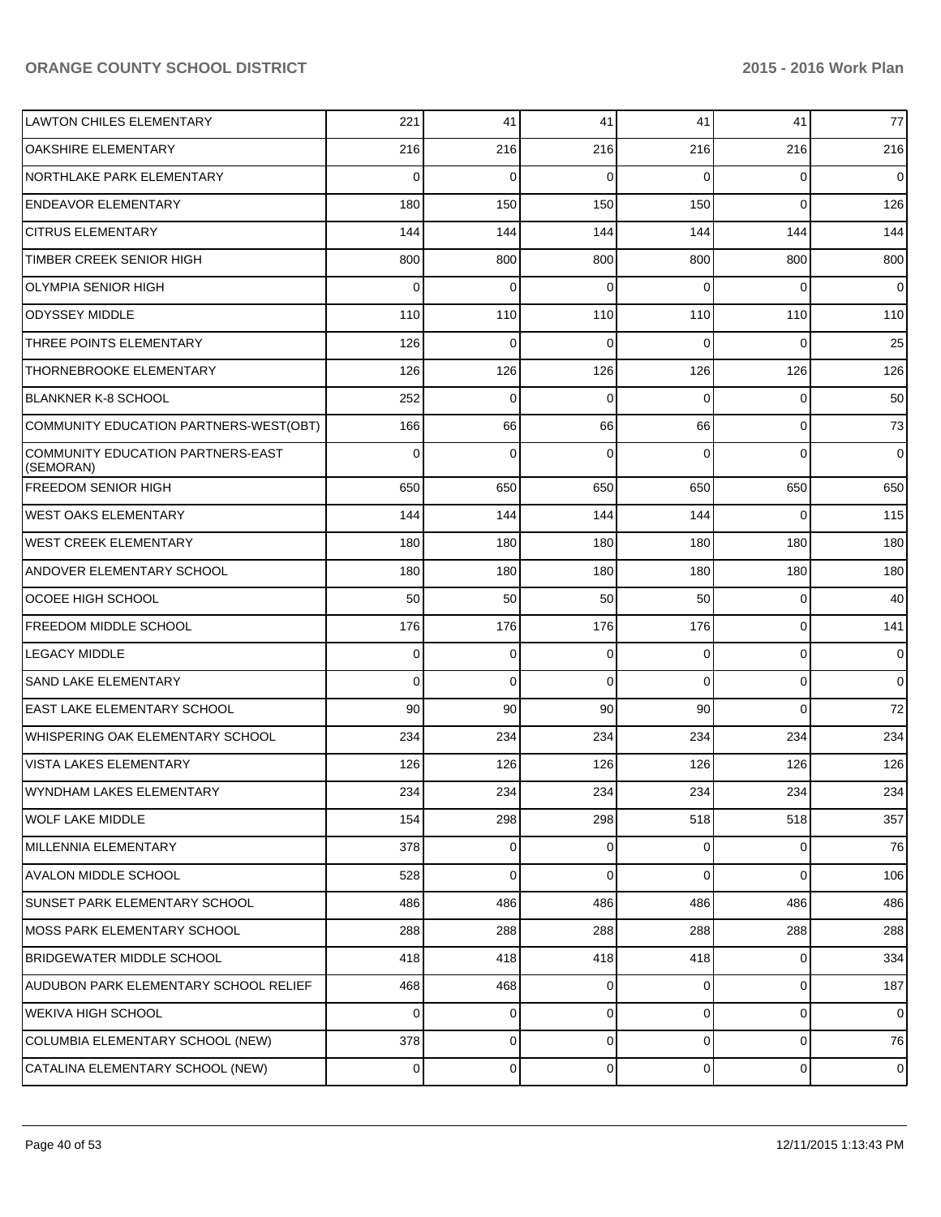| | | | | | | |
|---|---|---|---|---|---|---|
| LAWTON CHILES ELEMENTARY | 221 | 41 | 41 | 41 | 41 | 77 |
| OAKSHIRE ELEMENTARY | 216 | 216 | 216 | 216 | 216 | 216 |
| NORTHLAKE PARK ELEMENTARY | 0 | 0 | 0 | 0 | 0 | 0 |
| ENDEAVOR ELEMENTARY | 180 | 150 | 150 | 150 | 0 | 126 |
| CITRUS ELEMENTARY | 144 | 144 | 144 | 144 | 144 | 144 |
| TIMBER CREEK SENIOR HIGH | 800 | 800 | 800 | 800 | 800 | 800 |
| OLYMPIA SENIOR HIGH | 0 | 0 | 0 | 0 | 0 | 0 |
| ODYSSEY MIDDLE | 110 | 110 | 110 | 110 | 110 | 110 |
| THREE POINTS ELEMENTARY | 126 | 0 | 0 | 0 | 0 | 25 |
| THORNEBROOKE ELEMENTARY | 126 | 126 | 126 | 126 | 126 | 126 |
| BLANKNER K-8 SCHOOL | 252 | 0 | 0 | 0 | 0 | 50 |
| COMMUNITY EDUCATION PARTNERS-WEST(OBT) | 166 | 66 | 66 | 66 | 0 | 73 |
| COMMUNITY EDUCATION PARTNERS-EAST (SEMORAN) | 0 | 0 | 0 | 0 | 0 | 0 |
| FREEDOM SENIOR HIGH | 650 | 650 | 650 | 650 | 650 | 650 |
| WEST OAKS ELEMENTARY | 144 | 144 | 144 | 144 | 0 | 115 |
| WEST CREEK ELEMENTARY | 180 | 180 | 180 | 180 | 180 | 180 |
| ANDOVER ELEMENTARY SCHOOL | 180 | 180 | 180 | 180 | 180 | 180 |
| OCOEE HIGH SCHOOL | 50 | 50 | 50 | 50 | 0 | 40 |
| FREEDOM MIDDLE SCHOOL | 176 | 176 | 176 | 176 | 0 | 141 |
| LEGACY MIDDLE | 0 | 0 | 0 | 0 | 0 | 0 |
| SAND LAKE ELEMENTARY | 0 | 0 | 0 | 0 | 0 | 0 |
| EAST LAKE ELEMENTARY SCHOOL | 90 | 90 | 90 | 90 | 0 | 72 |
| WHISPERING OAK ELEMENTARY SCHOOL | 234 | 234 | 234 | 234 | 234 | 234 |
| VISTA LAKES ELEMENTARY | 126 | 126 | 126 | 126 | 126 | 126 |
| WYNDHAM LAKES ELEMENTARY | 234 | 234 | 234 | 234 | 234 | 234 |
| WOLF LAKE MIDDLE | 154 | 298 | 298 | 518 | 518 | 357 |
| MILLENNIA ELEMENTARY | 378 | 0 | 0 | 0 | 0 | 76 |
| AVALON MIDDLE SCHOOL | 528 | 0 | 0 | 0 | 0 | 106 |
| SUNSET PARK ELEMENTARY SCHOOL | 486 | 486 | 486 | 486 | 486 | 486 |
| MOSS PARK ELEMENTARY SCHOOL | 288 | 288 | 288 | 288 | 288 | 288 |
| BRIDGEWATER MIDDLE SCHOOL | 418 | 418 | 418 | 418 | 0 | 334 |
| AUDUBON PARK ELEMENTARY SCHOOL RELIEF | 468 | 468 | 0 | 0 | 0 | 187 |
| WEKIVA HIGH SCHOOL | 0 | 0 | 0 | 0 | 0 | 0 |
| COLUMBIA ELEMENTARY SCHOOL (NEW) | 378 | 0 | 0 | 0 | 0 | 76 |
| CATALINA ELEMENTARY SCHOOL (NEW) | 0 | 0 | 0 | 0 | 0 | 0 |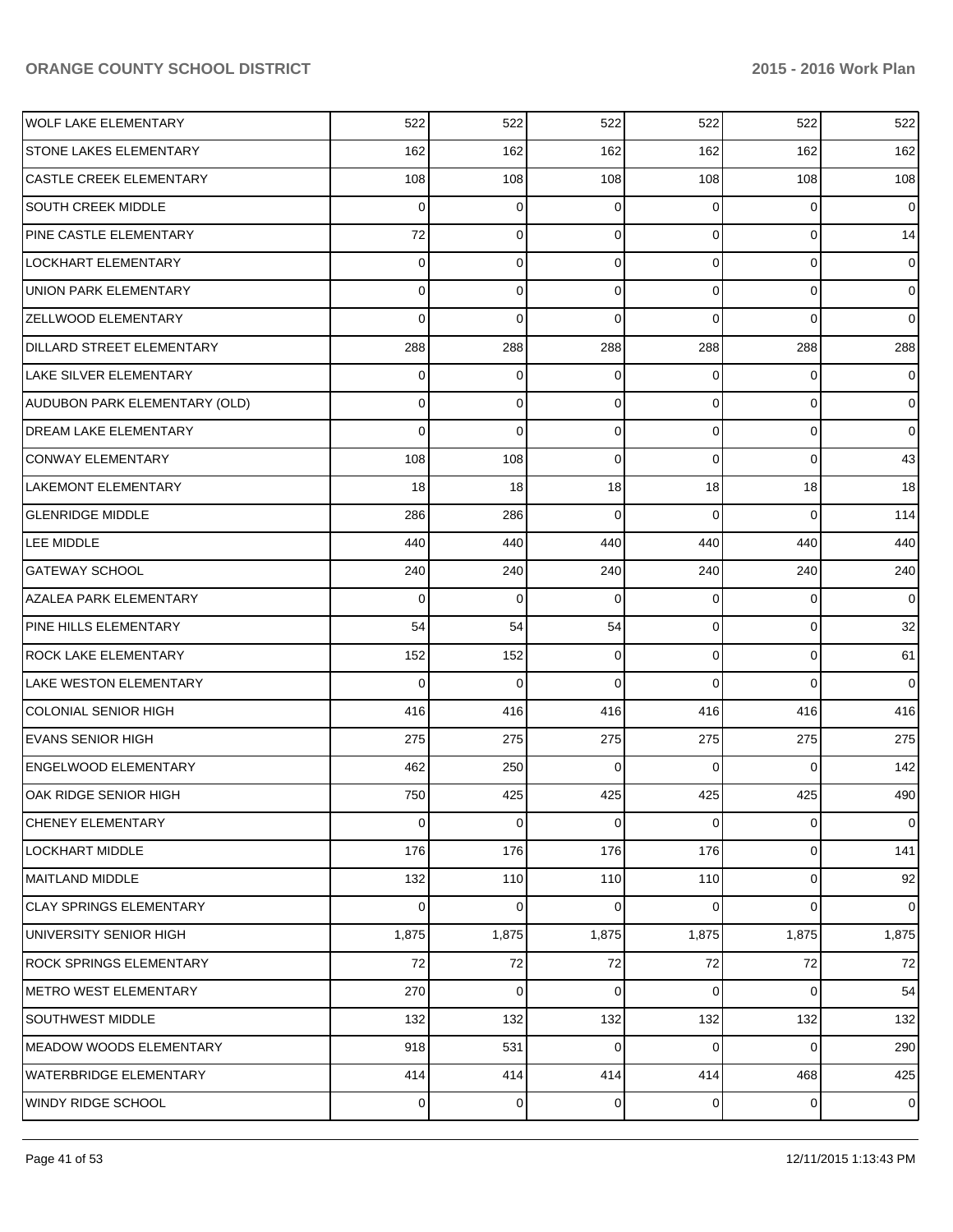| | | | | | | |
|---|---|---|---|---|---|---|
| WOLF LAKE ELEMENTARY | 522 | 522 | 522 | 522 | 522 | 522 |
| STONE LAKES ELEMENTARY | 162 | 162 | 162 | 162 | 162 | 162 |
| CASTLE CREEK ELEMENTARY | 108 | 108 | 108 | 108 | 108 | 108 |
| SOUTH CREEK MIDDLE | 0 | 0 | 0 | 0 | 0 | 0 |
| PINE CASTLE ELEMENTARY | 72 | 0 | 0 | 0 | 0 | 14 |
| LOCKHART ELEMENTARY | 0 | 0 | 0 | 0 | 0 | 0 |
| UNION PARK ELEMENTARY | 0 | 0 | 0 | 0 | 0 | 0 |
| ZELLWOOD ELEMENTARY | 0 | 0 | 0 | 0 | 0 | 0 |
| DILLARD STREET ELEMENTARY | 288 | 288 | 288 | 288 | 288 | 288 |
| LAKE SILVER ELEMENTARY | 0 | 0 | 0 | 0 | 0 | 0 |
| AUDUBON PARK ELEMENTARY (OLD) | 0 | 0 | 0 | 0 | 0 | 0 |
| DREAM LAKE ELEMENTARY | 0 | 0 | 0 | 0 | 0 | 0 |
| CONWAY ELEMENTARY | 108 | 108 | 0 | 0 | 0 | 43 |
| LAKEMONT ELEMENTARY | 18 | 18 | 18 | 18 | 18 | 18 |
| GLENRIDGE MIDDLE | 286 | 286 | 0 | 0 | 0 | 114 |
| LEE MIDDLE | 440 | 440 | 440 | 440 | 440 | 440 |
| GATEWAY SCHOOL | 240 | 240 | 240 | 240 | 240 | 240 |
| AZALEA PARK ELEMENTARY | 0 | 0 | 0 | 0 | 0 | 0 |
| PINE HILLS ELEMENTARY | 54 | 54 | 54 | 0 | 0 | 32 |
| ROCK LAKE ELEMENTARY | 152 | 152 | 0 | 0 | 0 | 61 |
| LAKE WESTON ELEMENTARY | 0 | 0 | 0 | 0 | 0 | 0 |
| COLONIAL SENIOR HIGH | 416 | 416 | 416 | 416 | 416 | 416 |
| EVANS SENIOR HIGH | 275 | 275 | 275 | 275 | 275 | 275 |
| ENGELWOOD ELEMENTARY | 462 | 250 | 0 | 0 | 0 | 142 |
| OAK RIDGE SENIOR HIGH | 750 | 425 | 425 | 425 | 425 | 490 |
| CHENEY ELEMENTARY | 0 | 0 | 0 | 0 | 0 | 0 |
| LOCKHART MIDDLE | 176 | 176 | 176 | 176 | 0 | 141 |
| MAITLAND MIDDLE | 132 | 110 | 110 | 110 | 0 | 92 |
| CLAY SPRINGS ELEMENTARY | 0 | 0 | 0 | 0 | 0 | 0 |
| UNIVERSITY SENIOR HIGH | 1,875 | 1,875 | 1,875 | 1,875 | 1,875 | 1,875 |
| ROCK SPRINGS ELEMENTARY | 72 | 72 | 72 | 72 | 72 | 72 |
| METRO WEST ELEMENTARY | 270 | 0 | 0 | 0 | 0 | 54 |
| SOUTHWEST MIDDLE | 132 | 132 | 132 | 132 | 132 | 132 |
| MEADOW WOODS ELEMENTARY | 918 | 531 | 0 | 0 | 0 | 290 |
| WATERBRIDGE ELEMENTARY | 414 | 414 | 414 | 414 | 468 | 425 |
| WINDY RIDGE SCHOOL | 0 | 0 | 0 | 0 | 0 | 0 |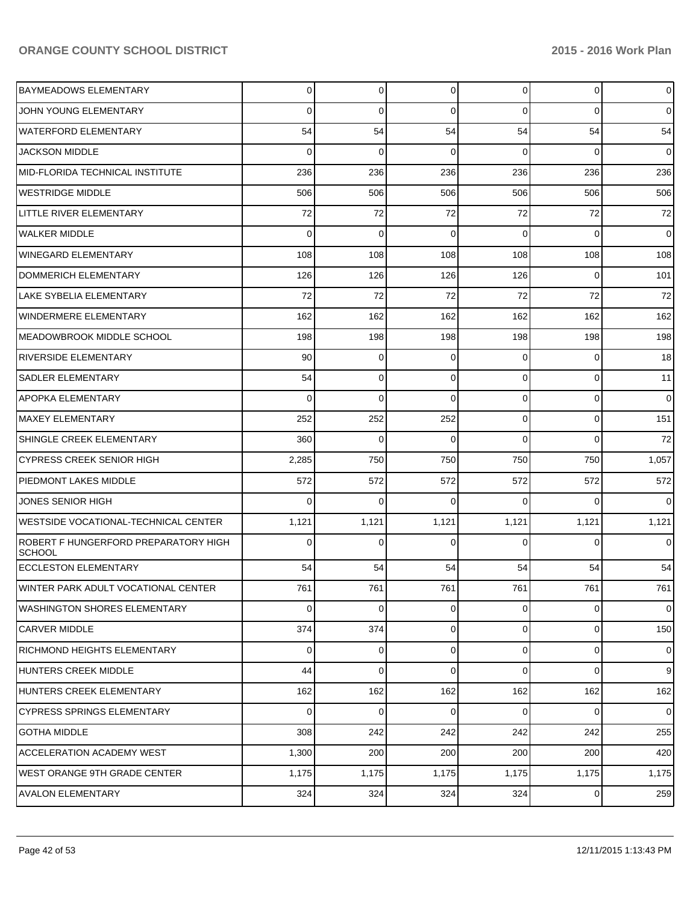| | | | | | | |
|---|---|---|---|---|---|---|
| BAYMEADOWS ELEMENTARY | 0 | 0 | 0 | 0 | 0 | 0 |
| JOHN YOUNG ELEMENTARY | 0 | 0 | 0 | 0 | 0 | 0 |
| WATERFORD ELEMENTARY | 54 | 54 | 54 | 54 | 54 | 54 |
| JACKSON MIDDLE | 0 | 0 | 0 | 0 | 0 | 0 |
| MID-FLORIDA TECHNICAL INSTITUTE | 236 | 236 | 236 | 236 | 236 | 236 |
| WESTRIDGE MIDDLE | 506 | 506 | 506 | 506 | 506 | 506 |
| LITTLE RIVER ELEMENTARY | 72 | 72 | 72 | 72 | 72 | 72 |
| WALKER MIDDLE | 0 | 0 | 0 | 0 | 0 | 0 |
| WINEGARD ELEMENTARY | 108 | 108 | 108 | 108 | 108 | 108 |
| DOMMERICH ELEMENTARY | 126 | 126 | 126 | 126 | 0 | 101 |
| LAKE SYBELIA ELEMENTARY | 72 | 72 | 72 | 72 | 72 | 72 |
| WINDERMERE ELEMENTARY | 162 | 162 | 162 | 162 | 162 | 162 |
| MEADOWBROOK MIDDLE SCHOOL | 198 | 198 | 198 | 198 | 198 | 198 |
| RIVERSIDE ELEMENTARY | 90 | 0 | 0 | 0 | 0 | 18 |
| SADLER ELEMENTARY | 54 | 0 | 0 | 0 | 0 | 11 |
| APOPKA ELEMENTARY | 0 | 0 | 0 | 0 | 0 | 0 |
| MAXEY ELEMENTARY | 252 | 252 | 252 | 0 | 0 | 151 |
| SHINGLE CREEK ELEMENTARY | 360 | 0 | 0 | 0 | 0 | 72 |
| CYPRESS CREEK SENIOR HIGH | 2,285 | 750 | 750 | 750 | 750 | 1,057 |
| PIEDMONT LAKES MIDDLE | 572 | 572 | 572 | 572 | 572 | 572 |
| JONES SENIOR HIGH | 0 | 0 | 0 | 0 | 0 | 0 |
| WESTSIDE VOCATIONAL-TECHNICAL CENTER | 1,121 | 1,121 | 1,121 | 1,121 | 1,121 | 1,121 |
| ROBERT F HUNGERFORD PREPARATORY HIGH SCHOOL | 0 | 0 | 0 | 0 | 0 | 0 |
| ECCLESTON ELEMENTARY | 54 | 54 | 54 | 54 | 54 | 54 |
| WINTER PARK ADULT VOCATIONAL CENTER | 761 | 761 | 761 | 761 | 761 | 761 |
| WASHINGTON SHORES ELEMENTARY | 0 | 0 | 0 | 0 | 0 | 0 |
| CARVER MIDDLE | 374 | 374 | 0 | 0 | 0 | 150 |
| RICHMOND HEIGHTS ELEMENTARY | 0 | 0 | 0 | 0 | 0 | 0 |
| HUNTERS CREEK MIDDLE | 44 | 0 | 0 | 0 | 0 | 9 |
| HUNTERS CREEK ELEMENTARY | 162 | 162 | 162 | 162 | 162 | 162 |
| CYPRESS SPRINGS ELEMENTARY | 0 | 0 | 0 | 0 | 0 | 0 |
| GOTHA MIDDLE | 308 | 242 | 242 | 242 | 242 | 255 |
| ACCELERATION ACADEMY WEST | 1,300 | 200 | 200 | 200 | 200 | 420 |
| WEST ORANGE 9TH GRADE CENTER | 1,175 | 1,175 | 1,175 | 1,175 | 1,175 | 1,175 |
| AVALON ELEMENTARY | 324 | 324 | 324 | 324 | 0 | 259 |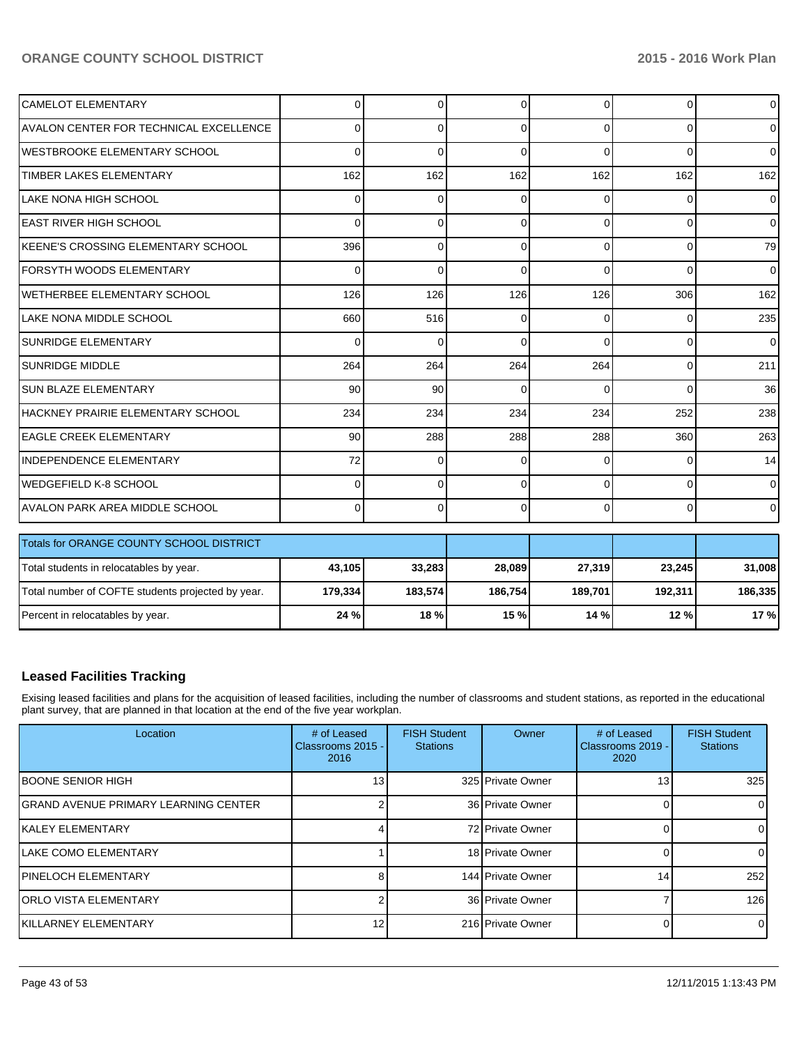| | | | | | | |
|---|---|---|---|---|---|---|
| CAMELOT ELEMENTARY | 0 | 0 | 0 | 0 | 0 | 0 |
| AVALON CENTER FOR TECHNICAL EXCELLENCE | 0 | 0 | 0 | 0 | 0 | 0 |
| WESTBROOKE ELEMENTARY SCHOOL | 0 | 0 | 0 | 0 | 0 | 0 |
| TIMBER LAKES ELEMENTARY | 162 | 162 | 162 | 162 | 162 | 162 |
| LAKE NONA HIGH SCHOOL | 0 | 0 | 0 | 0 | 0 | 0 |
| EAST RIVER HIGH SCHOOL | 0 | 0 | 0 | 0 | 0 | 0 |
| KEENE'S CROSSING ELEMENTARY SCHOOL | 396 | 0 | 0 | 0 | 0 | 79 |
| FORSYTH WOODS ELEMENTARY | 0 | 0 | 0 | 0 | 0 | 0 |
| WETHERBEE ELEMENTARY SCHOOL | 126 | 126 | 126 | 126 | 306 | 162 |
| LAKE NONA MIDDLE SCHOOL | 660 | 516 | 0 | 0 | 0 | 235 |
| SUNRIDGE ELEMENTARY | 0 | 0 | 0 | 0 | 0 | 0 |
| SUNRIDGE MIDDLE | 264 | 264 | 264 | 264 | 0 | 211 |
| SUN BLAZE ELEMENTARY | 90 | 90 | 0 | 0 | 0 | 36 |
| HACKNEY PRAIRIE ELEMENTARY SCHOOL | 234 | 234 | 234 | 234 | 252 | 238 |
| EAGLE CREEK ELEMENTARY | 90 | 288 | 288 | 288 | 360 | 263 |
| INDEPENDENCE ELEMENTARY | 72 | 0 | 0 | 0 | 0 | 14 |
| WEDGEFIELD K-8 SCHOOL | 0 | 0 | 0 | 0 | 0 | 0 |
| AVALON PARK AREA MIDDLE SCHOOL | 0 | 0 | 0 | 0 | 0 | 0 |

| Totals for ORANGE COUNTY SCHOOL DISTRICT | | | | | | |
|---|---|---|---|---|---|---|
| Total students in relocatables by year. | **43,105** | **33,283** | **28,089** | **27,319** | **23,245** | **31,008** |
| Total number of COFTE students projected by year. | **179,334** | **183,574** | **186,754** | **189,701** | **192,311** | **186,335** |
| Percent in relocatables by year. | **24 %** | **18 %** | **15 %** | **14 %** | **12 %** | **17 %** |

## Leased Facilities Tracking

Exising leased facilities and plans for the acquisition of leased facilities, including the number of classrooms and student stations, as reported in the educational plant survey, that are planned in that location at the end of the five year workplan.

| Location | # of Leased Classrooms 2015 - 2016 | FISH Student Stations | Owner | # of Leased Classrooms 2019 - 2020 | FISH Student Stations |
|---|---|---|---|---|---|
| BOONE SENIOR HIGH | 13 | 325 | Private Owner | 13 | 325 |
| GRAND AVENUE PRIMARY LEARNING CENTER | 2 | 36 | Private Owner | 0 | 0 |
| KALEY ELEMENTARY | 4 | 72 | Private Owner | 0 | 0 |
| LAKE COMO ELEMENTARY | 1 | 18 | Private Owner | 0 | 0 |
| PINELOCH ELEMENTARY | 8 | 144 | Private Owner | 14 | 252 |
| ORLO VISTA ELEMENTARY | 2 | 36 | Private Owner | 7 | 126 |
| KILLARNEY ELEMENTARY | 12 | 216 | Private Owner | 0 | 0 |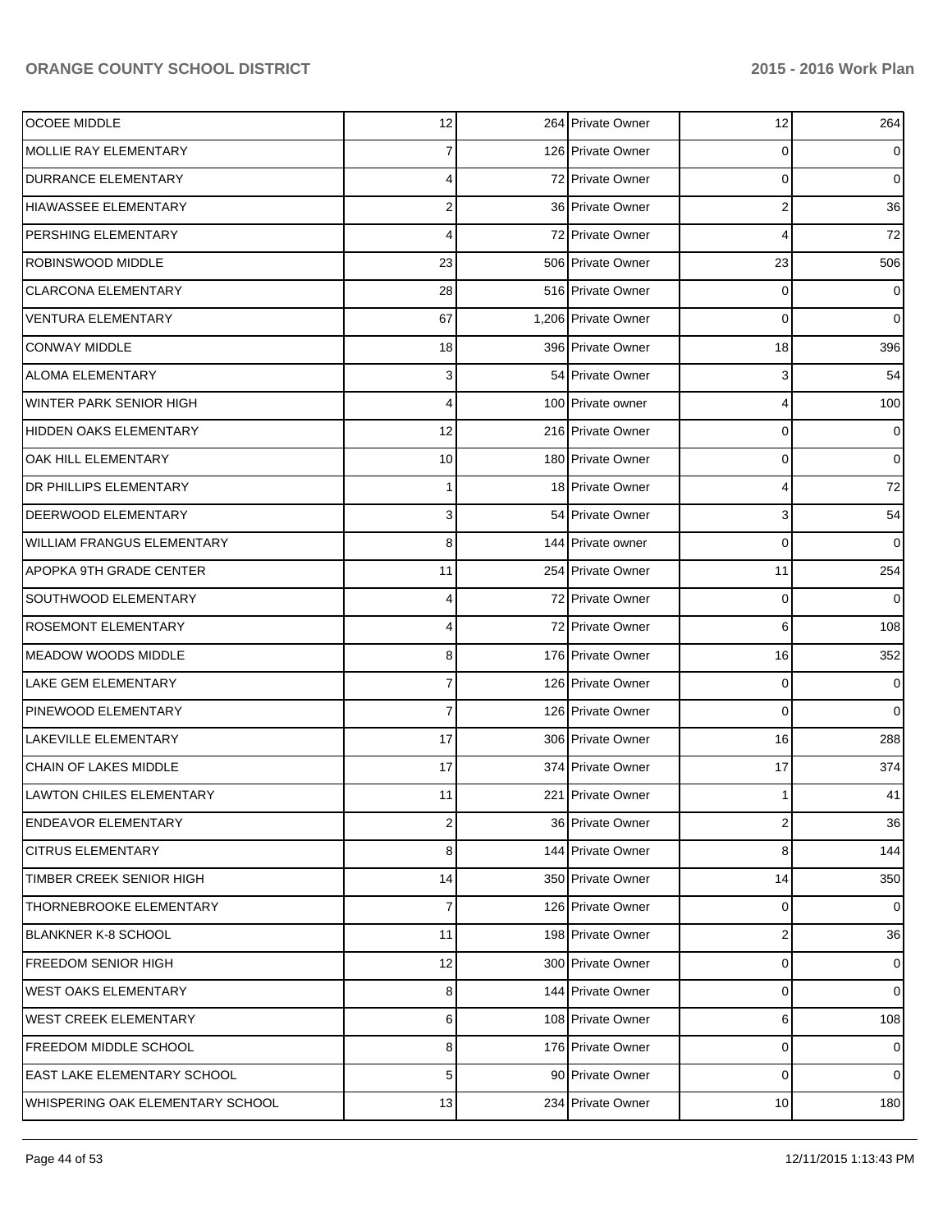| | | | | | |
|---|---|---|---|---|---|
| OCOEE MIDDLE | 12 | 264 | Private Owner | 12 | 264 |
| MOLLIE RAY ELEMENTARY | 7 | 126 | Private Owner | 0 | 0 |
| DURRANCE ELEMENTARY | 4 | 72 | Private Owner | 0 | 0 |
| HIAWASSEE ELEMENTARY | 2 | 36 | Private Owner | 2 | 36 |
| PERSHING ELEMENTARY | 4 | 72 | Private Owner | 4 | 72 |
| ROBINSWOOD MIDDLE | 23 | 506 | Private Owner | 23 | 506 |
| CLARCONA ELEMENTARY | 28 | 516 | Private Owner | 0 | 0 |
| VENTURA ELEMENTARY | 67 | 1,206 | Private Owner | 0 | 0 |
| CONWAY MIDDLE | 18 | 396 | Private Owner | 18 | 396 |
| ALOMA ELEMENTARY | 3 | 54 | Private Owner | 3 | 54 |
| WINTER PARK SENIOR HIGH | 4 | 100 | Private owner | 4 | 100 |
| HIDDEN OAKS ELEMENTARY | 12 | 216 | Private Owner | 0 | 0 |
| OAK HILL ELEMENTARY | 10 | 180 | Private Owner | 0 | 0 |
| DR PHILLIPS ELEMENTARY | 1 | 18 | Private Owner | 4 | 72 |
| DEERWOOD ELEMENTARY | 3 | 54 | Private Owner | 3 | 54 |
| WILLIAM FRANGUS ELEMENTARY | 8 | 144 | Private owner | 0 | 0 |
| APOPKA 9TH GRADE CENTER | 11 | 254 | Private Owner | 11 | 254 |
| SOUTHWOOD ELEMENTARY | 4 | 72 | Private Owner | 0 | 0 |
| ROSEMONT ELEMENTARY | 4 | 72 | Private Owner | 6 | 108 |
| MEADOW WOODS MIDDLE | 8 | 176 | Private Owner | 16 | 352 |
| LAKE GEM ELEMENTARY | 7 | 126 | Private Owner | 0 | 0 |
| PINEWOOD ELEMENTARY | 7 | 126 | Private Owner | 0 | 0 |
| LAKEVILLE ELEMENTARY | 17 | 306 | Private Owner | 16 | 288 |
| CHAIN OF LAKES MIDDLE | 17 | 374 | Private Owner | 17 | 374 |
| LAWTON CHILES ELEMENTARY | 11 | 221 | Private Owner | 1 | 41 |
| ENDEAVOR ELEMENTARY | 2 | 36 | Private Owner | 2 | 36 |
| CITRUS ELEMENTARY | 8 | 144 | Private Owner | 8 | 144 |
| TIMBER CREEK SENIOR HIGH | 14 | 350 | Private Owner | 14 | 350 |
| THORNEBROOKE ELEMENTARY | 7 | 126 | Private Owner | 0 | 0 |
| BLANKNER K-8 SCHOOL | 11 | 198 | Private Owner | 2 | 36 |
| FREEDOM SENIOR HIGH | 12 | 300 | Private Owner | 0 | 0 |
| WEST OAKS ELEMENTARY | 8 | 144 | Private Owner | 0 | 0 |
| WEST CREEK ELEMENTARY | 6 | 108 | Private Owner | 6 | 108 |
| FREEDOM MIDDLE SCHOOL | 8 | 176 | Private Owner | 0 | 0 |
| EAST LAKE ELEMENTARY SCHOOL | 5 | 90 | Private Owner | 0 | 0 |
| WHISPERING OAK ELEMENTARY SCHOOL | 13 | 234 | Private Owner | 10 | 180 |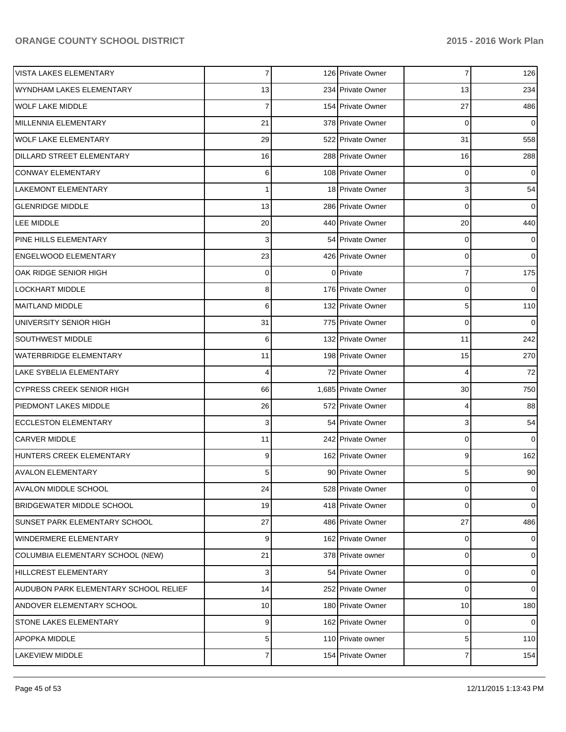| | | | | | |
|---|---|---|---|---|---|
| VISTA LAKES ELEMENTARY | 7 | 126 | Private Owner | 7 | 126 |
| WYNDHAM LAKES ELEMENTARY | 13 | 234 | Private Owner | 13 | 234 |
| WOLF LAKE MIDDLE | 7 | 154 | Private Owner | 27 | 486 |
| MILLENNIA ELEMENTARY | 21 | 378 | Private Owner | 0 | 0 |
| WOLF LAKE ELEMENTARY | 29 | 522 | Private Owner | 31 | 558 |
| DILLARD STREET ELEMENTARY | 16 | 288 | Private Owner | 16 | 288 |
| CONWAY ELEMENTARY | 6 | 108 | Private Owner | 0 | 0 |
| LAKEMONT ELEMENTARY | 1 | 18 | Private Owner | 3 | 54 |
| GLENRIDGE MIDDLE | 13 | 286 | Private Owner | 0 | 0 |
| LEE MIDDLE | 20 | 440 | Private Owner | 20 | 440 |
| PINE HILLS ELEMENTARY | 3 | 54 | Private Owner | 0 | 0 |
| ENGELWOOD ELEMENTARY | 23 | 426 | Private Owner | 0 | 0 |
| OAK RIDGE SENIOR HIGH | 0 | 0 | Private | 7 | 175 |
| LOCKHART MIDDLE | 8 | 176 | Private Owner | 0 | 0 |
| MAITLAND MIDDLE | 6 | 132 | Private Owner | 5 | 110 |
| UNIVERSITY SENIOR HIGH | 31 | 775 | Private Owner | 0 | 0 |
| SOUTHWEST MIDDLE | 6 | 132 | Private Owner | 11 | 242 |
| WATERBRIDGE ELEMENTARY | 11 | 198 | Private Owner | 15 | 270 |
| LAKE SYBELIA ELEMENTARY | 4 | 72 | Private Owner | 4 | 72 |
| CYPRESS CREEK SENIOR HIGH | 66 | 1,685 | Private Owner | 30 | 750 |
| PIEDMONT LAKES MIDDLE | 26 | 572 | Private Owner | 4 | 88 |
| ECCLESTON ELEMENTARY | 3 | 54 | Private Owner | 3 | 54 |
| CARVER MIDDLE | 11 | 242 | Private Owner | 0 | 0 |
| HUNTERS CREEK ELEMENTARY | 9 | 162 | Private Owner | 9 | 162 |
| AVALON ELEMENTARY | 5 | 90 | Private Owner | 5 | 90 |
| AVALON MIDDLE SCHOOL | 24 | 528 | Private Owner | 0 | 0 |
| BRIDGEWATER MIDDLE SCHOOL | 19 | 418 | Private Owner | 0 | 0 |
| SUNSET PARK ELEMENTARY SCHOOL | 27 | 486 | Private Owner | 27 | 486 |
| WINDERMERE ELEMENTARY | 9 | 162 | Private Owner | 0 | 0 |
| COLUMBIA ELEMENTARY SCHOOL (NEW) | 21 | 378 | Private owner | 0 | 0 |
| HILLCREST ELEMENTARY | 3 | 54 | Private Owner | 0 | 0 |
| AUDUBON PARK ELEMENTARY SCHOOL RELIEF | 14 | 252 | Private Owner | 0 | 0 |
| ANDOVER ELEMENTARY SCHOOL | 10 | 180 | Private Owner | 10 | 180 |
| STONE LAKES ELEMENTARY | 9 | 162 | Private Owner | 0 | 0 |
| APOPKA MIDDLE | 5 | 110 | Private owner | 5 | 110 |
| LAKEVIEW MIDDLE | 7 | 154 | Private Owner | 7 | 154 |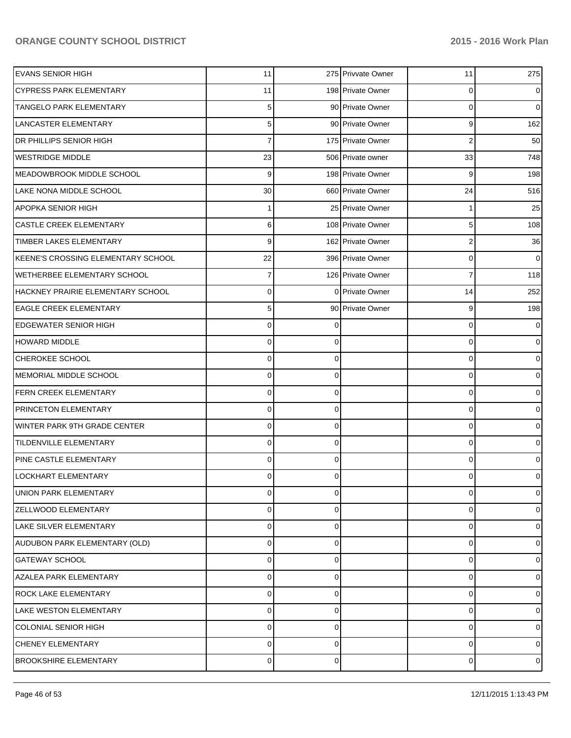| | | | | | |
|---|---|---|---|---|---|
| EVANS SENIOR HIGH | 11 | 275 | Privvate Owner | 11 | 275 |
| CYPRESS PARK ELEMENTARY | 11 | 198 | Private Owner | 0 | 0 |
| TANGELO PARK ELEMENTARY | 5 | 90 | Private Owner | 0 | 0 |
| LANCASTER ELEMENTARY | 5 | 90 | Private Owner | 9 | 162 |
| DR PHILLIPS SENIOR HIGH | 7 | 175 | Private Owner | 2 | 50 |
| WESTRIDGE MIDDLE | 23 | 506 | Private owner | 33 | 748 |
| MEADOWBROOK MIDDLE SCHOOL | 9 | 198 | Private Owner | 9 | 198 |
| LAKE NONA MIDDLE SCHOOL | 30 | 660 | Private Owner | 24 | 516 |
| APOPKA SENIOR HIGH | 1 | 25 | Private Owner | 1 | 25 |
| CASTLE CREEK ELEMENTARY | 6 | 108 | Private Owner | 5 | 108 |
| TIMBER LAKES ELEMENTARY | 9 | 162 | Private Owner | 2 | 36 |
| KEENE'S CROSSING ELEMENTARY SCHOOL | 22 | 396 | Private Owner | 0 | 0 |
| WETHERBEE ELEMENTARY SCHOOL | 7 | 126 | Private Owner | 7 | 118 |
| HACKNEY PRAIRIE ELEMENTARY SCHOOL | 0 | 0 | Private Owner | 14 | 252 |
| EAGLE CREEK ELEMENTARY | 5 | 90 | Private Owner | 9 | 198 |
| EDGEWATER SENIOR HIGH | 0 | 0 | | 0 | 0 |
| HOWARD MIDDLE | 0 | 0 | | 0 | 0 |
| CHEROKEE SCHOOL | 0 | 0 | | 0 | 0 |
| MEMORIAL MIDDLE SCHOOL | 0 | 0 | | 0 | 0 |
| FERN CREEK ELEMENTARY | 0 | 0 | | 0 | 0 |
| PRINCETON ELEMENTARY | 0 | 0 | | 0 | 0 |
| WINTER PARK 9TH GRADE CENTER | 0 | 0 | | 0 | 0 |
| TILDENVILLE ELEMENTARY | 0 | 0 | | 0 | 0 |
| PINE CASTLE ELEMENTARY | 0 | 0 | | 0 | 0 |
| LOCKHART ELEMENTARY | 0 | 0 | | 0 | 0 |
| UNION PARK ELEMENTARY | 0 | 0 | | 0 | 0 |
| ZELLWOOD ELEMENTARY | 0 | 0 | | 0 | 0 |
| LAKE SILVER ELEMENTARY | 0 | 0 | | 0 | 0 |
| AUDUBON PARK ELEMENTARY (OLD) | 0 | 0 | | 0 | 0 |
| GATEWAY SCHOOL | 0 | 0 | | 0 | 0 |
| AZALEA PARK ELEMENTARY | 0 | 0 | | 0 | 0 |
| ROCK LAKE ELEMENTARY | 0 | 0 | | 0 | 0 |
| LAKE WESTON ELEMENTARY | 0 | 0 | | 0 | 0 |
| COLONIAL SENIOR HIGH | 0 | 0 | | 0 | 0 |
| CHENEY ELEMENTARY | 0 | 0 | | 0 | 0 |
| BROOKSHIRE ELEMENTARY | 0 | 0 | | 0 | 0 |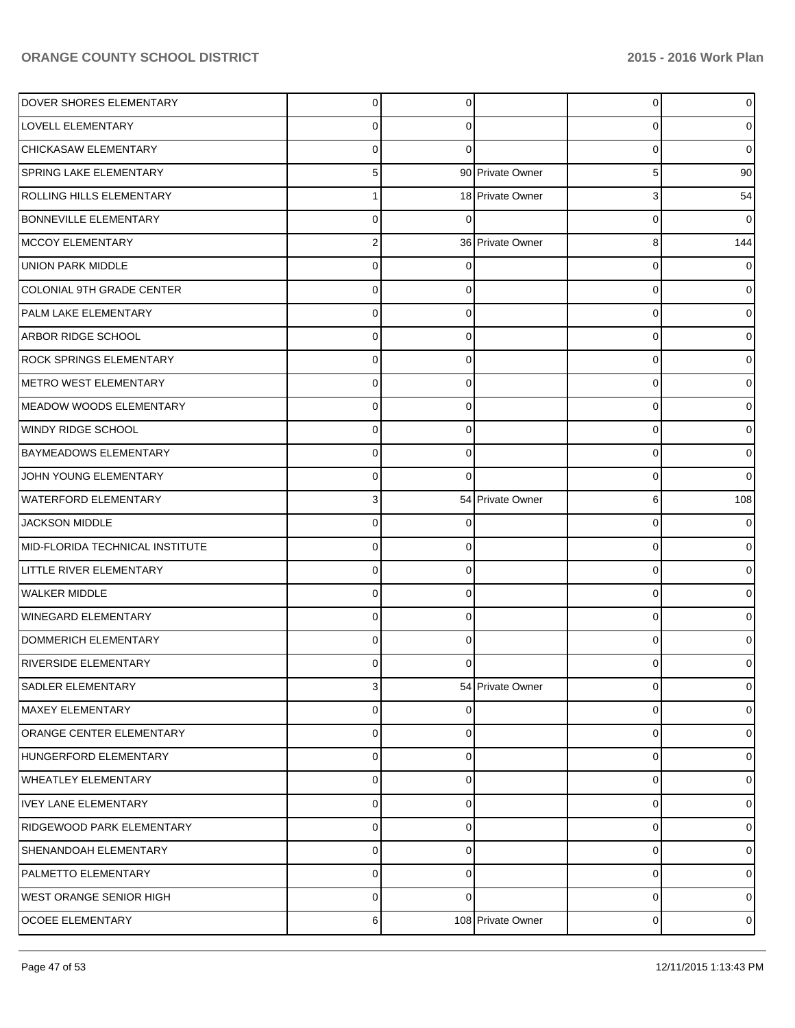| | | | | | |
|---|---|---|---|---|---|
| DOVER SHORES ELEMENTARY | 0 | 0 | | 0 | 0 |
| LOVELL ELEMENTARY | 0 | 0 | | 0 | 0 |
| CHICKASAW ELEMENTARY | 0 | 0 | | 0 | 0 |
| SPRING LAKE ELEMENTARY | 5 | 90 | Private Owner | 5 | 90 |
| ROLLING HILLS ELEMENTARY | 1 | 18 | Private Owner | 3 | 54 |
| BONNEVILLE ELEMENTARY | 0 | 0 | | 0 | 0 |
| MCCOY ELEMENTARY | 2 | 36 | Private Owner | 8 | 144 |
| UNION PARK MIDDLE | 0 | 0 | | 0 | 0 |
| COLONIAL 9TH GRADE CENTER | 0 | 0 | | 0 | 0 |
| PALM LAKE ELEMENTARY | 0 | 0 | | 0 | 0 |
| ARBOR RIDGE SCHOOL | 0 | 0 | | 0 | 0 |
| ROCK SPRINGS ELEMENTARY | 0 | 0 | | 0 | 0 |
| METRO WEST ELEMENTARY | 0 | 0 | | 0 | 0 |
| MEADOW WOODS ELEMENTARY | 0 | 0 | | 0 | 0 |
| WINDY RIDGE SCHOOL | 0 | 0 | | 0 | 0 |
| BAYMEADOWS ELEMENTARY | 0 | 0 | | 0 | 0 |
| JOHN YOUNG ELEMENTARY | 0 | 0 | | 0 | 0 |
| WATERFORD ELEMENTARY | 3 | 54 | Private Owner | 6 | 108 |
| JACKSON MIDDLE | 0 | 0 | | 0 | 0 |
| MID-FLORIDA TECHNICAL INSTITUTE | 0 | 0 | | 0 | 0 |
| LITTLE RIVER ELEMENTARY | 0 | 0 | | 0 | 0 |
| WALKER MIDDLE | 0 | 0 | | 0 | 0 |
| WINEGARD ELEMENTARY | 0 | 0 | | 0 | 0 |
| DOMMERICH ELEMENTARY | 0 | 0 | | 0 | 0 |
| RIVERSIDE ELEMENTARY | 0 | 0 | | 0 | 0 |
| SADLER ELEMENTARY | 3 | 54 | Private Owner | 0 | 0 |
| MAXEY ELEMENTARY | 0 | 0 | | 0 | 0 |
| ORANGE CENTER ELEMENTARY | 0 | 0 | | 0 | 0 |
| HUNGERFORD ELEMENTARY | 0 | 0 | | 0 | 0 |
| WHEATLEY ELEMENTARY | 0 | 0 | | 0 | 0 |
| IVEY LANE ELEMENTARY | 0 | 0 | | 0 | 0 |
| RIDGEWOOD PARK ELEMENTARY | 0 | 0 | | 0 | 0 |
| SHENANDOAH ELEMENTARY | 0 | 0 | | 0 | 0 |
| PALMETTO ELEMENTARY | 0 | 0 | | 0 | 0 |
| WEST ORANGE SENIOR HIGH | 0 | 0 | | 0 | 0 |
| OCOEE ELEMENTARY | 6 | 108 | Private Owner | 0 | 0 |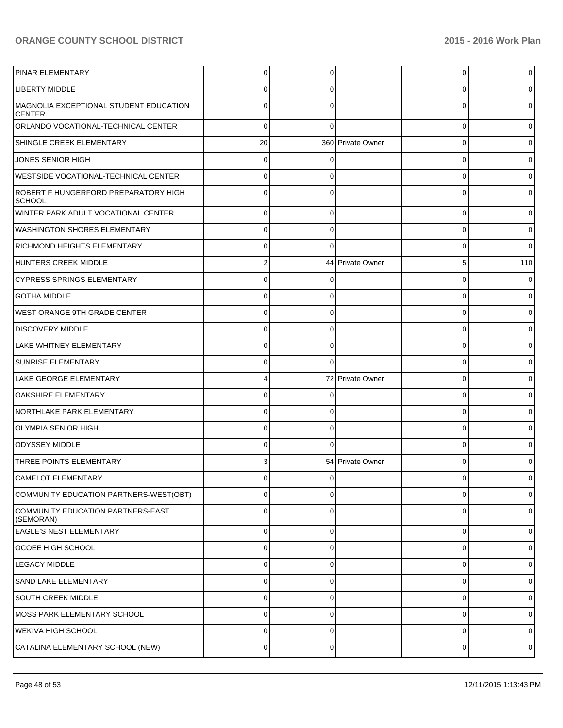| | | | | | |
|---|---|---|---|---|---|
| PINAR ELEMENTARY | 0 | 0 | | 0 | 0 |
| LIBERTY MIDDLE | 0 | 0 | | 0 | 0 |
| MAGNOLIA EXCEPTIONAL STUDENT EDUCATION CENTER | 0 | 0 | | 0 | 0 |
| ORLANDO VOCATIONAL-TECHNICAL CENTER | 0 | 0 | | 0 | 0 |
| SHINGLE CREEK ELEMENTARY | 20 | 360 | Private Owner | 0 | 0 |
| JONES SENIOR HIGH | 0 | 0 | | 0 | 0 |
| WESTSIDE VOCATIONAL-TECHNICAL CENTER | 0 | 0 | | 0 | 0 |
| ROBERT F HUNGERFORD PREPARATORY HIGH SCHOOL | 0 | 0 | | 0 | 0 |
| WINTER PARK ADULT VOCATIONAL CENTER | 0 | 0 | | 0 | 0 |
| WASHINGTON SHORES ELEMENTARY | 0 | 0 | | 0 | 0 |
| RICHMOND HEIGHTS ELEMENTARY | 0 | 0 | | 0 | 0 |
| HUNTERS CREEK MIDDLE | 2 | 44 | Private Owner | 5 | 110 |
| CYPRESS SPRINGS ELEMENTARY | 0 | 0 | | 0 | 0 |
| GOTHA MIDDLE | 0 | 0 | | 0 | 0 |
| WEST ORANGE 9TH GRADE CENTER | 0 | 0 | | 0 | 0 |
| DISCOVERY MIDDLE | 0 | 0 | | 0 | 0 |
| LAKE WHITNEY ELEMENTARY | 0 | 0 | | 0 | 0 |
| SUNRISE ELEMENTARY | 0 | 0 | | 0 | 0 |
| LAKE GEORGE ELEMENTARY | 4 | 72 | Private Owner | 0 | 0 |
| OAKSHIRE ELEMENTARY | 0 | 0 | | 0 | 0 |
| NORTHLAKE PARK ELEMENTARY | 0 | 0 | | 0 | 0 |
| OLYMPIA SENIOR HIGH | 0 | 0 | | 0 | 0 |
| ODYSSEY MIDDLE | 0 | 0 | | 0 | 0 |
| THREE POINTS ELEMENTARY | 3 | 54 | Private Owner | 0 | 0 |
| CAMELOT ELEMENTARY | 0 | 0 | | 0 | 0 |
| COMMUNITY EDUCATION PARTNERS-WEST(OBT) | 0 | 0 | | 0 | 0 |
| COMMUNITY EDUCATION PARTNERS-EAST (SEMORAN) | 0 | 0 | | 0 | 0 |
| EAGLE'S NEST ELEMENTARY | 0 | 0 | | 0 | 0 |
| OCOEE HIGH SCHOOL | 0 | 0 | | 0 | 0 |
| LEGACY MIDDLE | 0 | 0 | | 0 | 0 |
| SAND LAKE ELEMENTARY | 0 | 0 | | 0 | 0 |
| SOUTH CREEK MIDDLE | 0 | 0 | | 0 | 0 |
| MOSS PARK ELEMENTARY SCHOOL | 0 | 0 | | 0 | 0 |
| WEKIVA HIGH SCHOOL | 0 | 0 | | 0 | 0 |
| CATALINA ELEMENTARY SCHOOL (NEW) | 0 | 0 | | 0 | 0 |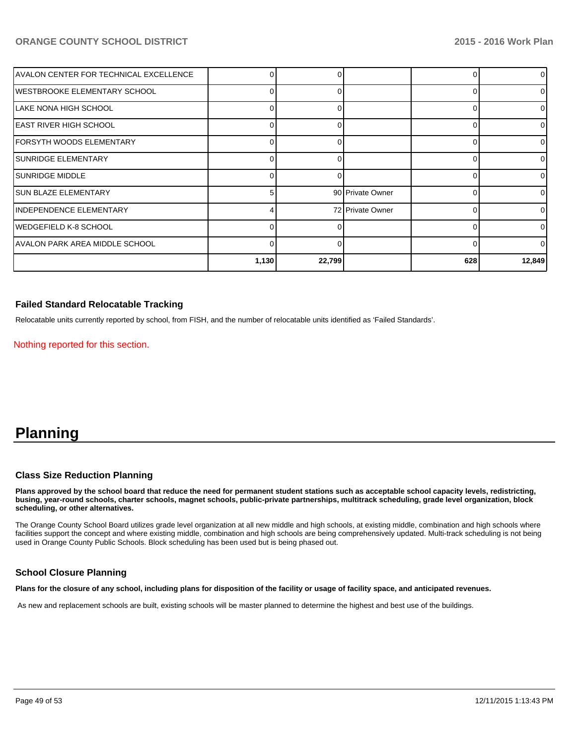| | | | | | |
|---|---|---|---|---|---|
| AVALON CENTER FOR TECHNICAL EXCELLENCE | 0 | 0 | | 0 | 0 |
| WESTBROOKE ELEMENTARY SCHOOL | 0 | 0 | | 0 | 0 |
| LAKE NONA HIGH SCHOOL | 0 | 0 | | 0 | 0 |
| EAST RIVER HIGH SCHOOL | 0 | 0 | | 0 | 0 |
| FORSYTH WOODS ELEMENTARY | 0 | 0 | | 0 | 0 |
| SUNRIDGE ELEMENTARY | 0 | 0 | | 0 | 0 |
| SUNRIDGE MIDDLE | 0 | 0 | | 0 | 0 |
| SUN BLAZE ELEMENTARY | 5 | 90 | Private Owner | 0 | 0 |
| INDEPENDENCE ELEMENTARY | 4 | 72 | Private Owner | 0 | 0 |
| WEDGEFIELD K-8 SCHOOL | 0 | 0 | | 0 | 0 |
| AVALON PARK AREA MIDDLE SCHOOL | 0 | 0 | | 0 | 0 |
| | 1,130 | 22,799 | | 628 | 12,849 |

### Failed Standard Relocatable Tracking

Relocatable units currently reported by school, from FISH, and the number of relocatable units identified as 'Failed Standards'.

Nothing reported for this section.

# Planning

### Class Size Reduction Planning

**Plans approved by the school board that reduce the need for permanent student stations such as acceptable school capacity levels, redistricting, busing, year-round schools, charter schools, magnet schools, public-private partnerships, multitrack scheduling, grade level organization, block scheduling, or other alternatives.**

The Orange County School Board utilizes grade level organization at all new middle and high schools, at existing middle, combination and high schools where facilities support the concept and where existing middle, combination and high schools are being comprehensively updated. Multi-track scheduling is not being used in Orange County Public Schools. Block scheduling has been used but is being phased out.

### School Closure Planning

**Plans for the closure of any school, including plans for disposition of the facility or usage of facility space, and anticipated revenues.**

As new and replacement schools are built, existing schools will be master planned to determine the highest and best use of the buildings.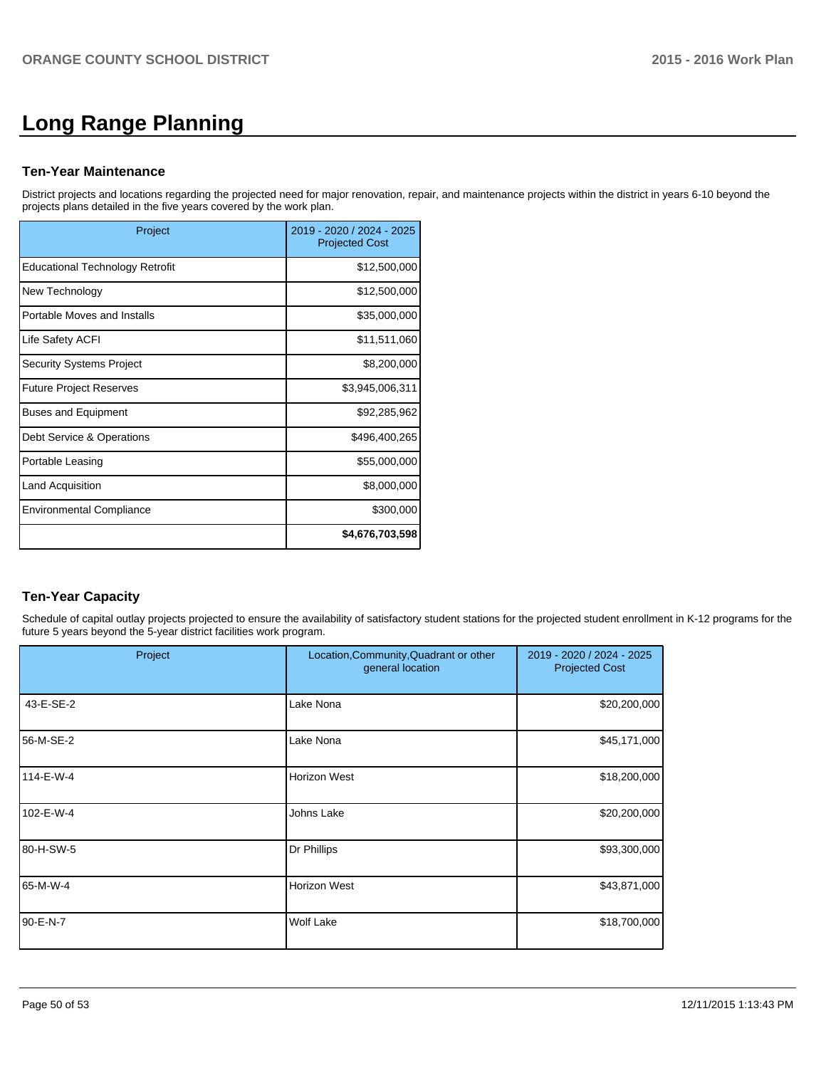# Long Range Planning

### Ten-Year Maintenance

District projects and locations regarding the projected need for major renovation, repair, and maintenance projects within the district in years 6-10 beyond the projects plans detailed in the five years covered by the work plan.

| Project | 2019 - 2020 / 2024 - 2025 Projected Cost |
|---|---|
| Educational Technology Retrofit | $12,500,000 |
| New Technology | $12,500,000 |
| Portable Moves and Installs | $35,000,000 |
| Life Safety ACFI | $11,511,060 |
| Security Systems Project | $8,200,000 |
| Future Project Reserves | $3,945,006,311 |
| Buses and Equipment | $92,285,962 |
| Debt Service & Operations | $496,400,265 |
| Portable Leasing | $55,000,000 |
| Land Acquisition | $8,000,000 |
| Environmental Compliance | $300,000 |
| | **$4,676,703,598** |

### Ten-Year Capacity

Schedule of capital outlay projects projected to ensure the availability of satisfactory student stations for the projected student enrollment in K-12 programs for the future 5 years beyond the 5-year district facilities work program.

| Project | Location,Community,Quadrant or other general location | 2019 - 2020 / 2024 - 2025 Projected Cost |
|---|---|---|
| 43-E-SE-2 | Lake Nona | $20,200,000 |
| 56-M-SE-2 | Lake Nona | $45,171,000 |
| 114-E-W-4 | Horizon West | $18,200,000 |
| 102-E-W-4 | Johns Lake | $20,200,000 |
| 80-H-SW-5 | Dr Phillips | $93,300,000 |
| 65-M-W-4 | Horizon West | $43,871,000 |
| 90-E-N-7 | Wolf Lake | $18,700,000 |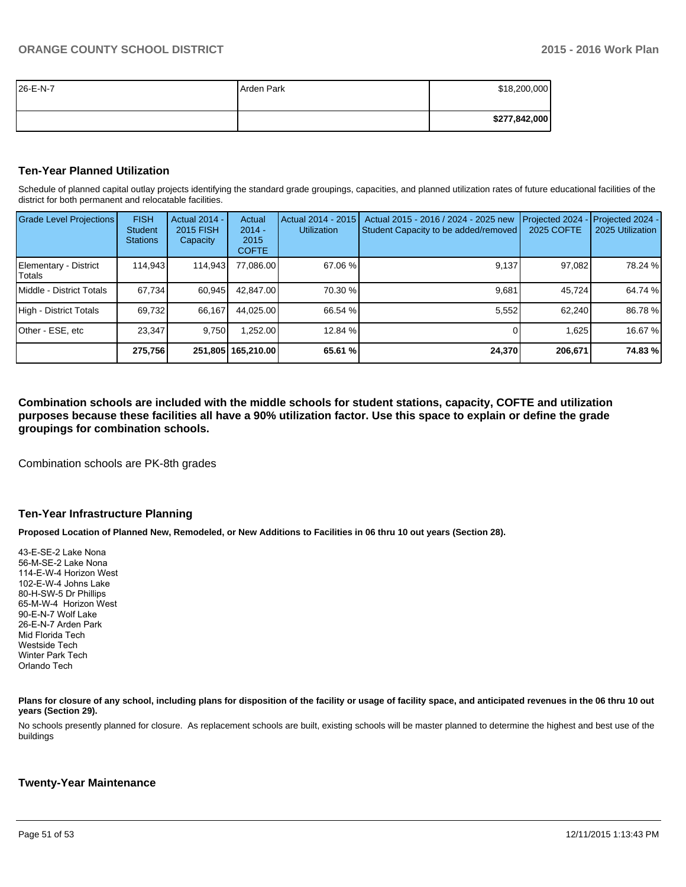| | | |
|---|---|---|
| 26-E-N-7 | Arden Park | $18,200,000 |
| | | **$277,842,000** |

## Ten-Year Planned Utilization

Schedule of planned capital outlay projects identifying the standard grade groupings, capacities, and planned utilization rates of future educational facilities of the district for both permanent and relocatable facilities.

| Grade Level Projections | FISH Student Stations | Actual 2014 - 2015 FISH Capacity | Actual 2014 - 2015 COFTE | Actual 2014 - 2015 Utilization | Actual 2015 - 2016 / 2024 - 2025 new Student Capacity to be added/removed | Projected 2024 - 2025 COFTE | Projected 2024 - 2025 Utilization |
|---|---|---|---|---|---|---|---|
| Elementary - District Totals | 114,943 | 114,943 | 77,086.00 | 67.06 % | 9,137 | 97,082 | 78.24 % |
| Middle - District Totals | 67,734 | 60,945 | 42,847.00 | 70.30 % | 9,681 | 45,724 | 64.74 % |
| High - District Totals | 69,732 | 66,167 | 44,025.00 | 66.54 % | 5,552 | 62,240 | 86.78 % |
| Other - ESE, etc | 23,347 | 9,750 | 1,252.00 | 12.84 % | 0 | 1,625 | 16.67 % |
| | **275,756** | **251,805** | **165,210.00** | **65.61 %** | **24,370** | **206,671** | **74.83 %** |

**Combination schools are included with the middle schools for student stations, capacity, COFTE and utilization purposes because these facilities all have a 90% utilization factor. Use this space to explain or define the grade groupings for combination schools.**

Combination schools are PK-8th grades

## Ten-Year Infrastructure Planning

**Proposed Location of Planned New, Remodeled, or New Additions to Facilities in 06 thru 10 out years (Section 28).**

43-E-SE-2 Lake Nona
56-M-SE-2 Lake Nona
114-E-W-4 Horizon West
102-E-W-4 Johns Lake
80-H-SW-5 Dr Phillips
65-M-W-4 Horizon West
90-E-N-7 Wolf Lake
26-E-N-7 Arden Park
Mid Florida Tech
Westside Tech
Winter Park Tech
Orlando Tech

**Plans for closure of any school, including plans for disposition of the facility or usage of facility space, and anticipated revenues in the 06 thru 10 out years (Section 29).**

No schools presently planned for closure. As replacement schools are built, existing schools will be master planned to determine the highest and best use of the buildings

## Twenty-Year Maintenance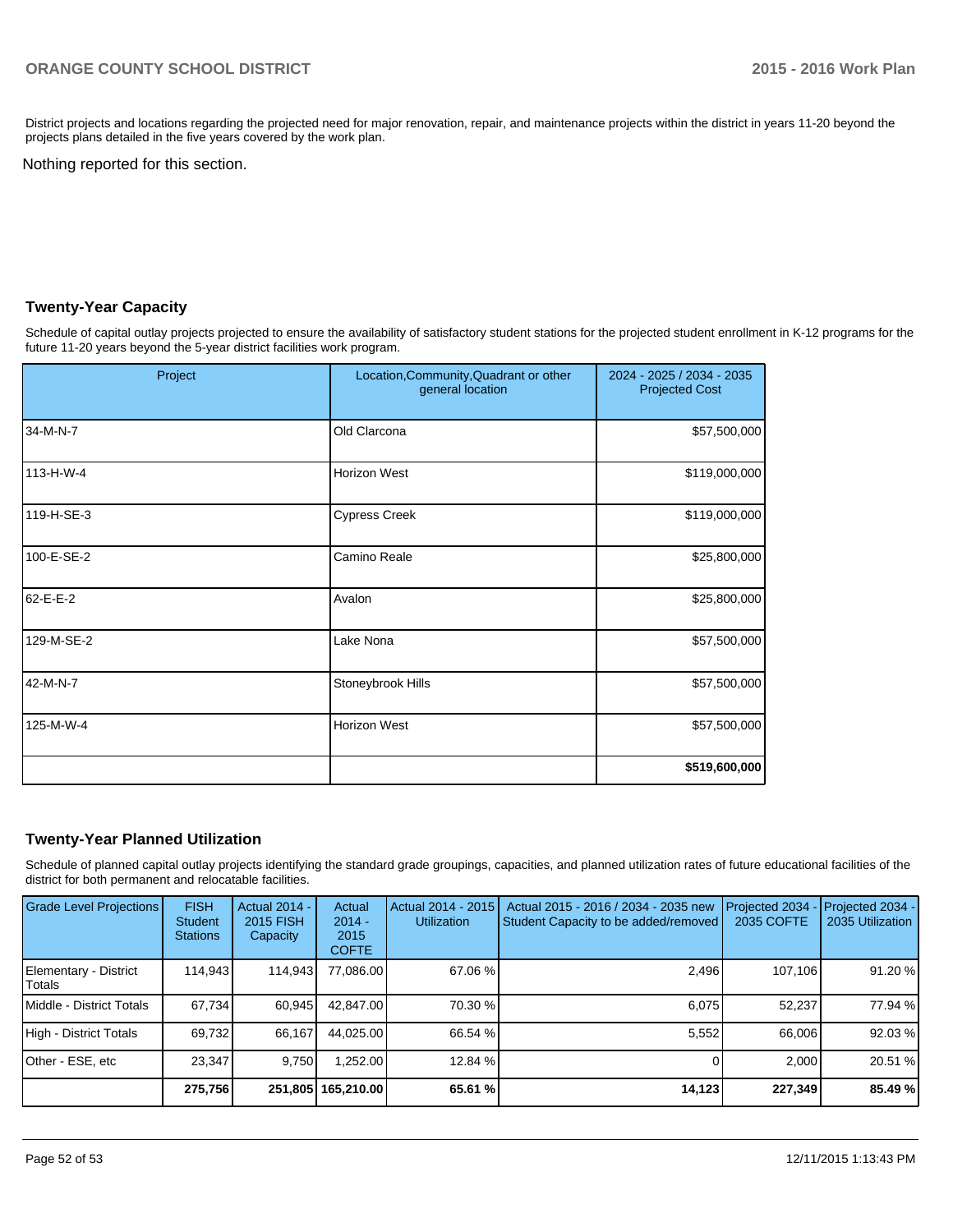District projects and locations regarding the projected need for major renovation, repair, and maintenance projects within the district in years 11-20 beyond the projects plans detailed in the five years covered by the work plan.

Nothing reported for this section.

### Twenty-Year Capacity

Schedule of capital outlay projects projected to ensure the availability of satisfactory student stations for the projected student enrollment in K-12 programs for the future 11-20 years beyond the 5-year district facilities work program.

| Project | Location,Community,Quadrant or other general location | 2024 - 2025 / 2034 - 2035 Projected Cost |
|---|---|---|
| 34-M-N-7 | Old Clarcona | $57,500,000 |
| 113-H-W-4 | Horizon West | $119,000,000 |
| 119-H-SE-3 | Cypress Creek | $119,000,000 |
| 100-E-SE-2 | Camino Reale | $25,800,000 |
| 62-E-E-2 | Avalon | $25,800,000 |
| 129-M-SE-2 | Lake Nona | $57,500,000 |
| 42-M-N-7 | Stoneybrook Hills | $57,500,000 |
| 125-M-W-4 | Horizon West | $57,500,000 |
| | | **$519,600,000** |

### Twenty-Year Planned Utilization

Schedule of planned capital outlay projects identifying the standard grade groupings, capacities, and planned utilization rates of future educational facilities of the district for both permanent and relocatable facilities.

| Grade Level Projections | FISH Student Stations | Actual 2014 - 2015 FISH Capacity | Actual 2014 - 2015 COFTE | Actual 2014 - 2015 Utilization | Actual 2015 - 2016 / 2034 - 2035 new Student Capacity to be added/removed | Projected 2034 - 2035 COFTE | Projected 2034 - 2035 Utilization |
|---|---|---|---|---|---|---|---|
| Elementary - District Totals | 114,943 | 114,943 | 77,086.00 | 67.06 % | 2,496 | 107,106 | 91.20 % |
| Middle - District Totals | 67,734 | 60,945 | 42,847.00 | 70.30 % | 6,075 | 52,237 | 77.94 % |
| High - District Totals | 69,732 | 66,167 | 44,025.00 | 66.54 % | 5,552 | 66,006 | 92.03 % |
| Other - ESE, etc | 23,347 | 9,750 | 1,252.00 | 12.84 % | 0 | 2,000 | 20.51 % |
| | **275,756** | **251,805** | **165,210.00** | **65.61 %** | **14,123** | **227,349** | **85.49 %** |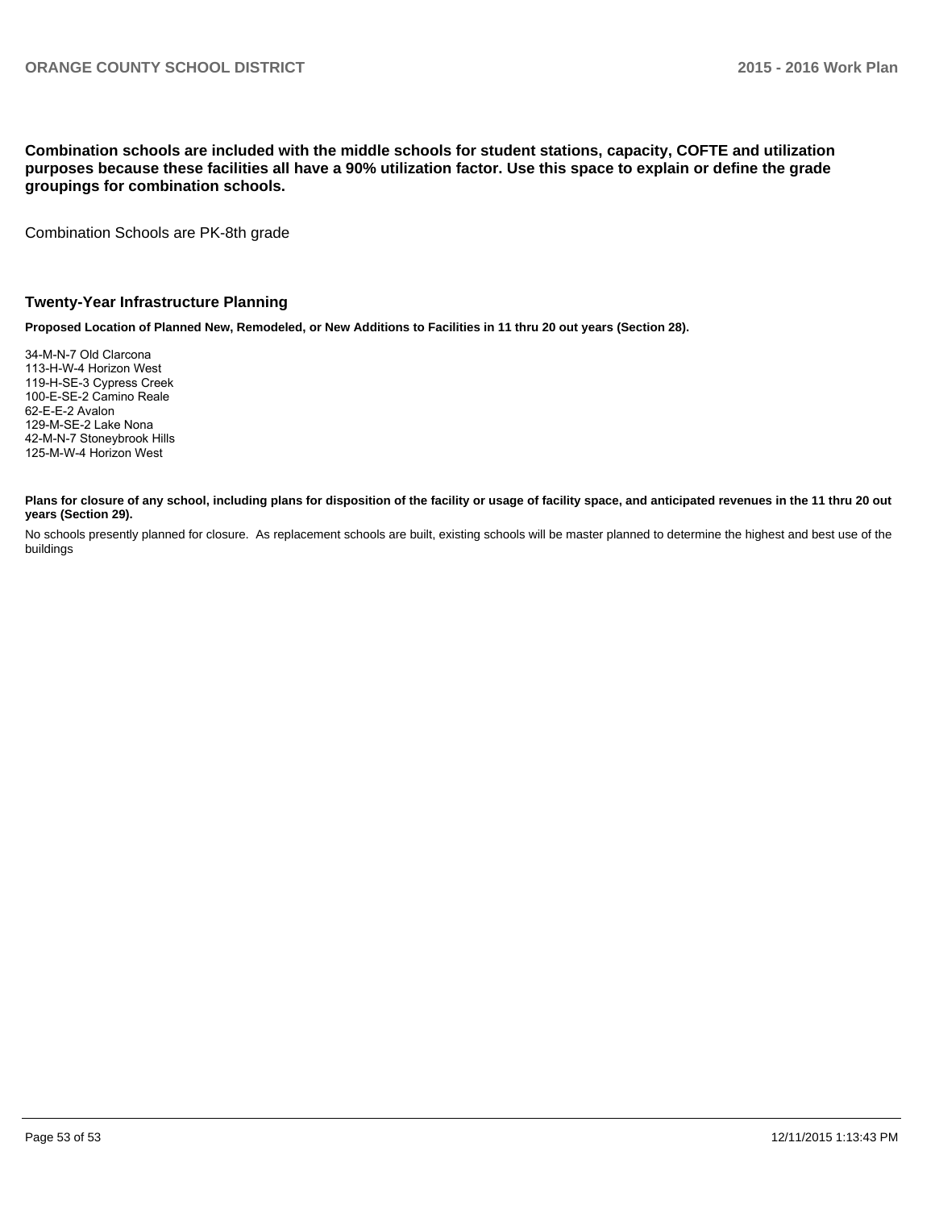**Combination schools are included with the middle schools for student stations, capacity, COFTE and utilization purposes because these facilities all have a 90% utilization factor. Use this space to explain or define the grade groupings for combination schools.**

Combination Schools are PK-8th grade

## Twenty-Year Infrastructure Planning

**Proposed Location of Planned New, Remodeled, or New Additions to Facilities in 11 thru 20 out years (Section 28).**

34-M-N-7 Old Clarcona
113-H-W-4 Horizon West
119-H-SE-3 Cypress Creek
100-E-SE-2 Camino Reale
62-E-E-2 Avalon
129-M-SE-2 Lake Nona
42-M-N-7 Stoneybrook Hills
125-M-W-4 Horizon West

**Plans for closure of any school, including plans for disposition of the facility or usage of facility space, and anticipated revenues in the 11 thru 20 out years (Section 29).**

No schools presently planned for closure. As replacement schools are built, existing schools will be master planned to determine the highest and best use of the buildings